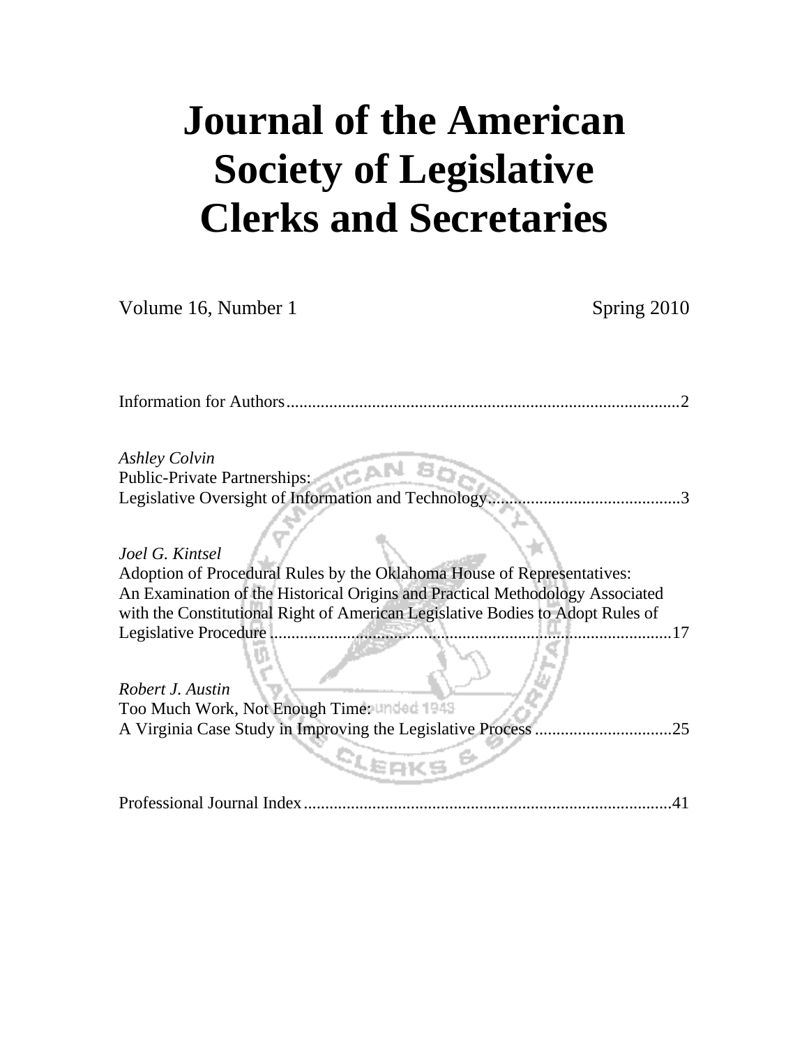# Journal of the American Society of Legislative Clerks and Secretaries

Volume 16, Number 1 Spring 2010

Information for Authors...........................................................................................2

*Ashley Colvin*
Public-Private Partnerships:
Legislative Oversight of Information and Technology............................................3

*Joel G. Kintsel*
Adoption of Procedural Rules by the Oklahoma House of Representatives:
An Examination of the Historical Origins and Practical Methodology Associated with the Constitutional Right of American Legislative Bodies to Adopt Rules of Legislative Procedure .............................................................................................17

*Robert J. Austin*
Too Much Work, Not Enough Time:
A Virginia Case Study in Improving the Legislative Process ................................25

Professional Journal Index.....................................................................................41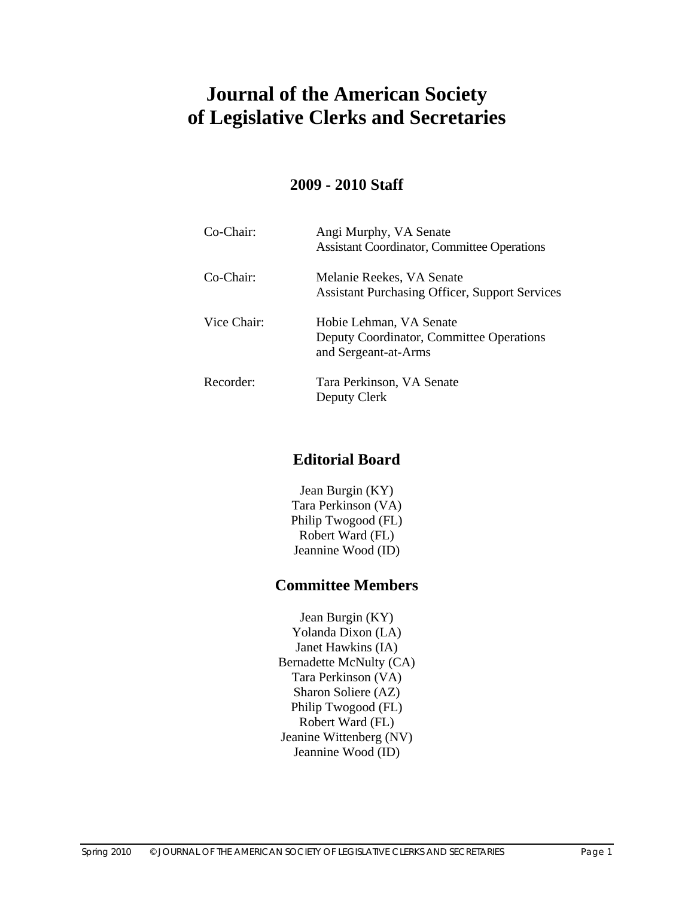# Journal of the American Society of Legislative Clerks and Secretaries

## 2009 - 2010 Staff

| | |
|---|---|
| Co-Chair: | Angi Murphy, VA Senate<br>Assistant Coordinator, Committee Operations |
| Co-Chair: | Melanie Reekes, VA Senate<br>Assistant Purchasing Officer, Support Services |
| Vice Chair: | Hobie Lehman, VA Senate<br>Deputy Coordinator, Committee Operations and Sergeant-at-Arms |
| Recorder: | Tara Perkinson, VA Senate<br>Deputy Clerk |

## Editorial Board

Jean Burgin (KY)
Tara Perkinson (VA)
Philip Twogood (FL)
Robert Ward (FL)
Jeannine Wood (ID)

## Committee Members

Jean Burgin (KY)
Yolanda Dixon (LA)
Janet Hawkins (IA)
Bernadette McNulty (CA)
Tara Perkinson (VA)
Sharon Soliere (AZ)
Philip Twogood (FL)
Robert Ward (FL)
Jeanine Wittenberg (NV)
Jeannine Wood (ID)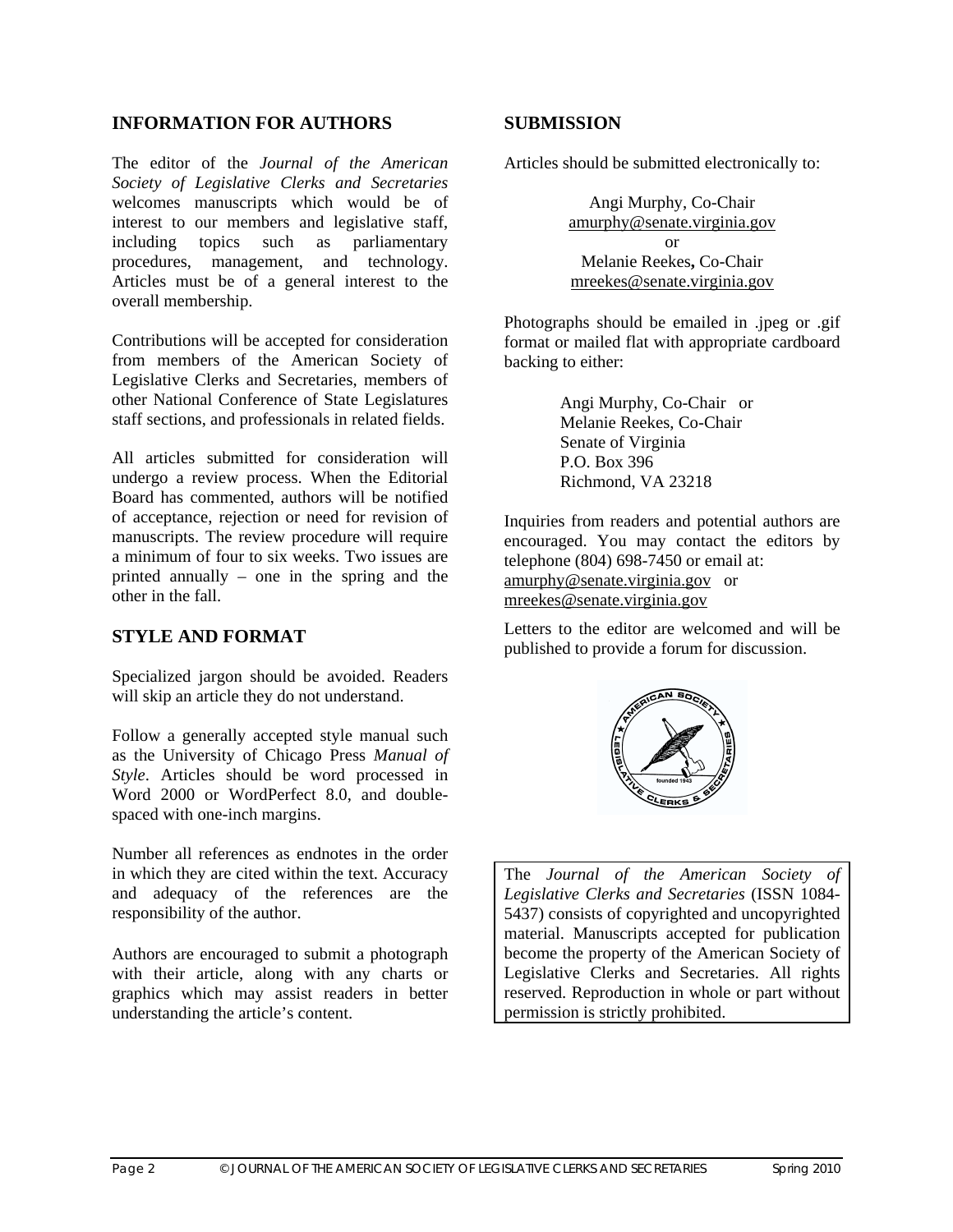## INFORMATION FOR AUTHORS

The editor of the *Journal of the American Society of Legislative Clerks and Secretaries* welcomes manuscripts which would be of interest to our members and legislative staff, including topics such as parliamentary procedures, management, and technology. Articles must be of a general interest to the overall membership.

Contributions will be accepted for consideration from members of the American Society of Legislative Clerks and Secretaries, members of other National Conference of State Legislatures staff sections, and professionals in related fields.

All articles submitted for consideration will undergo a review process. When the Editorial Board has commented, authors will be notified of acceptance, rejection or need for revision of manuscripts. The review procedure will require a minimum of four to six weeks. Two issues are printed annually – one in the spring and the other in the fall.

## STYLE AND FORMAT

Specialized jargon should be avoided. Readers will skip an article they do not understand.

Follow a generally accepted style manual such as the University of Chicago Press *Manual of Style*. Articles should be word processed in Word 2000 or WordPerfect 8.0, and double-spaced with one-inch margins.

Number all references as endnotes in the order in which they are cited within the text. Accuracy and adequacy of the references are the responsibility of the author.

Authors are encouraged to submit a photograph with their article, along with any charts or graphics which may assist readers in better understanding the article's content.

## SUBMISSION

Articles should be submitted electronically to:

Angi Murphy, Co-Chair
amurphy@senate.virginia.gov
or
Melanie Reekes**,** Co-Chair
mreekes@senate.virginia.gov

Photographs should be emailed in .jpeg or .gif format or mailed flat with appropriate cardboard backing to either:

Angi Murphy, Co-Chair or
Melanie Reekes, Co-Chair
Senate of Virginia
P.O. Box 396
Richmond, VA 23218

Inquiries from readers and potential authors are encouraged. You may contact the editors by telephone (804) 698-7450 or email at:
amurphy@senate.virginia.gov or
mreekes@senate.virginia.gov

Letters to the editor are welcomed and will be published to provide a forum for discussion.

The *Journal of the American Society of Legislative Clerks and Secretaries* (ISSN 1084-5437) consists of copyrighted and uncopyrighted material. Manuscripts accepted for publication become the property of the American Society of Legislative Clerks and Secretaries. All rights reserved. Reproduction in whole or part without permission is strictly prohibited.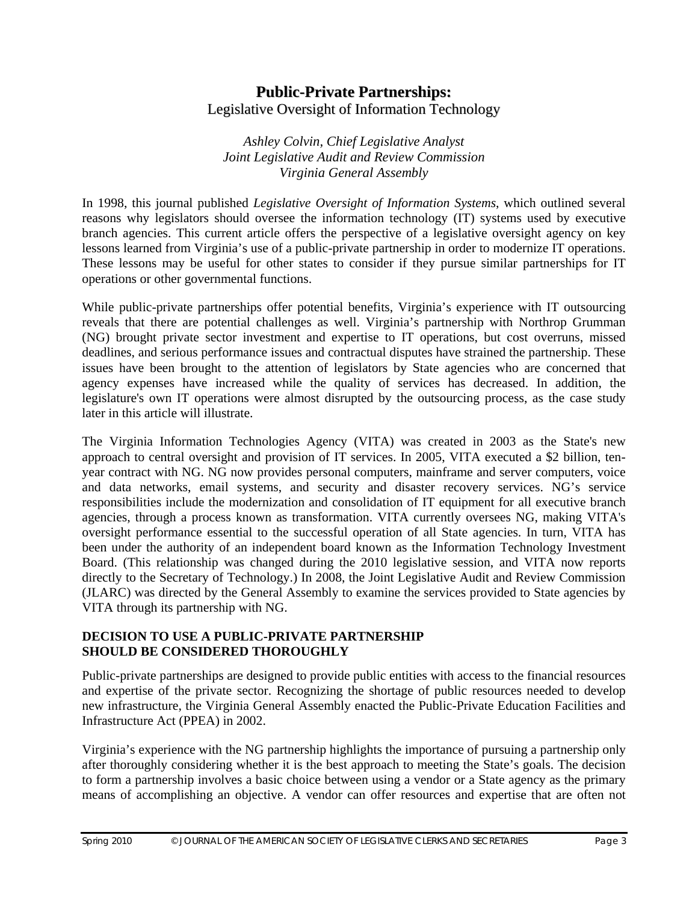# Public-Private Partnerships:

## Legislative Oversight of Information Technology

*Ashley Colvin, Chief Legislative Analyst*
*Joint Legislative Audit and Review Commission*
*Virginia General Assembly*

In 1998, this journal published *Legislative Oversight of Information Systems*, which outlined several reasons why legislators should oversee the information technology (IT) systems used by executive branch agencies. This current article offers the perspective of a legislative oversight agency on key lessons learned from Virginia's use of a public-private partnership in order to modernize IT operations. These lessons may be useful for other states to consider if they pursue similar partnerships for IT operations or other governmental functions.

While public-private partnerships offer potential benefits, Virginia's experience with IT outsourcing reveals that there are potential challenges as well. Virginia's partnership with Northrop Grumman (NG) brought private sector investment and expertise to IT operations, but cost overruns, missed deadlines, and serious performance issues and contractual disputes have strained the partnership. These issues have been brought to the attention of legislators by State agencies who are concerned that agency expenses have increased while the quality of services has decreased. In addition, the legislature's own IT operations were almost disrupted by the outsourcing process, as the case study later in this article will illustrate.

The Virginia Information Technologies Agency (VITA) was created in 2003 as the State's new approach to central oversight and provision of IT services. In 2005, VITA executed a $2 billion, ten-year contract with NG. NG now provides personal computers, mainframe and server computers, voice and data networks, email systems, and security and disaster recovery services. NG's service responsibilities include the modernization and consolidation of IT equipment for all executive branch agencies, through a process known as transformation. VITA currently oversees NG, making VITA's oversight performance essential to the successful operation of all State agencies. In turn, VITA has been under the authority of an independent board known as the Information Technology Investment Board. (This relationship was changed during the 2010 legislative session, and VITA now reports directly to the Secretary of Technology.) In 2008, the Joint Legislative Audit and Review Commission (JLARC) was directed by the General Assembly to examine the services provided to State agencies by VITA through its partnership with NG.

### DECISION TO USE A PUBLIC-PRIVATE PARTNERSHIP SHOULD BE CONSIDERED THOROUGHLY

Public-private partnerships are designed to provide public entities with access to the financial resources and expertise of the private sector. Recognizing the shortage of public resources needed to develop new infrastructure, the Virginia General Assembly enacted the Public-Private Education Facilities and Infrastructure Act (PPEA) in 2002.

Virginia's experience with the NG partnership highlights the importance of pursuing a partnership only after thoroughly considering whether it is the best approach to meeting the State's goals. The decision to form a partnership involves a basic choice between using a vendor or a State agency as the primary means of accomplishing an objective. A vendor can offer resources and expertise that are often not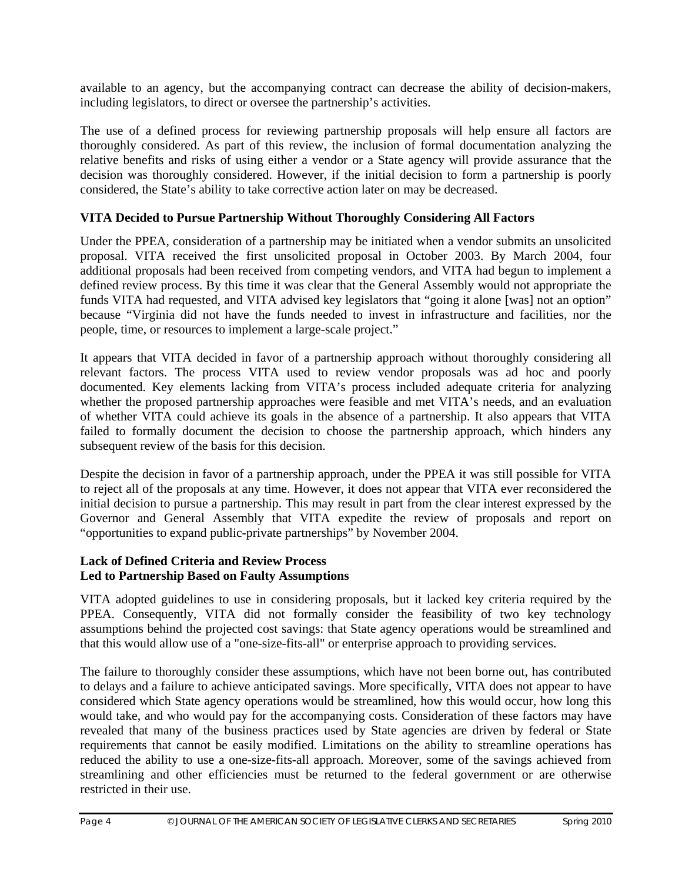available to an agency, but the accompanying contract can decrease the ability of decision-makers, including legislators, to direct or oversee the partnership's activities.

The use of a defined process for reviewing partnership proposals will help ensure all factors are thoroughly considered. As part of this review, the inclusion of formal documentation analyzing the relative benefits and risks of using either a vendor or a State agency will provide assurance that the decision was thoroughly considered. However, if the initial decision to form a partnership is poorly considered, the State's ability to take corrective action later on may be decreased.

### VITA Decided to Pursue Partnership Without Thoroughly Considering All Factors

Under the PPEA, consideration of a partnership may be initiated when a vendor submits an unsolicited proposal. VITA received the first unsolicited proposal in October 2003. By March 2004, four additional proposals had been received from competing vendors, and VITA had begun to implement a defined review process. By this time it was clear that the General Assembly would not appropriate the funds VITA had requested, and VITA advised key legislators that "going it alone [was] not an option" because "Virginia did not have the funds needed to invest in infrastructure and facilities, nor the people, time, or resources to implement a large-scale project."

It appears that VITA decided in favor of a partnership approach without thoroughly considering all relevant factors. The process VITA used to review vendor proposals was ad hoc and poorly documented. Key elements lacking from VITA's process included adequate criteria for analyzing whether the proposed partnership approaches were feasible and met VITA's needs, and an evaluation of whether VITA could achieve its goals in the absence of a partnership. It also appears that VITA failed to formally document the decision to choose the partnership approach, which hinders any subsequent review of the basis for this decision.

Despite the decision in favor of a partnership approach, under the PPEA it was still possible for VITA to reject all of the proposals at any time. However, it does not appear that VITA ever reconsidered the initial decision to pursue a partnership. This may result in part from the clear interest expressed by the Governor and General Assembly that VITA expedite the review of proposals and report on "opportunities to expand public-private partnerships" by November 2004.

### Lack of Defined Criteria and Review Process Led to Partnership Based on Faulty Assumptions

VITA adopted guidelines to use in considering proposals, but it lacked key criteria required by the PPEA. Consequently, VITA did not formally consider the feasibility of two key technology assumptions behind the projected cost savings: that State agency operations would be streamlined and that this would allow use of a "one-size-fits-all" or enterprise approach to providing services.

The failure to thoroughly consider these assumptions, which have not been borne out, has contributed to delays and a failure to achieve anticipated savings. More specifically, VITA does not appear to have considered which State agency operations would be streamlined, how this would occur, how long this would take, and who would pay for the accompanying costs. Consideration of these factors may have revealed that many of the business practices used by State agencies are driven by federal or State requirements that cannot be easily modified. Limitations on the ability to streamline operations has reduced the ability to use a one-size-fits-all approach. Moreover, some of the savings achieved from streamlining and other efficiencies must be returned to the federal government or are otherwise restricted in their use.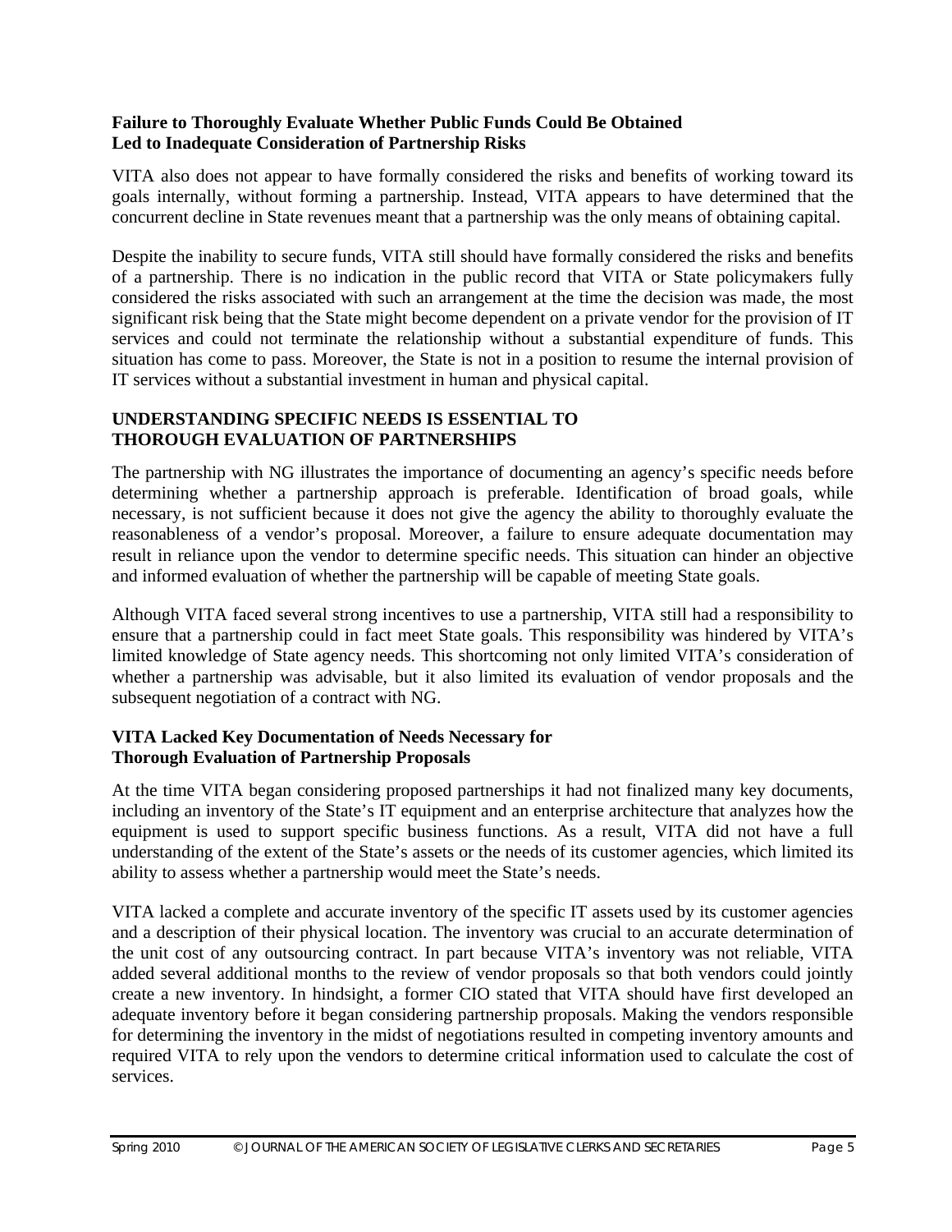### Failure to Thoroughly Evaluate Whether Public Funds Could Be Obtained Led to Inadequate Consideration of Partnership Risks

VITA also does not appear to have formally considered the risks and benefits of working toward its goals internally, without forming a partnership. Instead, VITA appears to have determined that the concurrent decline in State revenues meant that a partnership was the only means of obtaining capital.

Despite the inability to secure funds, VITA still should have formally considered the risks and benefits of a partnership. There is no indication in the public record that VITA or State policymakers fully considered the risks associated with such an arrangement at the time the decision was made, the most significant risk being that the State might become dependent on a private vendor for the provision of IT services and could not terminate the relationship without a substantial expenditure of funds. This situation has come to pass. Moreover, the State is not in a position to resume the internal provision of IT services without a substantial investment in human and physical capital.

## UNDERSTANDING SPECIFIC NEEDS IS ESSENTIAL TO THOROUGH EVALUATION OF PARTNERSHIPS

The partnership with NG illustrates the importance of documenting an agency's specific needs before determining whether a partnership approach is preferable. Identification of broad goals, while necessary, is not sufficient because it does not give the agency the ability to thoroughly evaluate the reasonableness of a vendor's proposal. Moreover, a failure to ensure adequate documentation may result in reliance upon the vendor to determine specific needs. This situation can hinder an objective and informed evaluation of whether the partnership will be capable of meeting State goals.

Although VITA faced several strong incentives to use a partnership, VITA still had a responsibility to ensure that a partnership could in fact meet State goals. This responsibility was hindered by VITA's limited knowledge of State agency needs. This shortcoming not only limited VITA's consideration of whether a partnership was advisable, but it also limited its evaluation of vendor proposals and the subsequent negotiation of a contract with NG.

### VITA Lacked Key Documentation of Needs Necessary for Thorough Evaluation of Partnership Proposals

At the time VITA began considering proposed partnerships it had not finalized many key documents, including an inventory of the State's IT equipment and an enterprise architecture that analyzes how the equipment is used to support specific business functions. As a result, VITA did not have a full understanding of the extent of the State's assets or the needs of its customer agencies, which limited its ability to assess whether a partnership would meet the State's needs.

VITA lacked a complete and accurate inventory of the specific IT assets used by its customer agencies and a description of their physical location. The inventory was crucial to an accurate determination of the unit cost of any outsourcing contract. In part because VITA's inventory was not reliable, VITA added several additional months to the review of vendor proposals so that both vendors could jointly create a new inventory. In hindsight, a former CIO stated that VITA should have first developed an adequate inventory before it began considering partnership proposals. Making the vendors responsible for determining the inventory in the midst of negotiations resulted in competing inventory amounts and required VITA to rely upon the vendors to determine critical information used to calculate the cost of services.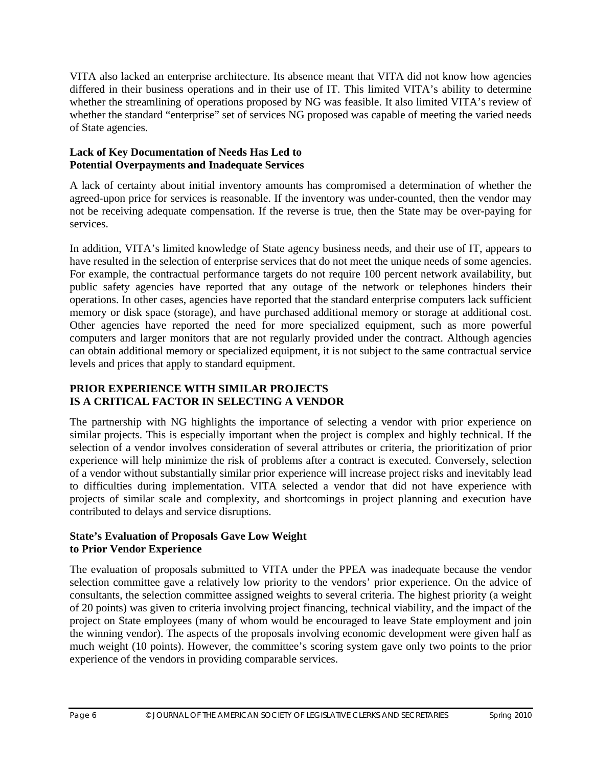VITA also lacked an enterprise architecture. Its absence meant that VITA did not know how agencies differed in their business operations and in their use of IT. This limited VITA's ability to determine whether the streamlining of operations proposed by NG was feasible. It also limited VITA's review of whether the standard "enterprise" set of services NG proposed was capable of meeting the varied needs of State agencies.

### Lack of Key Documentation of Needs Has Led to Potential Overpayments and Inadequate Services

A lack of certainty about initial inventory amounts has compromised a determination of whether the agreed-upon price for services is reasonable. If the inventory was under-counted, then the vendor may not be receiving adequate compensation. If the reverse is true, then the State may be over-paying for services.

In addition, VITA's limited knowledge of State agency business needs, and their use of IT, appears to have resulted in the selection of enterprise services that do not meet the unique needs of some agencies. For example, the contractual performance targets do not require 100 percent network availability, but public safety agencies have reported that any outage of the network or telephones hinders their operations. In other cases, agencies have reported that the standard enterprise computers lack sufficient memory or disk space (storage), and have purchased additional memory or storage at additional cost. Other agencies have reported the need for more specialized equipment, such as more powerful computers and larger monitors that are not regularly provided under the contract. Although agencies can obtain additional memory or specialized equipment, it is not subject to the same contractual service levels and prices that apply to standard equipment.

## PRIOR EXPERIENCE WITH SIMILAR PROJECTS IS A CRITICAL FACTOR IN SELECTING A VENDOR

The partnership with NG highlights the importance of selecting a vendor with prior experience on similar projects. This is especially important when the project is complex and highly technical. If the selection of a vendor involves consideration of several attributes or criteria, the prioritization of prior experience will help minimize the risk of problems after a contract is executed. Conversely, selection of a vendor without substantially similar prior experience will increase project risks and inevitably lead to difficulties during implementation. VITA selected a vendor that did not have experience with projects of similar scale and complexity, and shortcomings in project planning and execution have contributed to delays and service disruptions.

### State's Evaluation of Proposals Gave Low Weight to Prior Vendor Experience

The evaluation of proposals submitted to VITA under the PPEA was inadequate because the vendor selection committee gave a relatively low priority to the vendors' prior experience. On the advice of consultants, the selection committee assigned weights to several criteria. The highest priority (a weight of 20 points) was given to criteria involving project financing, technical viability, and the impact of the project on State employees (many of whom would be encouraged to leave State employment and join the winning vendor). The aspects of the proposals involving economic development were given half as much weight (10 points). However, the committee's scoring system gave only two points to the prior experience of the vendors in providing comparable services.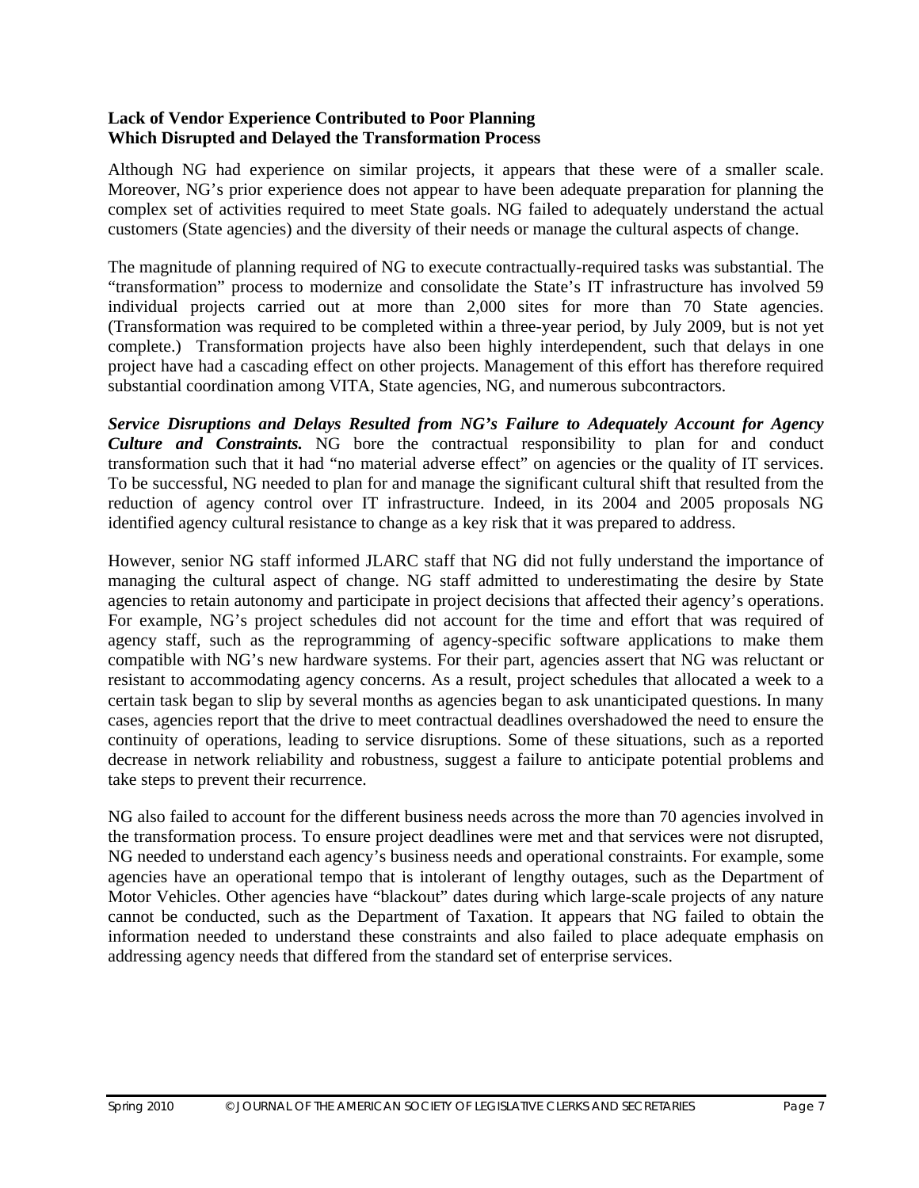**Lack of Vendor Experience Contributed to Poor Planning Which Disrupted and Delayed the Transformation Process**

Although NG had experience on similar projects, it appears that these were of a smaller scale. Moreover, NG's prior experience does not appear to have been adequate preparation for planning the complex set of activities required to meet State goals. NG failed to adequately understand the actual customers (State agencies) and the diversity of their needs or manage the cultural aspects of change.

The magnitude of planning required of NG to execute contractually-required tasks was substantial. The "transformation" process to modernize and consolidate the State's IT infrastructure has involved 59 individual projects carried out at more than 2,000 sites for more than 70 State agencies. (Transformation was required to be completed within a three-year period, by July 2009, but is not yet complete.) Transformation projects have also been highly interdependent, such that delays in one project have had a cascading effect on other projects. Management of this effort has therefore required substantial coordination among VITA, State agencies, NG, and numerous subcontractors.

***Service Disruptions and Delays Resulted from NG's Failure to Adequately Account for Agency Culture and Constraints.*** NG bore the contractual responsibility to plan for and conduct transformation such that it had "no material adverse effect" on agencies or the quality of IT services. To be successful, NG needed to plan for and manage the significant cultural shift that resulted from the reduction of agency control over IT infrastructure. Indeed, in its 2004 and 2005 proposals NG identified agency cultural resistance to change as a key risk that it was prepared to address.

However, senior NG staff informed JLARC staff that NG did not fully understand the importance of managing the cultural aspect of change. NG staff admitted to underestimating the desire by State agencies to retain autonomy and participate in project decisions that affected their agency's operations. For example, NG's project schedules did not account for the time and effort that was required of agency staff, such as the reprogramming of agency-specific software applications to make them compatible with NG's new hardware systems. For their part, agencies assert that NG was reluctant or resistant to accommodating agency concerns. As a result, project schedules that allocated a week to a certain task began to slip by several months as agencies began to ask unanticipated questions. In many cases, agencies report that the drive to meet contractual deadlines overshadowed the need to ensure the continuity of operations, leading to service disruptions. Some of these situations, such as a reported decrease in network reliability and robustness, suggest a failure to anticipate potential problems and take steps to prevent their recurrence.

NG also failed to account for the different business needs across the more than 70 agencies involved in the transformation process. To ensure project deadlines were met and that services were not disrupted, NG needed to understand each agency's business needs and operational constraints. For example, some agencies have an operational tempo that is intolerant of lengthy outages, such as the Department of Motor Vehicles. Other agencies have "blackout" dates during which large-scale projects of any nature cannot be conducted, such as the Department of Taxation. It appears that NG failed to obtain the information needed to understand these constraints and also failed to place adequate emphasis on addressing agency needs that differed from the standard set of enterprise services.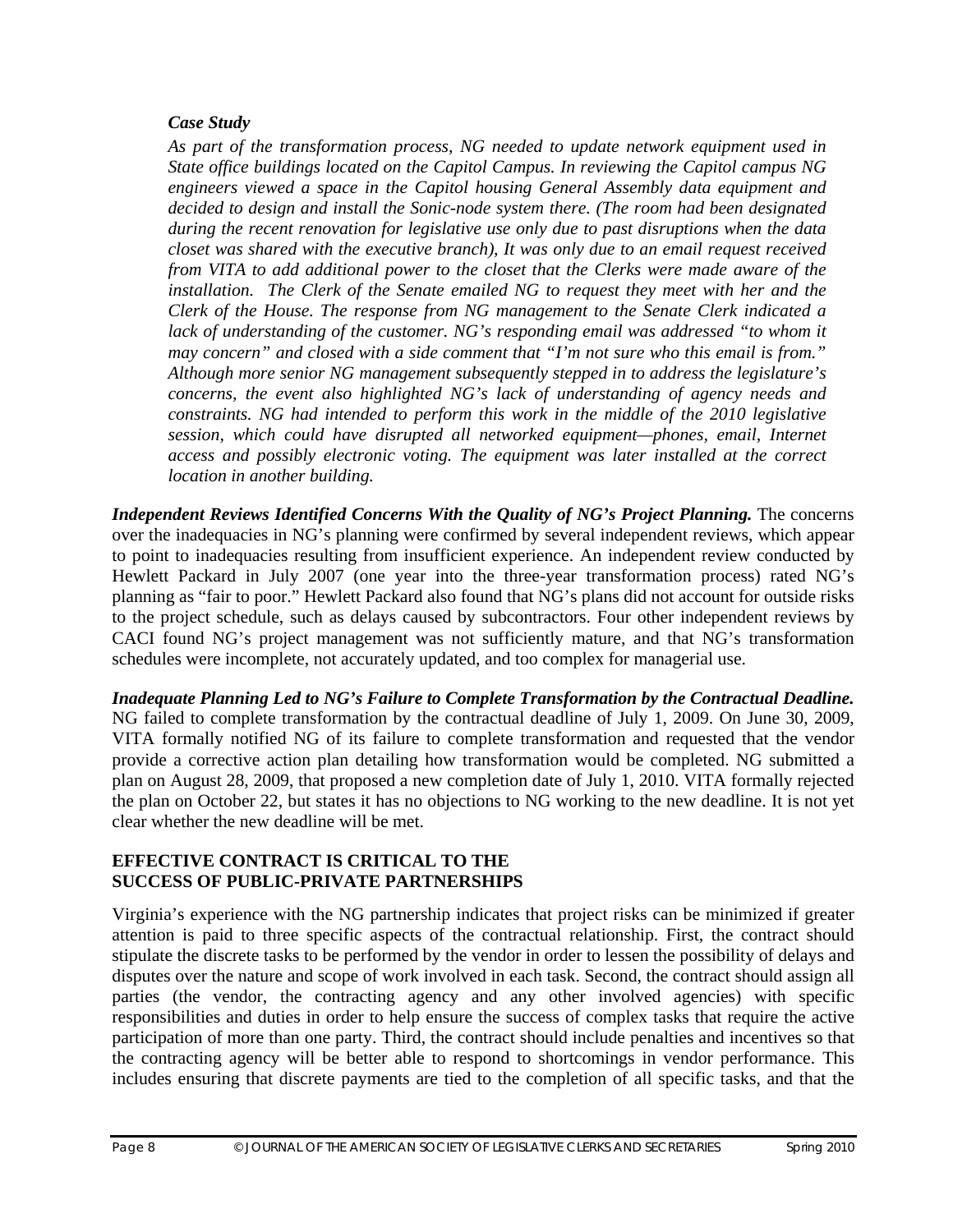***Case Study***

*As part of the transformation process, NG needed to update network equipment used in State office buildings located on the Capitol Campus. In reviewing the Capitol campus NG engineers viewed a space in the Capitol housing General Assembly data equipment and decided to design and install the Sonic-node system there. (The room had been designated during the recent renovation for legislative use only due to past disruptions when the data closet was shared with the executive branch), It was only due to an email request received from VITA to add additional power to the closet that the Clerks were made aware of the installation. The Clerk of the Senate emailed NG to request they meet with her and the Clerk of the House. The response from NG management to the Senate Clerk indicated a lack of understanding of the customer. NG's responding email was addressed "to whom it may concern" and closed with a side comment that "I'm not sure who this email is from." Although more senior NG management subsequently stepped in to address the legislature's concerns, the event also highlighted NG's lack of understanding of agency needs and constraints. NG had intended to perform this work in the middle of the 2010 legislative session, which could have disrupted all networked equipment—phones, email, Internet access and possibly electronic voting. The equipment was later installed at the correct location in another building.*

***Independent Reviews Identified Concerns With the Quality of NG's Project Planning.*** The concerns over the inadequacies in NG's planning were confirmed by several independent reviews, which appear to point to inadequacies resulting from insufficient experience. An independent review conducted by Hewlett Packard in July 2007 (one year into the three-year transformation process) rated NG's planning as "fair to poor." Hewlett Packard also found that NG's plans did not account for outside risks to the project schedule, such as delays caused by subcontractors. Four other independent reviews by CACI found NG's project management was not sufficiently mature, and that NG's transformation schedules were incomplete, not accurately updated, and too complex for managerial use.

***Inadequate Planning Led to NG's Failure to Complete Transformation by the Contractual Deadline.*** NG failed to complete transformation by the contractual deadline of July 1, 2009. On June 30, 2009, VITA formally notified NG of its failure to complete transformation and requested that the vendor provide a corrective action plan detailing how transformation would be completed. NG submitted a plan on August 28, 2009, that proposed a new completion date of July 1, 2010. VITA formally rejected the plan on October 22, but states it has no objections to NG working to the new deadline. It is not yet clear whether the new deadline will be met.

## EFFECTIVE CONTRACT IS CRITICAL TO THE SUCCESS OF PUBLIC-PRIVATE PARTNERSHIPS

Virginia's experience with the NG partnership indicates that project risks can be minimized if greater attention is paid to three specific aspects of the contractual relationship. First, the contract should stipulate the discrete tasks to be performed by the vendor in order to lessen the possibility of delays and disputes over the nature and scope of work involved in each task. Second, the contract should assign all parties (the vendor, the contracting agency and any other involved agencies) with specific responsibilities and duties in order to help ensure the success of complex tasks that require the active participation of more than one party. Third, the contract should include penalties and incentives so that the contracting agency will be better able to respond to shortcomings in vendor performance. This includes ensuring that discrete payments are tied to the completion of all specific tasks, and that the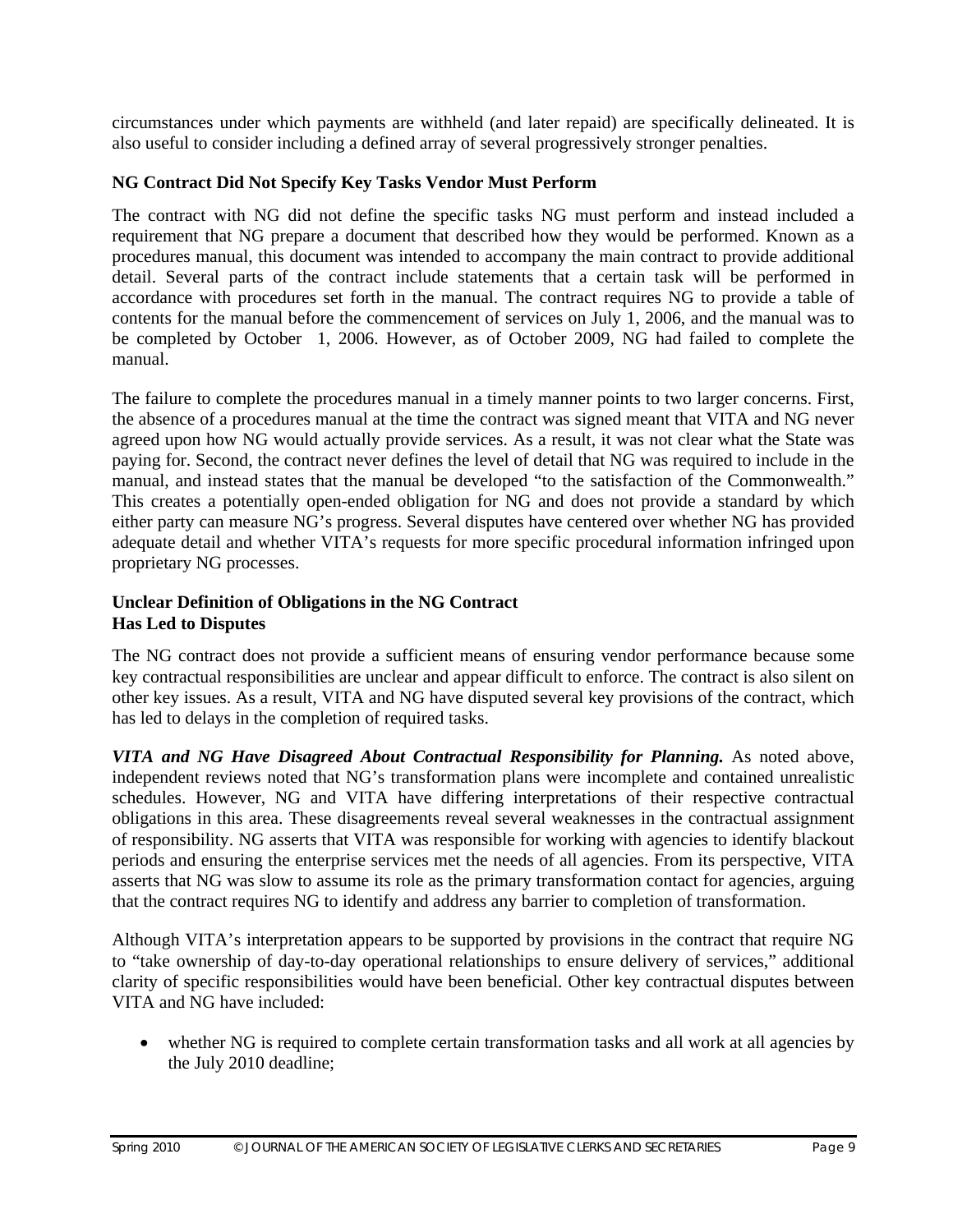circumstances under which payments are withheld (and later repaid) are specifically delineated. It is also useful to consider including a defined array of several progressively stronger penalties.

### NG Contract Did Not Specify Key Tasks Vendor Must Perform

The contract with NG did not define the specific tasks NG must perform and instead included a requirement that NG prepare a document that described how they would be performed. Known as a procedures manual, this document was intended to accompany the main contract to provide additional detail. Several parts of the contract include statements that a certain task will be performed in accordance with procedures set forth in the manual. The contract requires NG to provide a table of contents for the manual before the commencement of services on July 1, 2006, and the manual was to be completed by October 1, 2006. However, as of October 2009, NG had failed to complete the manual.

The failure to complete the procedures manual in a timely manner points to two larger concerns. First, the absence of a procedures manual at the time the contract was signed meant that VITA and NG never agreed upon how NG would actually provide services. As a result, it was not clear what the State was paying for. Second, the contract never defines the level of detail that NG was required to include in the manual, and instead states that the manual be developed "to the satisfaction of the Commonwealth." This creates a potentially open-ended obligation for NG and does not provide a standard by which either party can measure NG's progress. Several disputes have centered over whether NG has provided adequate detail and whether VITA's requests for more specific procedural information infringed upon proprietary NG processes.

### Unclear Definition of Obligations in the NG Contract Has Led to Disputes

The NG contract does not provide a sufficient means of ensuring vendor performance because some key contractual responsibilities are unclear and appear difficult to enforce. The contract is also silent on other key issues. As a result, VITA and NG have disputed several key provisions of the contract, which has led to delays in the completion of required tasks.

***VITA and NG Have Disagreed About Contractual Responsibility for Planning.*** As noted above, independent reviews noted that NG's transformation plans were incomplete and contained unrealistic schedules. However, NG and VITA have differing interpretations of their respective contractual obligations in this area. These disagreements reveal several weaknesses in the contractual assignment of responsibility. NG asserts that VITA was responsible for working with agencies to identify blackout periods and ensuring the enterprise services met the needs of all agencies. From its perspective, VITA asserts that NG was slow to assume its role as the primary transformation contact for agencies, arguing that the contract requires NG to identify and address any barrier to completion of transformation.

Although VITA's interpretation appears to be supported by provisions in the contract that require NG to "take ownership of day-to-day operational relationships to ensure delivery of services," additional clarity of specific responsibilities would have been beneficial. Other key contractual disputes between VITA and NG have included:

- whether NG is required to complete certain transformation tasks and all work at all agencies by the July 2010 deadline;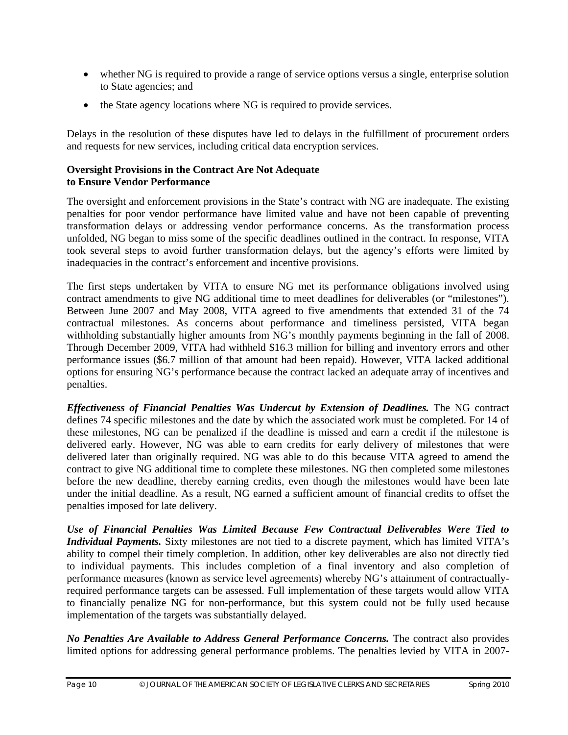- whether NG is required to provide a range of service options versus a single, enterprise solution to State agencies; and
- the State agency locations where NG is required to provide services.

Delays in the resolution of these disputes have led to delays in the fulfillment of procurement orders and requests for new services, including critical data encryption services.

**Oversight Provisions in the Contract Are Not Adequate to Ensure Vendor Performance**

The oversight and enforcement provisions in the State's contract with NG are inadequate. The existing penalties for poor vendor performance have limited value and have not been capable of preventing transformation delays or addressing vendor performance concerns. As the transformation process unfolded, NG began to miss some of the specific deadlines outlined in the contract. In response, VITA took several steps to avoid further transformation delays, but the agency's efforts were limited by inadequacies in the contract's enforcement and incentive provisions.

The first steps undertaken by VITA to ensure NG met its performance obligations involved using contract amendments to give NG additional time to meet deadlines for deliverables (or "milestones"). Between June 2007 and May 2008, VITA agreed to five amendments that extended 31 of the 74 contractual milestones. As concerns about performance and timeliness persisted, VITA began withholding substantially higher amounts from NG's monthly payments beginning in the fall of 2008. Through December 2009, VITA had withheld \$16.3 million for billing and inventory errors and other performance issues (\$6.7 million of that amount had been repaid). However, VITA lacked additional options for ensuring NG's performance because the contract lacked an adequate array of incentives and penalties.

***Effectiveness of Financial Penalties Was Undercut by Extension of Deadlines.*** The NG contract defines 74 specific milestones and the date by which the associated work must be completed. For 14 of these milestones, NG can be penalized if the deadline is missed and earn a credit if the milestone is delivered early. However, NG was able to earn credits for early delivery of milestones that were delivered later than originally required. NG was able to do this because VITA agreed to amend the contract to give NG additional time to complete these milestones. NG then completed some milestones before the new deadline, thereby earning credits, even though the milestones would have been late under the initial deadline. As a result, NG earned a sufficient amount of financial credits to offset the penalties imposed for late delivery.

***Use of Financial Penalties Was Limited Because Few Contractual Deliverables Were Tied to Individual Payments.*** Sixty milestones are not tied to a discrete payment, which has limited VITA's ability to compel their timely completion. In addition, other key deliverables are also not directly tied to individual payments. This includes completion of a final inventory and also completion of performance measures (known as service level agreements) whereby NG's attainment of contractually-required performance targets can be assessed. Full implementation of these targets would allow VITA to financially penalize NG for non-performance, but this system could not be fully used because implementation of the targets was substantially delayed.

***No Penalties Are Available to Address General Performance Concerns.*** The contract also provides limited options for addressing general performance problems. The penalties levied by VITA in 2007-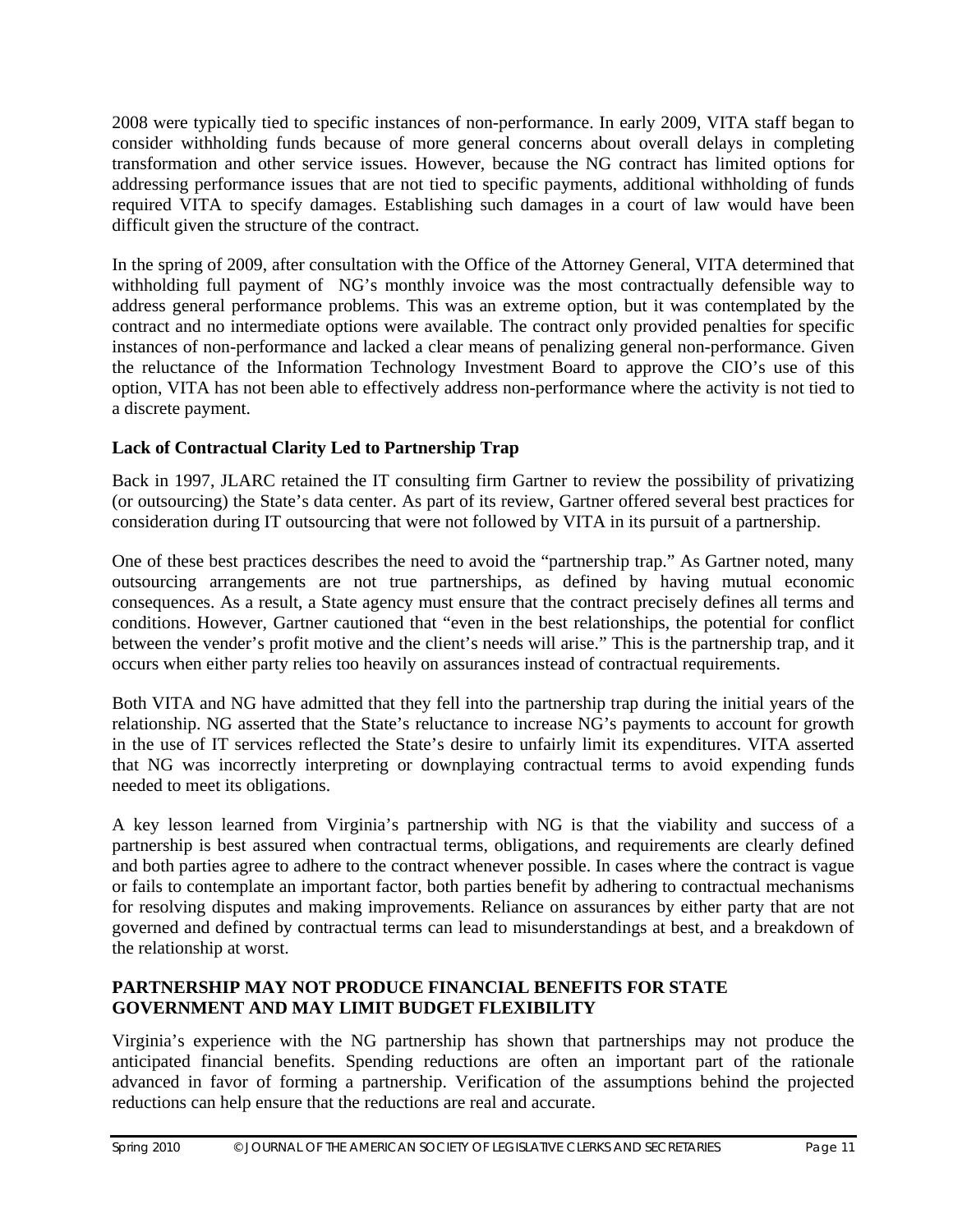2008 were typically tied to specific instances of non-performance. In early 2009, VITA staff began to consider withholding funds because of more general concerns about overall delays in completing transformation and other service issues. However, because the NG contract has limited options for addressing performance issues that are not tied to specific payments, additional withholding of funds required VITA to specify damages. Establishing such damages in a court of law would have been difficult given the structure of the contract.

In the spring of 2009, after consultation with the Office of the Attorney General, VITA determined that withholding full payment of NG's monthly invoice was the most contractually defensible way to address general performance problems. This was an extreme option, but it was contemplated by the contract and no intermediate options were available. The contract only provided penalties for specific instances of non-performance and lacked a clear means of penalizing general non-performance. Given the reluctance of the Information Technology Investment Board to approve the CIO's use of this option, VITA has not been able to effectively address non-performance where the activity is not tied to a discrete payment.

### Lack of Contractual Clarity Led to Partnership Trap

Back in 1997, JLARC retained the IT consulting firm Gartner to review the possibility of privatizing (or outsourcing) the State's data center. As part of its review, Gartner offered several best practices for consideration during IT outsourcing that were not followed by VITA in its pursuit of a partnership.

One of these best practices describes the need to avoid the "partnership trap." As Gartner noted, many outsourcing arrangements are not true partnerships, as defined by having mutual economic consequences. As a result, a State agency must ensure that the contract precisely defines all terms and conditions. However, Gartner cautioned that "even in the best relationships, the potential for conflict between the vender's profit motive and the client's needs will arise." This is the partnership trap, and it occurs when either party relies too heavily on assurances instead of contractual requirements.

Both VITA and NG have admitted that they fell into the partnership trap during the initial years of the relationship. NG asserted that the State's reluctance to increase NG's payments to account for growth in the use of IT services reflected the State's desire to unfairly limit its expenditures. VITA asserted that NG was incorrectly interpreting or downplaying contractual terms to avoid expending funds needed to meet its obligations.

A key lesson learned from Virginia's partnership with NG is that the viability and success of a partnership is best assured when contractual terms, obligations, and requirements are clearly defined and both parties agree to adhere to the contract whenever possible. In cases where the contract is vague or fails to contemplate an important factor, both parties benefit by adhering to contractual mechanisms for resolving disputes and making improvements. Reliance on assurances by either party that are not governed and defined by contractual terms can lead to misunderstandings at best, and a breakdown of the relationship at worst.

## PARTNERSHIP MAY NOT PRODUCE FINANCIAL BENEFITS FOR STATE GOVERNMENT AND MAY LIMIT BUDGET FLEXIBILITY

Virginia's experience with the NG partnership has shown that partnerships may not produce the anticipated financial benefits. Spending reductions are often an important part of the rationale advanced in favor of forming a partnership. Verification of the assumptions behind the projected reductions can help ensure that the reductions are real and accurate.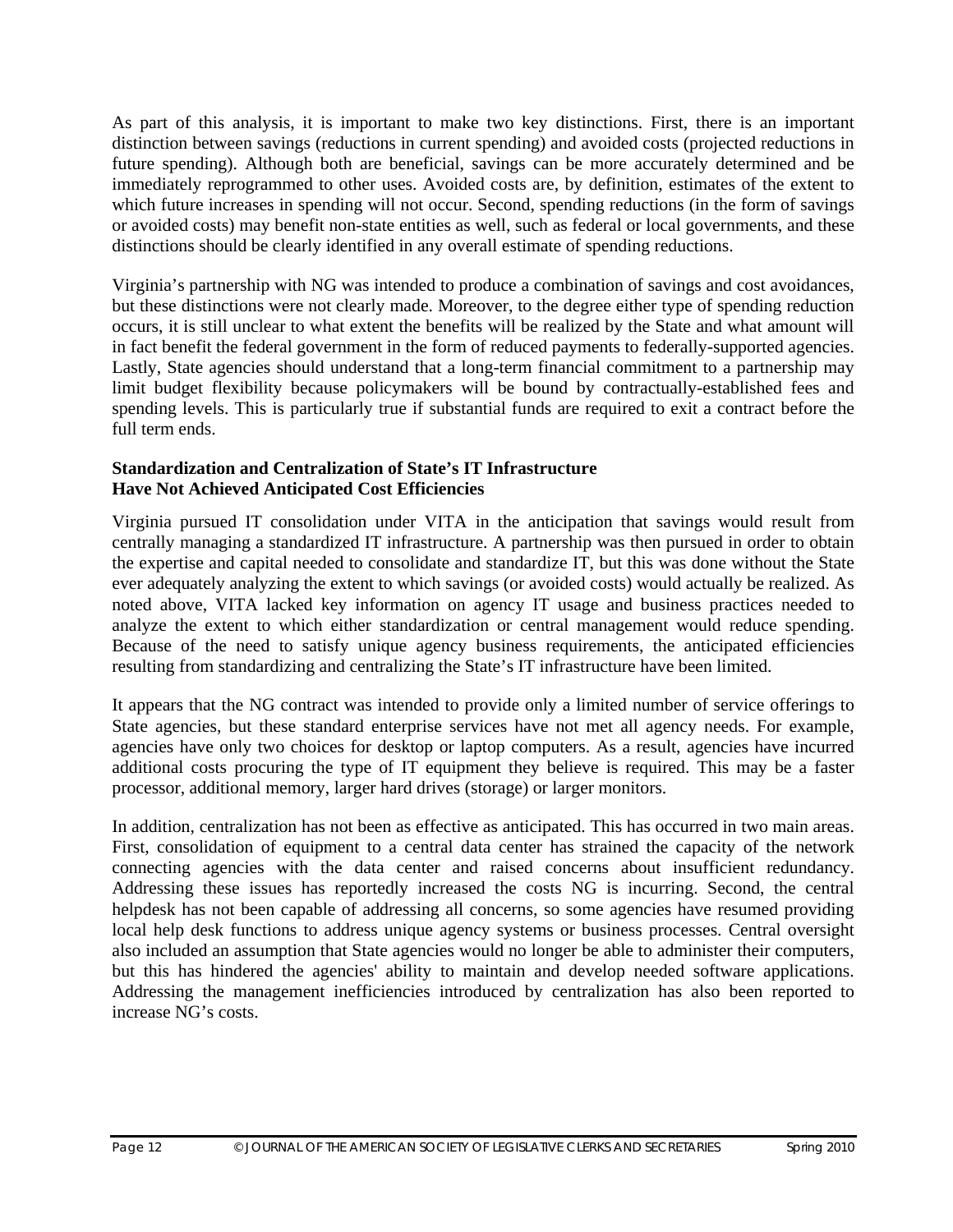As part of this analysis, it is important to make two key distinctions. First, there is an important distinction between savings (reductions in current spending) and avoided costs (projected reductions in future spending). Although both are beneficial, savings can be more accurately determined and be immediately reprogrammed to other uses. Avoided costs are, by definition, estimates of the extent to which future increases in spending will not occur. Second, spending reductions (in the form of savings or avoided costs) may benefit non-state entities as well, such as federal or local governments, and these distinctions should be clearly identified in any overall estimate of spending reductions.

Virginia's partnership with NG was intended to produce a combination of savings and cost avoidances, but these distinctions were not clearly made. Moreover, to the degree either type of spending reduction occurs, it is still unclear to what extent the benefits will be realized by the State and what amount will in fact benefit the federal government in the form of reduced payments to federally-supported agencies. Lastly, State agencies should understand that a long-term financial commitment to a partnership may limit budget flexibility because policymakers will be bound by contractually-established fees and spending levels. This is particularly true if substantial funds are required to exit a contract before the full term ends.

**Standardization and Centralization of State's IT Infrastructure Have Not Achieved Anticipated Cost Efficiencies**

Virginia pursued IT consolidation under VITA in the anticipation that savings would result from centrally managing a standardized IT infrastructure. A partnership was then pursued in order to obtain the expertise and capital needed to consolidate and standardize IT, but this was done without the State ever adequately analyzing the extent to which savings (or avoided costs) would actually be realized. As noted above, VITA lacked key information on agency IT usage and business practices needed to analyze the extent to which either standardization or central management would reduce spending. Because of the need to satisfy unique agency business requirements, the anticipated efficiencies resulting from standardizing and centralizing the State's IT infrastructure have been limited.

It appears that the NG contract was intended to provide only a limited number of service offerings to State agencies, but these standard enterprise services have not met all agency needs. For example, agencies have only two choices for desktop or laptop computers. As a result, agencies have incurred additional costs procuring the type of IT equipment they believe is required. This may be a faster processor, additional memory, larger hard drives (storage) or larger monitors.

In addition, centralization has not been as effective as anticipated. This has occurred in two main areas. First, consolidation of equipment to a central data center has strained the capacity of the network connecting agencies with the data center and raised concerns about insufficient redundancy. Addressing these issues has reportedly increased the costs NG is incurring. Second, the central helpdesk has not been capable of addressing all concerns, so some agencies have resumed providing local help desk functions to address unique agency systems or business processes. Central oversight also included an assumption that State agencies would no longer be able to administer their computers, but this has hindered the agencies' ability to maintain and develop needed software applications. Addressing the management inefficiencies introduced by centralization has also been reported to increase NG's costs.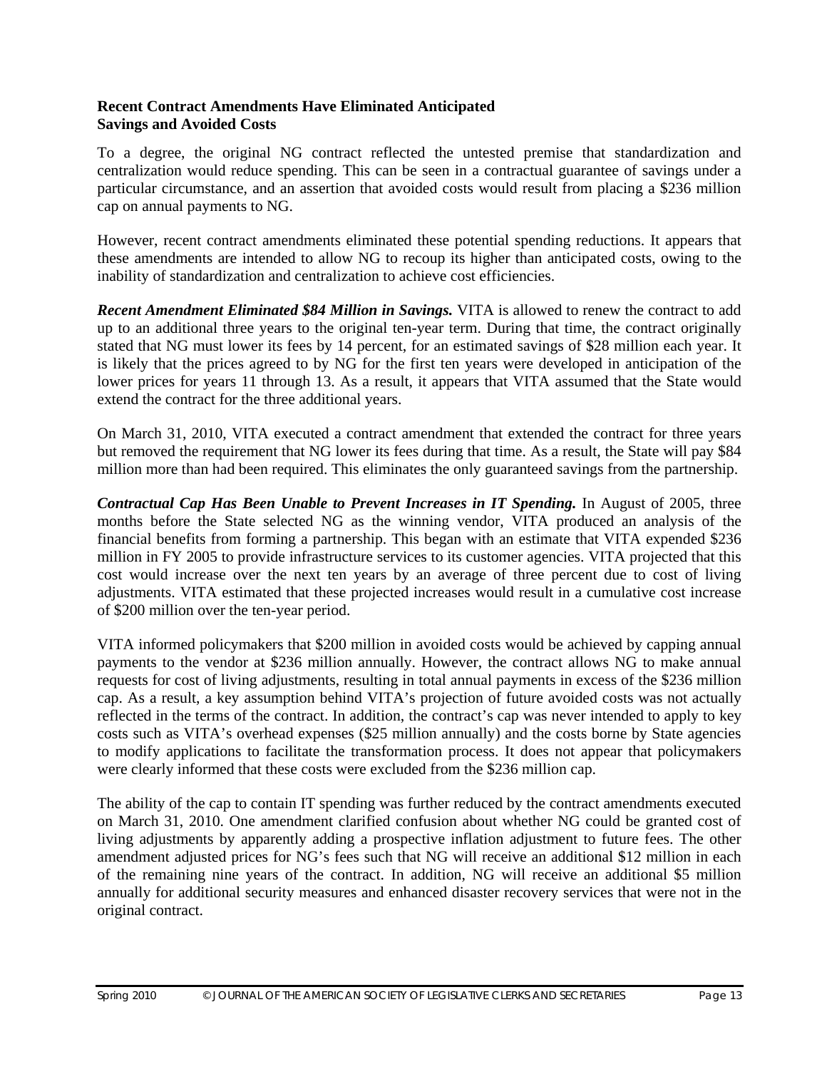**Recent Contract Amendments Have Eliminated Anticipated Savings and Avoided Costs**

To a degree, the original NG contract reflected the untested premise that standardization and centralization would reduce spending. This can be seen in a contractual guarantee of savings under a particular circumstance, and an assertion that avoided costs would result from placing a $236 million cap on annual payments to NG.

However, recent contract amendments eliminated these potential spending reductions. It appears that these amendments are intended to allow NG to recoup its higher than anticipated costs, owing to the inability of standardization and centralization to achieve cost efficiencies.

***Recent Amendment Eliminated $84 Million in Savings.*** VITA is allowed to renew the contract to add up to an additional three years to the original ten-year term. During that time, the contract originally stated that NG must lower its fees by 14 percent, for an estimated savings of $28 million each year. It is likely that the prices agreed to by NG for the first ten years were developed in anticipation of the lower prices for years 11 through 13. As a result, it appears that VITA assumed that the State would extend the contract for the three additional years.

On March 31, 2010, VITA executed a contract amendment that extended the contract for three years but removed the requirement that NG lower its fees during that time. As a result, the State will pay $84 million more than had been required. This eliminates the only guaranteed savings from the partnership.

***Contractual Cap Has Been Unable to Prevent Increases in IT Spending.*** In August of 2005, three months before the State selected NG as the winning vendor, VITA produced an analysis of the financial benefits from forming a partnership. This began with an estimate that VITA expended $236 million in FY 2005 to provide infrastructure services to its customer agencies. VITA projected that this cost would increase over the next ten years by an average of three percent due to cost of living adjustments. VITA estimated that these projected increases would result in a cumulative cost increase of $200 million over the ten-year period.

VITA informed policymakers that $200 million in avoided costs would be achieved by capping annual payments to the vendor at $236 million annually. However, the contract allows NG to make annual requests for cost of living adjustments, resulting in total annual payments in excess of the $236 million cap. As a result, a key assumption behind VITA's projection of future avoided costs was not actually reflected in the terms of the contract. In addition, the contract's cap was never intended to apply to key costs such as VITA's overhead expenses ($25 million annually) and the costs borne by State agencies to modify applications to facilitate the transformation process. It does not appear that policymakers were clearly informed that these costs were excluded from the $236 million cap.

The ability of the cap to contain IT spending was further reduced by the contract amendments executed on March 31, 2010. One amendment clarified confusion about whether NG could be granted cost of living adjustments by apparently adding a prospective inflation adjustment to future fees. The other amendment adjusted prices for NG's fees such that NG will receive an additional $12 million in each of the remaining nine years of the contract. In addition, NG will receive an additional $5 million annually for additional security measures and enhanced disaster recovery services that were not in the original contract.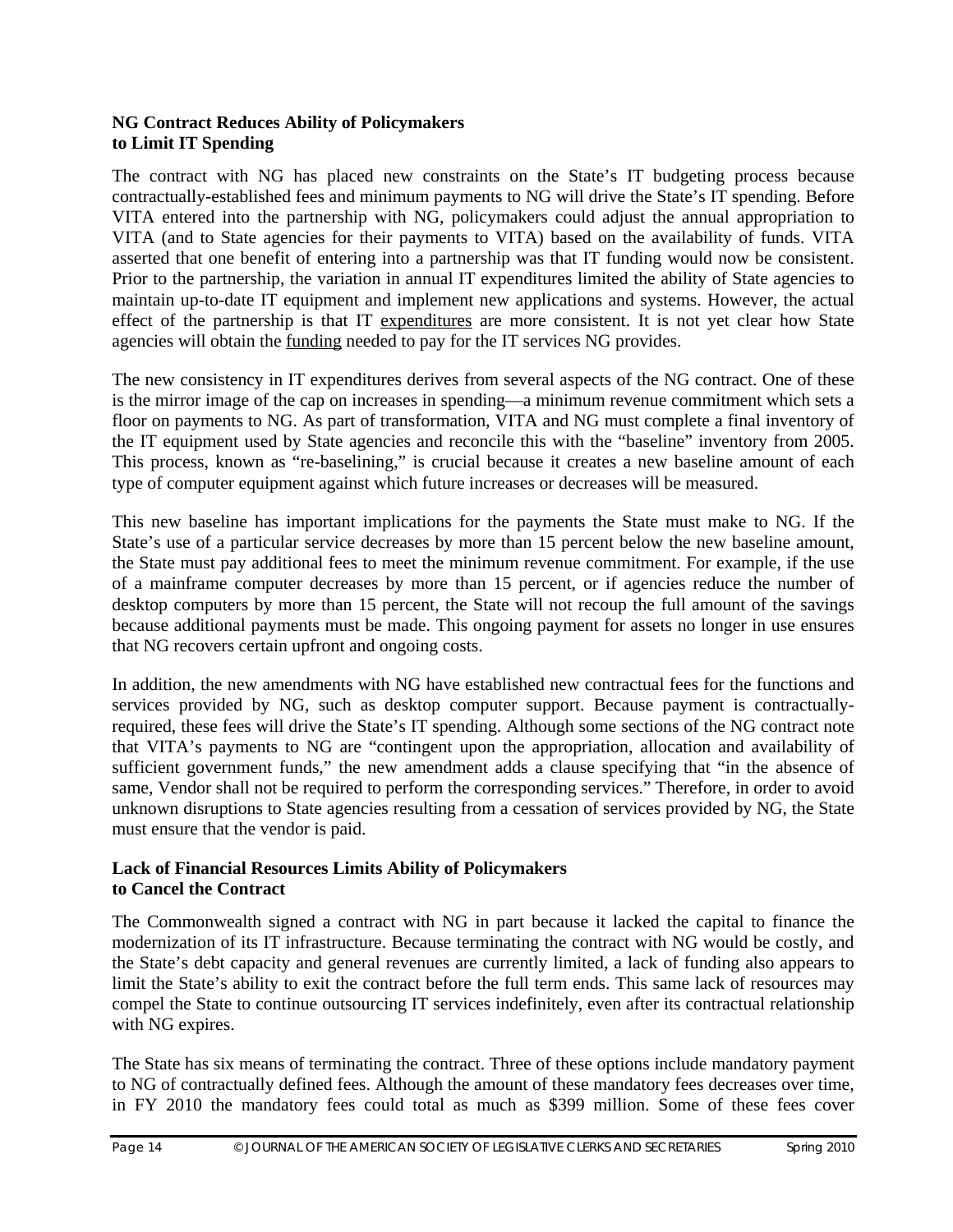### NG Contract Reduces Ability of Policymakers to Limit IT Spending

The contract with NG has placed new constraints on the State's IT budgeting process because contractually-established fees and minimum payments to NG will drive the State's IT spending. Before VITA entered into the partnership with NG, policymakers could adjust the annual appropriation to VITA (and to State agencies for their payments to VITA) based on the availability of funds. VITA asserted that one benefit of entering into a partnership was that IT funding would now be consistent. Prior to the partnership, the variation in annual IT expenditures limited the ability of State agencies to maintain up-to-date IT equipment and implement new applications and systems. However, the actual effect of the partnership is that IT expenditures are more consistent. It is not yet clear how State agencies will obtain the funding needed to pay for the IT services NG provides.

The new consistency in IT expenditures derives from several aspects of the NG contract. One of these is the mirror image of the cap on increases in spending—a minimum revenue commitment which sets a floor on payments to NG. As part of transformation, VITA and NG must complete a final inventory of the IT equipment used by State agencies and reconcile this with the "baseline" inventory from 2005. This process, known as "re-baselining," is crucial because it creates a new baseline amount of each type of computer equipment against which future increases or decreases will be measured.

This new baseline has important implications for the payments the State must make to NG. If the State's use of a particular service decreases by more than 15 percent below the new baseline amount, the State must pay additional fees to meet the minimum revenue commitment. For example, if the use of a mainframe computer decreases by more than 15 percent, or if agencies reduce the number of desktop computers by more than 15 percent, the State will not recoup the full amount of the savings because additional payments must be made. This ongoing payment for assets no longer in use ensures that NG recovers certain upfront and ongoing costs.

In addition, the new amendments with NG have established new contractual fees for the functions and services provided by NG, such as desktop computer support. Because payment is contractually-required, these fees will drive the State's IT spending. Although some sections of the NG contract note that VITA's payments to NG are "contingent upon the appropriation, allocation and availability of sufficient government funds," the new amendment adds a clause specifying that "in the absence of same, Vendor shall not be required to perform the corresponding services." Therefore, in order to avoid unknown disruptions to State agencies resulting from a cessation of services provided by NG, the State must ensure that the vendor is paid.

### Lack of Financial Resources Limits Ability of Policymakers to Cancel the Contract

The Commonwealth signed a contract with NG in part because it lacked the capital to finance the modernization of its IT infrastructure. Because terminating the contract with NG would be costly, and the State's debt capacity and general revenues are currently limited, a lack of funding also appears to limit the State's ability to exit the contract before the full term ends. This same lack of resources may compel the State to continue outsourcing IT services indefinitely, even after its contractual relationship with NG expires.

The State has six means of terminating the contract. Three of these options include mandatory payment to NG of contractually defined fees. Although the amount of these mandatory fees decreases over time, in FY 2010 the mandatory fees could total as much as $399 million. Some of these fees cover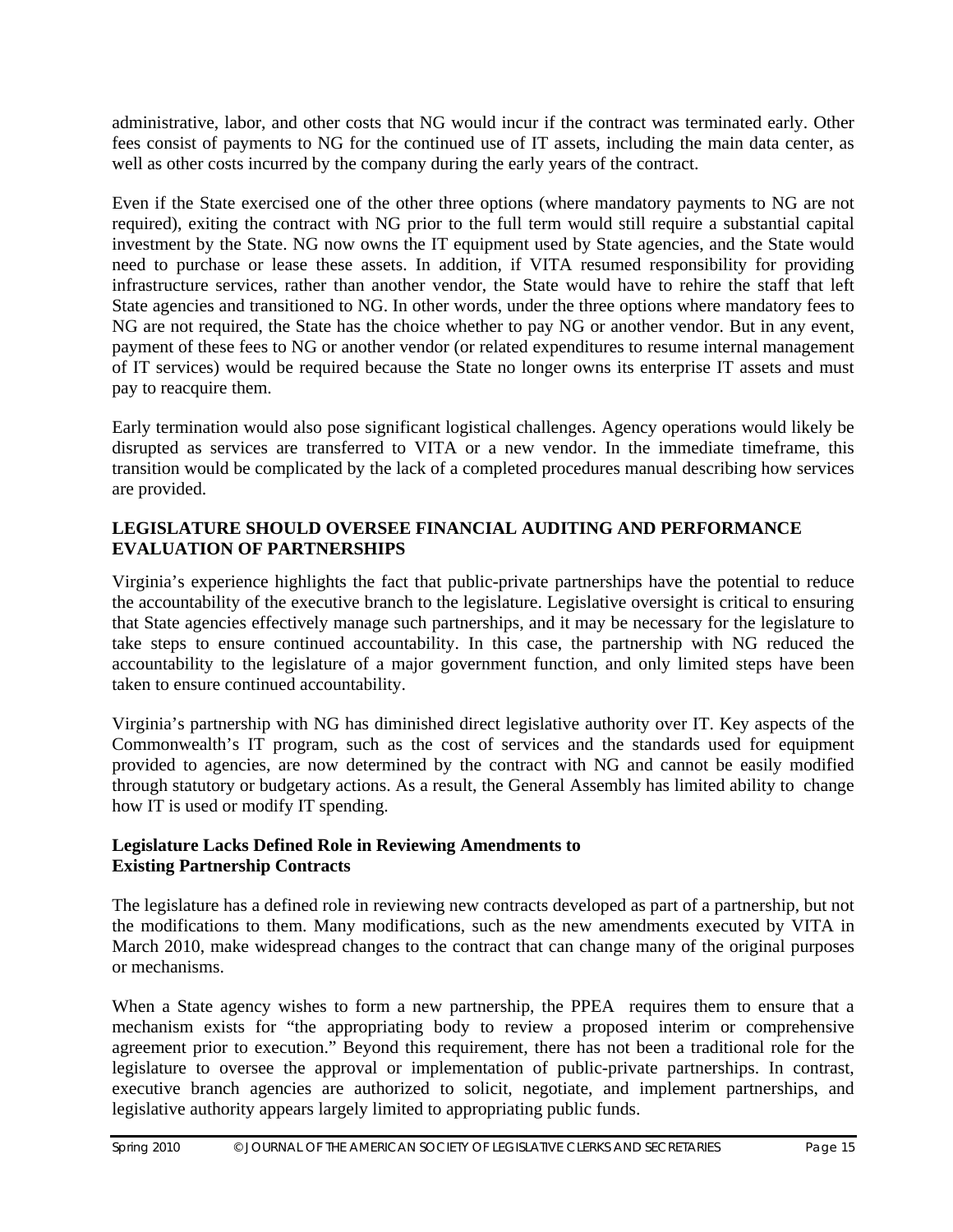administrative, labor, and other costs that NG would incur if the contract was terminated early. Other fees consist of payments to NG for the continued use of IT assets, including the main data center, as well as other costs incurred by the company during the early years of the contract.

Even if the State exercised one of the other three options (where mandatory payments to NG are not required), exiting the contract with NG prior to the full term would still require a substantial capital investment by the State. NG now owns the IT equipment used by State agencies, and the State would need to purchase or lease these assets. In addition, if VITA resumed responsibility for providing infrastructure services, rather than another vendor, the State would have to rehire the staff that left State agencies and transitioned to NG. In other words, under the three options where mandatory fees to NG are not required, the State has the choice whether to pay NG or another vendor. But in any event, payment of these fees to NG or another vendor (or related expenditures to resume internal management of IT services) would be required because the State no longer owns its enterprise IT assets and must pay to reacquire them.

Early termination would also pose significant logistical challenges. Agency operations would likely be disrupted as services are transferred to VITA or a new vendor. In the immediate timeframe, this transition would be complicated by the lack of a completed procedures manual describing how services are provided.

## LEGISLATURE SHOULD OVERSEE FINANCIAL AUDITING AND PERFORMANCE EVALUATION OF PARTNERSHIPS

Virginia's experience highlights the fact that public-private partnerships have the potential to reduce the accountability of the executive branch to the legislature. Legislative oversight is critical to ensuring that State agencies effectively manage such partnerships, and it may be necessary for the legislature to take steps to ensure continued accountability. In this case, the partnership with NG reduced the accountability to the legislature of a major government function, and only limited steps have been taken to ensure continued accountability.

Virginia's partnership with NG has diminished direct legislative authority over IT. Key aspects of the Commonwealth's IT program, such as the cost of services and the standards used for equipment provided to agencies, are now determined by the contract with NG and cannot be easily modified through statutory or budgetary actions. As a result, the General Assembly has limited ability to change how IT is used or modify IT spending.

### Legislature Lacks Defined Role in Reviewing Amendments to Existing Partnership Contracts

The legislature has a defined role in reviewing new contracts developed as part of a partnership, but not the modifications to them. Many modifications, such as the new amendments executed by VITA in March 2010, make widespread changes to the contract that can change many of the original purposes or mechanisms.

When a State agency wishes to form a new partnership, the PPEA requires them to ensure that a mechanism exists for "the appropriating body to review a proposed interim or comprehensive agreement prior to execution." Beyond this requirement, there has not been a traditional role for the legislature to oversee the approval or implementation of public-private partnerships. In contrast, executive branch agencies are authorized to solicit, negotiate, and implement partnerships, and legislative authority appears largely limited to appropriating public funds.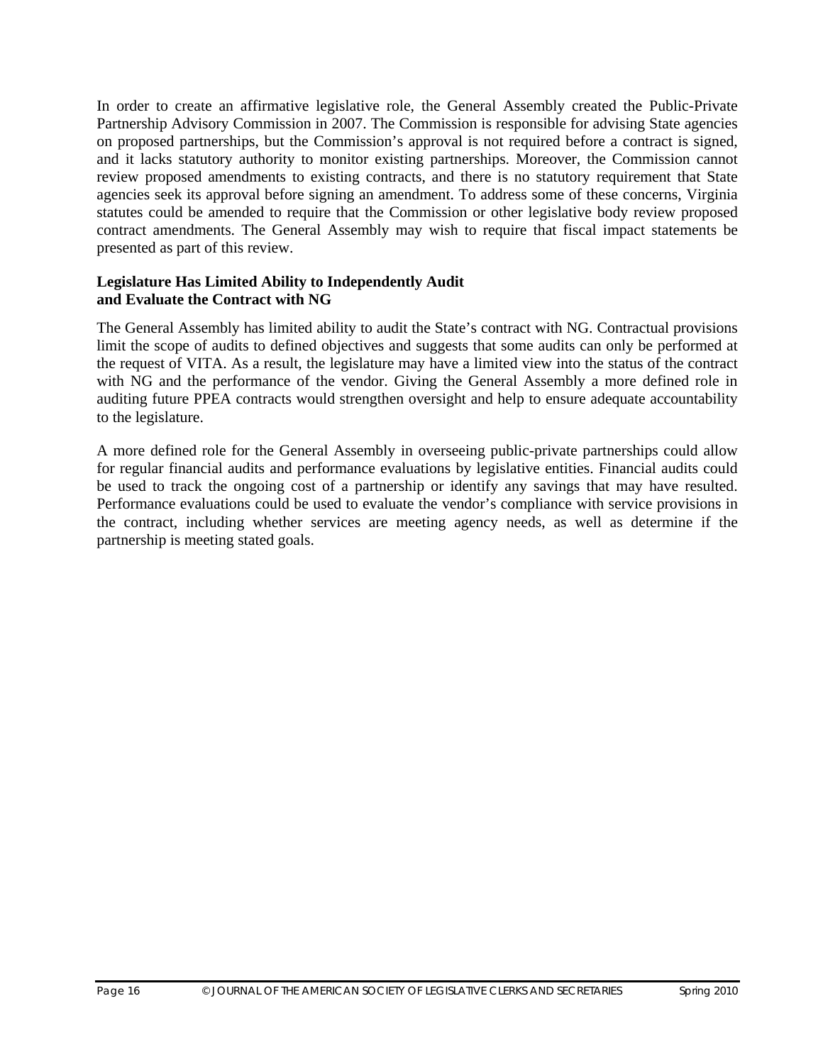In order to create an affirmative legislative role, the General Assembly created the Public-Private Partnership Advisory Commission in 2007. The Commission is responsible for advising State agencies on proposed partnerships, but the Commission's approval is not required before a contract is signed, and it lacks statutory authority to monitor existing partnerships. Moreover, the Commission cannot review proposed amendments to existing contracts, and there is no statutory requirement that State agencies seek its approval before signing an amendment. To address some of these concerns, Virginia statutes could be amended to require that the Commission or other legislative body review proposed contract amendments. The General Assembly may wish to require that fiscal impact statements be presented as part of this review.

**Legislature Has Limited Ability to Independently Audit and Evaluate the Contract with NG**

The General Assembly has limited ability to audit the State's contract with NG. Contractual provisions limit the scope of audits to defined objectives and suggests that some audits can only be performed at the request of VITA. As a result, the legislature may have a limited view into the status of the contract with NG and the performance of the vendor. Giving the General Assembly a more defined role in auditing future PPEA contracts would strengthen oversight and help to ensure adequate accountability to the legislature.

A more defined role for the General Assembly in overseeing public-private partnerships could allow for regular financial audits and performance evaluations by legislative entities. Financial audits could be used to track the ongoing cost of a partnership or identify any savings that may have resulted. Performance evaluations could be used to evaluate the vendor's compliance with service provisions in the contract, including whether services are meeting agency needs, as well as determine if the partnership is meeting stated goals.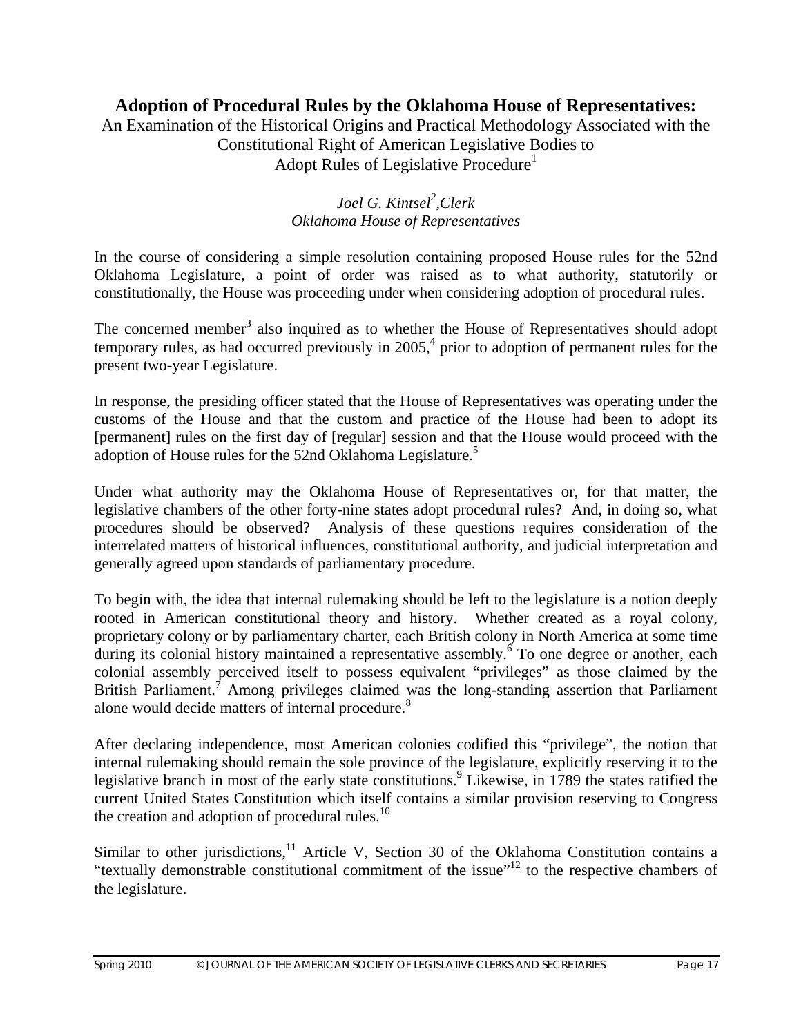## **Adoption of Procedural Rules by the Oklahoma House of Representatives:**

An Examination of the Historical Origins and Practical Methodology Associated with the Constitutional Right of American Legislative Bodies to Adopt Rules of Legislative Procedure[1]

*Joel G. Kintsel[2], Clerk*
*Oklahoma House of Representatives*

In the course of considering a simple resolution containing proposed House rules for the 52nd Oklahoma Legislature, a point of order was raised as to what authority, statutorily or constitutionally, the House was proceeding under when considering adoption of procedural rules.

The concerned member[3] also inquired as to whether the House of Representatives should adopt temporary rules, as had occurred previously in 2005,[4] prior to adoption of permanent rules for the present two-year Legislature.

In response, the presiding officer stated that the House of Representatives was operating under the customs of the House and that the custom and practice of the House had been to adopt its [permanent] rules on the first day of [regular] session and that the House would proceed with the adoption of House rules for the 52nd Oklahoma Legislature.[5]

Under what authority may the Oklahoma House of Representatives or, for that matter, the legislative chambers of the other forty-nine states adopt procedural rules? And, in doing so, what procedures should be observed? Analysis of these questions requires consideration of the interrelated matters of historical influences, constitutional authority, and judicial interpretation and generally agreed upon standards of parliamentary procedure.

To begin with, the idea that internal rulemaking should be left to the legislature is a notion deeply rooted in American constitutional theory and history. Whether created as a royal colony, proprietary colony or by parliamentary charter, each British colony in North America at some time during its colonial history maintained a representative assembly.[6] To one degree or another, each colonial assembly perceived itself to possess equivalent "privileges" as those claimed by the British Parliament.[7] Among privileges claimed was the long-standing assertion that Parliament alone would decide matters of internal procedure.[8]

After declaring independence, most American colonies codified this "privilege", the notion that internal rulemaking should remain the sole province of the legislature, explicitly reserving it to the legislative branch in most of the early state constitutions.[9] Likewise, in 1789 the states ratified the current United States Constitution which itself contains a similar provision reserving to Congress the creation and adoption of procedural rules.[10]

Similar to other jurisdictions,[11] Article V, Section 30 of the Oklahoma Constitution contains a "textually demonstrable constitutional commitment of the issue"[12] to the respective chambers of the legislature.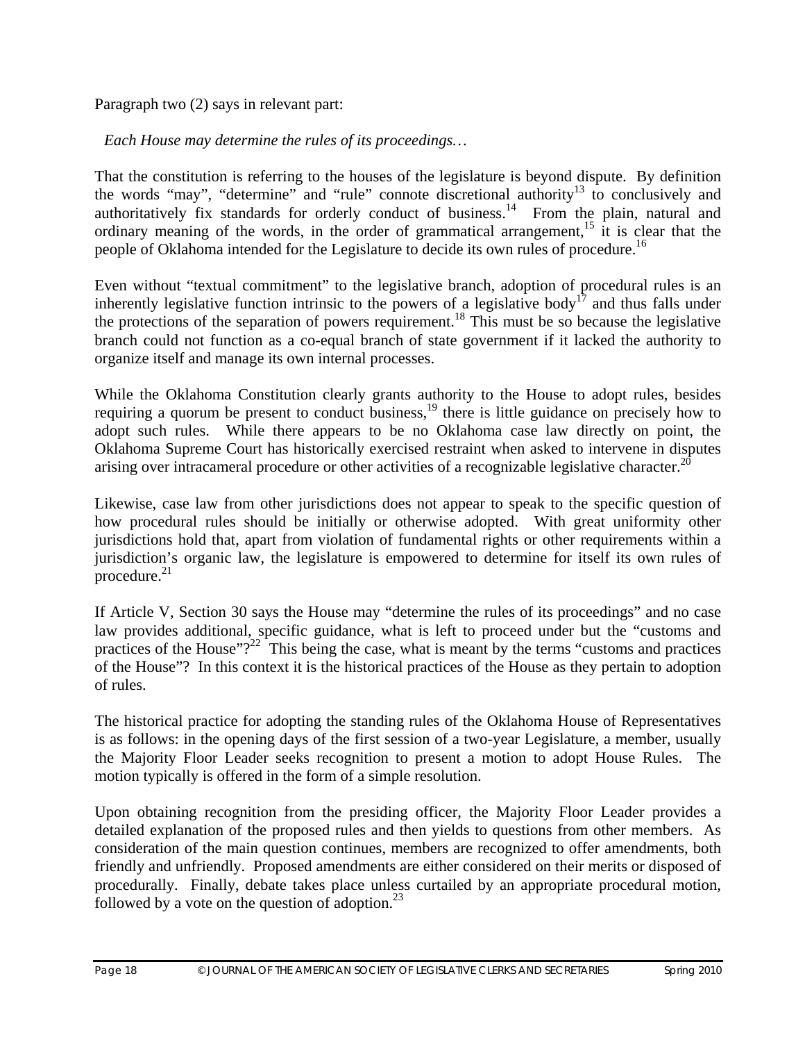Paragraph two (2) says in relevant part:

*Each House may determine the rules of its proceedings…*

That the constitution is referring to the houses of the legislature is beyond dispute. By definition the words "may", "determine" and "rule" connote discretional authority[13] to conclusively and authoritatively fix standards for orderly conduct of business.[14] From the plain, natural and ordinary meaning of the words, in the order of grammatical arrangement,[15] it is clear that the people of Oklahoma intended for the Legislature to decide its own rules of procedure.[16]

Even without "textual commitment" to the legislative branch, adoption of procedural rules is an inherently legislative function intrinsic to the powers of a legislative body[17] and thus falls under the protections of the separation of powers requirement.[18] This must be so because the legislative branch could not function as a co-equal branch of state government if it lacked the authority to organize itself and manage its own internal processes.

While the Oklahoma Constitution clearly grants authority to the House to adopt rules, besides requiring a quorum be present to conduct business,[19] there is little guidance on precisely how to adopt such rules. While there appears to be no Oklahoma case law directly on point, the Oklahoma Supreme Court has historically exercised restraint when asked to intervene in disputes arising over intracameral procedure or other activities of a recognizable legislative character.[20]

Likewise, case law from other jurisdictions does not appear to speak to the specific question of how procedural rules should be initially or otherwise adopted. With great uniformity other jurisdictions hold that, apart from violation of fundamental rights or other requirements within a jurisdiction's organic law, the legislature is empowered to determine for itself its own rules of procedure.[21]

If Article V, Section 30 says the House may "determine the rules of its proceedings" and no case law provides additional, specific guidance, what is left to proceed under but the "customs and practices of the House"?[22] This being the case, what is meant by the terms "customs and practices of the House"? In this context it is the historical practices of the House as they pertain to adoption of rules.

The historical practice for adopting the standing rules of the Oklahoma House of Representatives is as follows: in the opening days of the first session of a two-year Legislature, a member, usually the Majority Floor Leader seeks recognition to present a motion to adopt House Rules. The motion typically is offered in the form of a simple resolution.

Upon obtaining recognition from the presiding officer, the Majority Floor Leader provides a detailed explanation of the proposed rules and then yields to questions from other members. As consideration of the main question continues, members are recognized to offer amendments, both friendly and unfriendly. Proposed amendments are either considered on their merits or disposed of procedurally. Finally, debate takes place unless curtailed by an appropriate procedural motion, followed by a vote on the question of adoption.[23]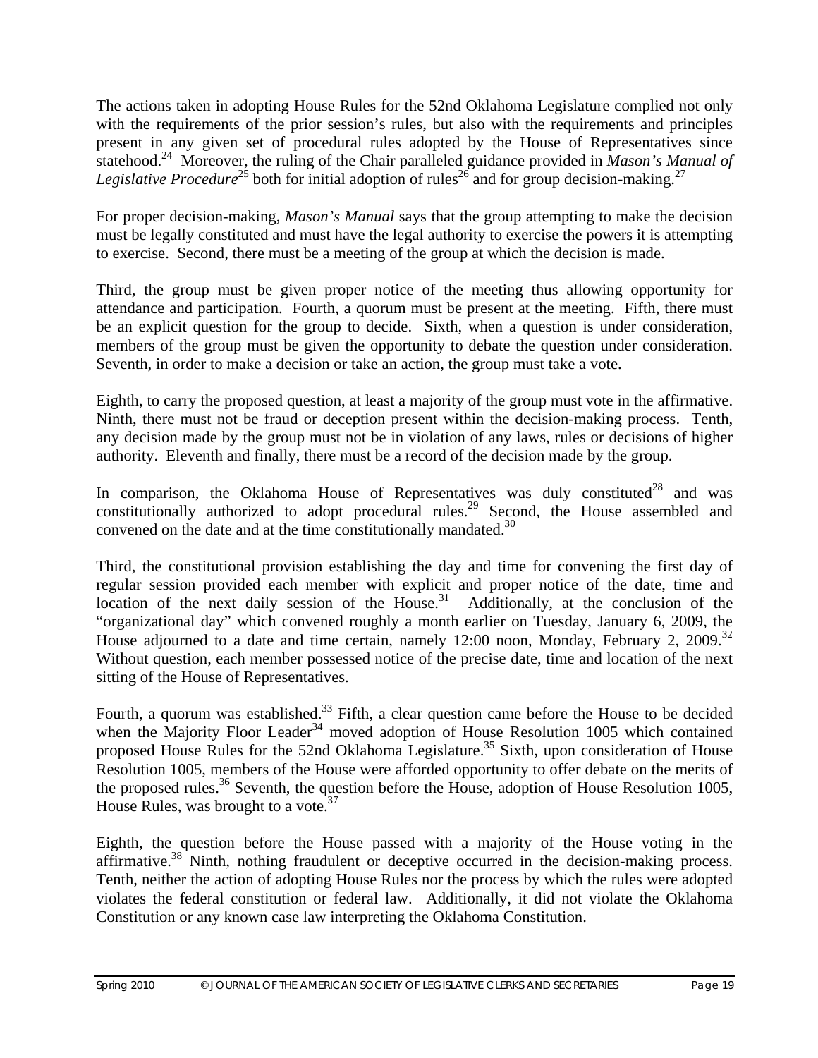The actions taken in adopting House Rules for the 52nd Oklahoma Legislature complied not only with the requirements of the prior session's rules, but also with the requirements and principles present in any given set of procedural rules adopted by the House of Representatives since statehood.[24] Moreover, the ruling of the Chair paralleled guidance provided in *Mason's Manual of Legislative Procedure*[25] both for initial adoption of rules[26] and for group decision-making.[27]

For proper decision-making, *Mason's Manual* says that the group attempting to make the decision must be legally constituted and must have the legal authority to exercise the powers it is attempting to exercise. Second, there must be a meeting of the group at which the decision is made.

Third, the group must be given proper notice of the meeting thus allowing opportunity for attendance and participation. Fourth, a quorum must be present at the meeting. Fifth, there must be an explicit question for the group to decide. Sixth, when a question is under consideration, members of the group must be given the opportunity to debate the question under consideration. Seventh, in order to make a decision or take an action, the group must take a vote.

Eighth, to carry the proposed question, at least a majority of the group must vote in the affirmative. Ninth, there must not be fraud or deception present within the decision-making process. Tenth, any decision made by the group must not be in violation of any laws, rules or decisions of higher authority. Eleventh and finally, there must be a record of the decision made by the group.

In comparison, the Oklahoma House of Representatives was duly constituted[28] and was constitutionally authorized to adopt procedural rules.[29] Second, the House assembled and convened on the date and at the time constitutionally mandated.[30]

Third, the constitutional provision establishing the day and time for convening the first day of regular session provided each member with explicit and proper notice of the date, time and location of the next daily session of the House.[31] Additionally, at the conclusion of the "organizational day" which convened roughly a month earlier on Tuesday, January 6, 2009, the House adjourned to a date and time certain, namely 12:00 noon, Monday, February 2, 2009.[32] Without question, each member possessed notice of the precise date, time and location of the next sitting of the House of Representatives.

Fourth, a quorum was established.[33] Fifth, a clear question came before the House to be decided when the Majority Floor Leader[34] moved adoption of House Resolution 1005 which contained proposed House Rules for the 52nd Oklahoma Legislature.[35] Sixth, upon consideration of House Resolution 1005, members of the House were afforded opportunity to offer debate on the merits of the proposed rules.[36] Seventh, the question before the House, adoption of House Resolution 1005, House Rules, was brought to a vote.[37]

Eighth, the question before the House passed with a majority of the House voting in the affirmative.[38] Ninth, nothing fraudulent or deceptive occurred in the decision-making process. Tenth, neither the action of adopting House Rules nor the process by which the rules were adopted violates the federal constitution or federal law. Additionally, it did not violate the Oklahoma Constitution or any known case law interpreting the Oklahoma Constitution.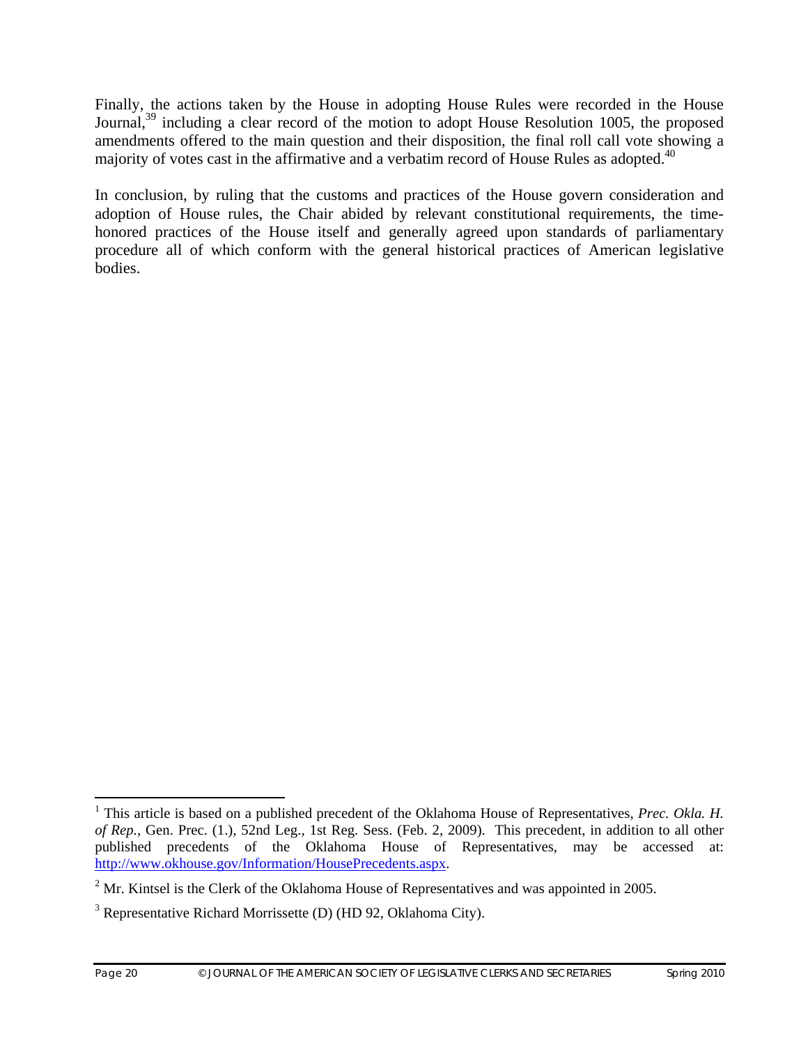Finally, the actions taken by the House in adopting House Rules were recorded in the House Journal,[39] including a clear record of the motion to adopt House Resolution 1005, the proposed amendments offered to the main question and their disposition, the final roll call vote showing a majority of votes cast in the affirmative and a verbatim record of House Rules as adopted.[40]

In conclusion, by ruling that the customs and practices of the House govern consideration and adoption of House rules, the Chair abided by relevant constitutional requirements, the time-honored practices of the House itself and generally agreed upon standards of parliamentary procedure all of which conform with the general historical practices of American legislative bodies.

---

[1] This article is based on a published precedent of the Oklahoma House of Representatives, *Prec. Okla. H. of Rep.*, Gen. Prec. (1.), 52nd Leg., 1st Reg. Sess. (Feb. 2, 2009). This precedent, in addition to all other published precedents of the Oklahoma House of Representatives, may be accessed at: http://www.okhouse.gov/Information/HousePrecedents.aspx.

[2] Mr. Kintsel is the Clerk of the Oklahoma House of Representatives and was appointed in 2005.

[3] Representative Richard Morrissette (D) (HD 92, Oklahoma City).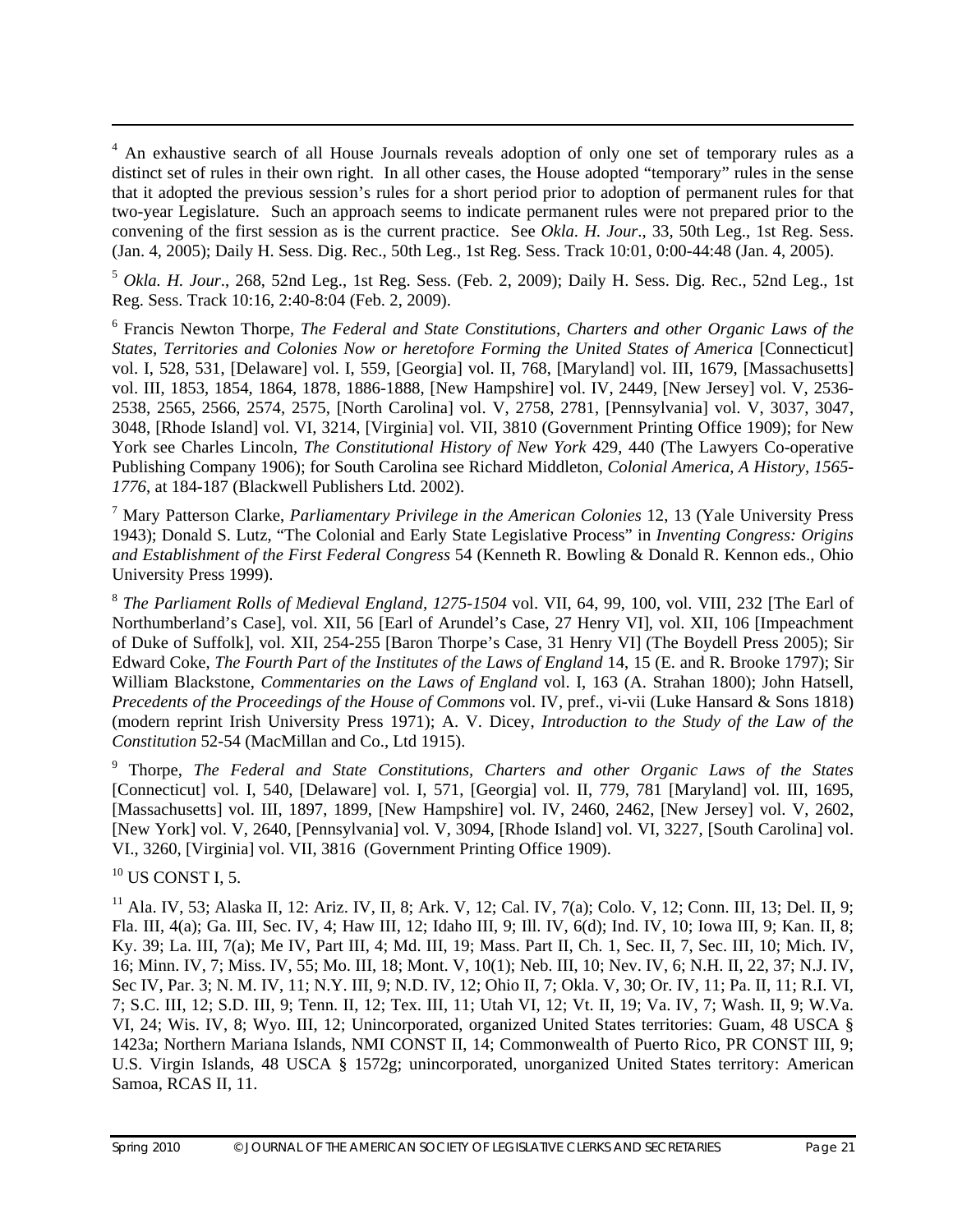[4] An exhaustive search of all House Journals reveals adoption of only one set of temporary rules as a distinct set of rules in their own right. In all other cases, the House adopted "temporary" rules in the sense that it adopted the previous session's rules for a short period prior to adoption of permanent rules for that two-year Legislature. Such an approach seems to indicate permanent rules were not prepared prior to the convening of the first session as is the current practice. See *Okla. H. Jour*., 33, 50th Leg., 1st Reg. Sess. (Jan. 4, 2005); Daily H. Sess. Dig. Rec., 50th Leg., 1st Reg. Sess. Track 10:01, 0:00-44:48 (Jan. 4, 2005).

[5] *Okla. H. Jour*., 268, 52nd Leg., 1st Reg. Sess. (Feb. 2, 2009); Daily H. Sess. Dig. Rec., 52nd Leg., 1st Reg. Sess. Track 10:16, 2:40-8:04 (Feb. 2, 2009).

[6] Francis Newton Thorpe, *The Federal and State Constitutions, Charters and other Organic Laws of the States, Territories and Colonies Now or heretofore Forming the United States of America* [Connecticut] vol. I, 528, 531, [Delaware] vol. I, 559, [Georgia] vol. II, 768, [Maryland] vol. III, 1679, [Massachusetts] vol. III, 1853, 1854, 1864, 1878, 1886-1888, [New Hampshire] vol. IV, 2449, [New Jersey] vol. V, 2536-2538, 2565, 2566, 2574, 2575, [North Carolina] vol. V, 2758, 2781, [Pennsylvania] vol. V, 3037, 3047, 3048, [Rhode Island] vol. VI, 3214, [Virginia] vol. VII, 3810 (Government Printing Office 1909); for New York see Charles Lincoln, *The Constitutional History of New York* 429, 440 (The Lawyers Co-operative Publishing Company 1906); for South Carolina see Richard Middleton, *Colonial America, A History, 1565-1776*, at 184-187 (Blackwell Publishers Ltd. 2002).

[7] Mary Patterson Clarke, *Parliamentary Privilege in the American Colonies* 12, 13 (Yale University Press 1943); Donald S. Lutz, "The Colonial and Early State Legislative Process" in *Inventing Congress: Origins and Establishment of the First Federal Congress* 54 (Kenneth R. Bowling & Donald R. Kennon eds., Ohio University Press 1999).

[8] *The Parliament Rolls of Medieval England, 1275-1504* vol. VII, 64, 99, 100, vol. VIII, 232 [The Earl of Northumberland's Case], vol. XII, 56 [Earl of Arundel's Case, 27 Henry VI], vol. XII, 106 [Impeachment of Duke of Suffolk], vol. XII, 254-255 [Baron Thorpe's Case, 31 Henry VI] (The Boydell Press 2005); Sir Edward Coke, *The Fourth Part of the Institutes of the Laws of England* 14, 15 (E. and R. Brooke 1797); Sir William Blackstone, *Commentaries on the Laws of England* vol. I, 163 (A. Strahan 1800); John Hatsell, *Precedents of the Proceedings of the House of Commons* vol. IV, pref., vi-vii (Luke Hansard & Sons 1818) (modern reprint Irish University Press 1971); A. V. Dicey, *Introduction to the Study of the Law of the Constitution* 52-54 (MacMillan and Co., Ltd 1915).

[9] Thorpe, *The Federal and State Constitutions, Charters and other Organic Laws of the States* [Connecticut] vol. I, 540, [Delaware] vol. I, 571, [Georgia] vol. II, 779, 781 [Maryland] vol. III, 1695, [Massachusetts] vol. III, 1897, 1899, [New Hampshire] vol. IV, 2460, 2462, [New Jersey] vol. V, 2602, [New York] vol. V, 2640, [Pennsylvania] vol. V, 3094, [Rhode Island] vol. VI, 3227, [South Carolina] vol. VI., 3260, [Virginia] vol. VII, 3816 (Government Printing Office 1909).

[10] US CONST I, 5.

[11] Ala. IV, 53; Alaska II, 12: Ariz. IV, II, 8; Ark. V, 12; Cal. IV, 7(a); Colo. V, 12; Conn. III, 13; Del. II, 9; Fla. III, 4(a); Ga. III, Sec. IV, 4; Haw III, 12; Idaho III, 9; Ill. IV, 6(d); Ind. IV, 10; Iowa III, 9; Kan. II, 8; Ky. 39; La. III, 7(a); Me IV, Part III, 4; Md. III, 19; Mass. Part II, Ch. 1, Sec. II, 7, Sec. III, 10; Mich. IV, 16; Minn. IV, 7; Miss. IV, 55; Mo. III, 18; Mont. V, 10(1); Neb. III, 10; Nev. IV, 6; N.H. II, 22, 37; N.J. IV, Sec IV, Par. 3; N. M. IV, 11; N.Y. III, 9; N.D. IV, 12; Ohio II, 7; Okla. V, 30; Or. IV, 11; Pa. II, 11; R.I. VI, 7; S.C. III, 12; S.D. III, 9; Tenn. II, 12; Tex. III, 11; Utah VI, 12; Vt. II, 19; Va. IV, 7; Wash. II, 9; W.Va. VI, 24; Wis. IV, 8; Wyo. III, 12; Unincorporated, organized United States territories: Guam, 48 USCA § 1423a; Northern Mariana Islands, NMI CONST II, 14; Commonwealth of Puerto Rico, PR CONST III, 9; U.S. Virgin Islands, 48 USCA § 1572g; unincorporated, unorganized United States territory: American Samoa, RCAS II, 11.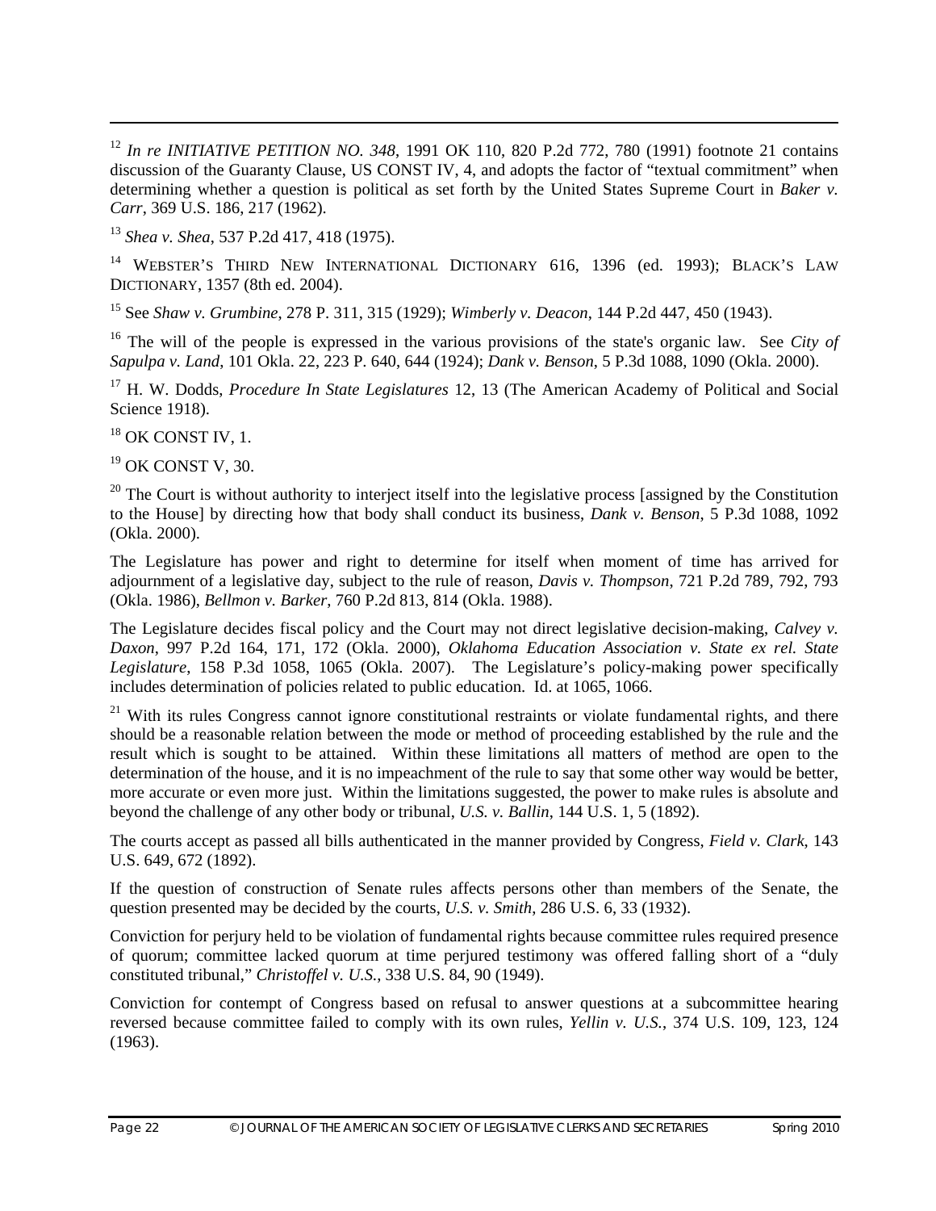[12] *In re INITIATIVE PETITION NO. 348*, 1991 OK 110, 820 P.2d 772, 780 (1991) footnote 21 contains discussion of the Guaranty Clause, US CONST IV, 4, and adopts the factor of "textual commitment" when determining whether a question is political as set forth by the United States Supreme Court in *Baker v. Carr*, 369 U.S. 186, 217 (1962).

[13] *Shea v. Shea*, 537 P.2d 417, 418 (1975).

[14] WEBSTER'S THIRD NEW INTERNATIONAL DICTIONARY 616, 1396 (ed. 1993); BLACK'S LAW DICTIONARY, 1357 (8th ed. 2004).

[15] See *Shaw v. Grumbine*, 278 P. 311, 315 (1929); *Wimberly v. Deacon*, 144 P.2d 447, 450 (1943).

[16] The will of the people is expressed in the various provisions of the state's organic law. See *City of Sapulpa v. Land*, 101 Okla. 22, 223 P. 640, 644 (1924); *Dank v. Benson*, 5 P.3d 1088, 1090 (Okla. 2000).

[17] H. W. Dodds, *Procedure In State Legislatures* 12, 13 (The American Academy of Political and Social Science 1918).

[18] OK CONST IV, 1.

[19] OK CONST V, 30.

[20] The Court is without authority to interject itself into the legislative process [assigned by the Constitution to the House] by directing how that body shall conduct its business, *Dank v. Benson*, 5 P.3d 1088, 1092 (Okla. 2000).

The Legislature has power and right to determine for itself when moment of time has arrived for adjournment of a legislative day, subject to the rule of reason, *Davis v. Thompson*, 721 P.2d 789, 792, 793 (Okla. 1986), *Bellmon v. Barker*, 760 P.2d 813, 814 (Okla. 1988).

The Legislature decides fiscal policy and the Court may not direct legislative decision-making, *Calvey v. Daxon*, 997 P.2d 164, 171, 172 (Okla. 2000), *Oklahoma Education Association v. State ex rel. State Legislature*, 158 P.3d 1058, 1065 (Okla. 2007). The Legislature's policy-making power specifically includes determination of policies related to public education. Id. at 1065, 1066.

[21] With its rules Congress cannot ignore constitutional restraints or violate fundamental rights, and there should be a reasonable relation between the mode or method of proceeding established by the rule and the result which is sought to be attained. Within these limitations all matters of method are open to the determination of the house, and it is no impeachment of the rule to say that some other way would be better, more accurate or even more just. Within the limitations suggested, the power to make rules is absolute and beyond the challenge of any other body or tribunal, *U.S. v. Ballin*, 144 U.S. 1, 5 (1892).

The courts accept as passed all bills authenticated in the manner provided by Congress, *Field v. Clark*, 143 U.S. 649, 672 (1892).

If the question of construction of Senate rules affects persons other than members of the Senate, the question presented may be decided by the courts, *U.S. v. Smith*, 286 U.S. 6, 33 (1932).

Conviction for perjury held to be violation of fundamental rights because committee rules required presence of quorum; committee lacked quorum at time perjured testimony was offered falling short of a "duly constituted tribunal," *Christoffel v. U.S.*, 338 U.S. 84, 90 (1949).

Conviction for contempt of Congress based on refusal to answer questions at a subcommittee hearing reversed because committee failed to comply with its own rules, *Yellin v. U.S.*, 374 U.S. 109, 123, 124 (1963).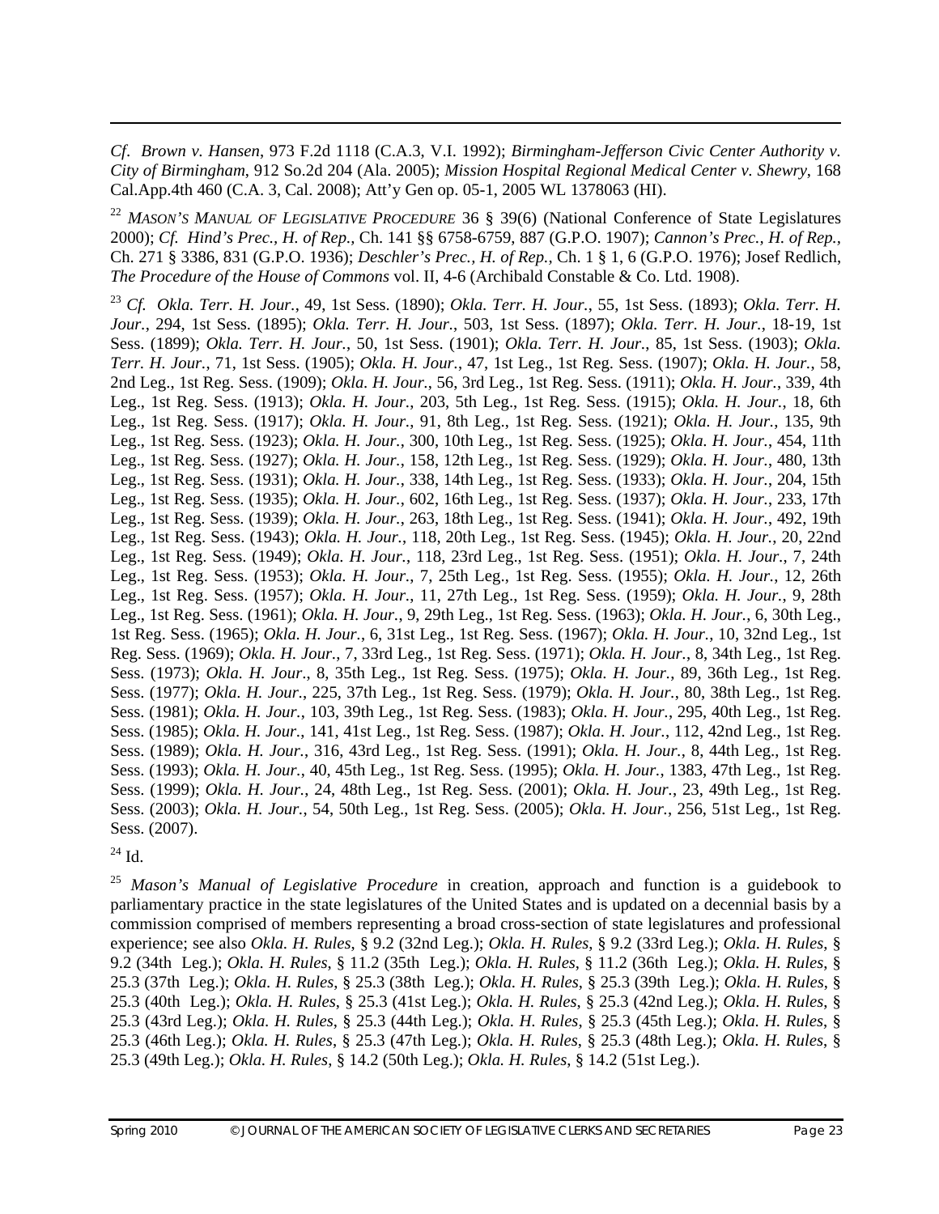*Cf. Brown v. Hansen*, 973 F.2d 1118 (C.A.3, V.I. 1992); *Birmingham-Jefferson Civic Center Authority v. City of Birmingham*, 912 So.2d 204 (Ala. 2005); *Mission Hospital Regional Medical Center v. Shewry*, 168 Cal.App.4th 460 (C.A. 3, Cal. 2008); Att'y Gen op. 05-1, 2005 WL 1378063 (HI).

[22] *Mason's Manual of Legislative Procedure* 36 § 39(6) (National Conference of State Legislatures 2000); *Cf. Hind's Prec., H. of Rep.*, Ch. 141 §§ 6758-6759, 887 (G.P.O. 1907); *Cannon's Prec., H. of Rep.*, Ch. 271 § 3386, 831 (G.P.O. 1936); *Deschler's Prec., H. of Rep.*, Ch. 1 § 1, 6 (G.P.O. 1976); Josef Redlich, *The Procedure of the House of Commons* vol. II, 4-6 (Archibald Constable & Co. Ltd. 1908).

[23] *Cf. Okla. Terr. H. Jour.*, 49, 1st Sess. (1890); *Okla. Terr. H. Jour.*, 55, 1st Sess. (1893); *Okla. Terr. H. Jour.*, 294, 1st Sess. (1895); *Okla. Terr. H. Jour.*, 503, 1st Sess. (1897); *Okla. Terr. H. Jour.*, 18-19, 1st Sess. (1899); *Okla. Terr. H. Jour.*, 50, 1st Sess. (1901); *Okla. Terr. H. Jour.*, 85, 1st Sess. (1903); *Okla. Terr. H. Jour.*, 71, 1st Sess. (1905); *Okla. H. Jour.*, 47, 1st Leg., 1st Reg. Sess. (1907); *Okla. H. Jour.*, 58, 2nd Leg., 1st Reg. Sess. (1909); *Okla. H. Jour.*, 56, 3rd Leg., 1st Reg. Sess. (1911); *Okla. H. Jour.*, 339, 4th Leg., 1st Reg. Sess. (1913); *Okla. H. Jour.*, 203, 5th Leg., 1st Reg. Sess. (1915); *Okla. H. Jour.*, 18, 6th Leg., 1st Reg. Sess. (1917); *Okla. H. Jour.*, 91, 8th Leg., 1st Reg. Sess. (1921); *Okla. H. Jour.*, 135, 9th Leg., 1st Reg. Sess. (1923); *Okla. H. Jour.*, 300, 10th Leg., 1st Reg. Sess. (1925); *Okla. H. Jour.*, 454, 11th Leg., 1st Reg. Sess. (1927); *Okla. H. Jour.*, 158, 12th Leg., 1st Reg. Sess. (1929); *Okla. H. Jour.*, 480, 13th Leg., 1st Reg. Sess. (1931); *Okla. H. Jour.*, 338, 14th Leg., 1st Reg. Sess. (1933); *Okla. H. Jour.*, 204, 15th Leg., 1st Reg. Sess. (1935); *Okla. H. Jour.*, 602, 16th Leg., 1st Reg. Sess. (1937); *Okla. H. Jour.*, 233, 17th Leg., 1st Reg. Sess. (1939); *Okla. H. Jour.*, 263, 18th Leg., 1st Reg. Sess. (1941); *Okla. H. Jour.*, 492, 19th Leg., 1st Reg. Sess. (1943); *Okla. H. Jour.*, 118, 20th Leg., 1st Reg. Sess. (1945); *Okla. H. Jour.*, 20, 22nd Leg., 1st Reg. Sess. (1949); *Okla. H. Jour.*, 118, 23rd Leg., 1st Reg. Sess. (1951); *Okla. H. Jour.*, 7, 24th Leg., 1st Reg. Sess. (1953); *Okla. H. Jour.*, 7, 25th Leg., 1st Reg. Sess. (1955); *Okla. H. Jour.*, 12, 26th Leg., 1st Reg. Sess. (1957); *Okla. H. Jour.*, 11, 27th Leg., 1st Reg. Sess. (1959); *Okla. H. Jour.*, 9, 28th Leg., 1st Reg. Sess. (1961); *Okla. H. Jour.*, 9, 29th Leg., 1st Reg. Sess. (1963); *Okla. H. Jour.*, 6, 30th Leg., 1st Reg. Sess. (1965); *Okla. H. Jour.*, 6, 31st Leg., 1st Reg. Sess. (1967); *Okla. H. Jour.*, 10, 32nd Leg., 1st Reg. Sess. (1969); *Okla. H. Jour.*, 7, 33rd Leg., 1st Reg. Sess. (1971); *Okla. H. Jour.*, 8, 34th Leg., 1st Reg. Sess. (1973); *Okla. H. Jour.*, 8, 35th Leg., 1st Reg. Sess. (1975); *Okla. H. Jour.*, 89, 36th Leg., 1st Reg. Sess. (1977); *Okla. H. Jour.*, 225, 37th Leg., 1st Reg. Sess. (1979); *Okla. H. Jour.*, 80, 38th Leg., 1st Reg. Sess. (1981); *Okla. H. Jour.*, 103, 39th Leg., 1st Reg. Sess. (1983); *Okla. H. Jour.*, 295, 40th Leg., 1st Reg. Sess. (1985); *Okla. H. Jour.*, 141, 41st Leg., 1st Reg. Sess. (1987); *Okla. H. Jour.*, 112, 42nd Leg., 1st Reg. Sess. (1989); *Okla. H. Jour.*, 316, 43rd Leg., 1st Reg. Sess. (1991); *Okla. H. Jour.*, 8, 44th Leg., 1st Reg. Sess. (1993); *Okla. H. Jour.*, 40, 45th Leg., 1st Reg. Sess. (1995); *Okla. H. Jour.*, 1383, 47th Leg., 1st Reg. Sess. (1999); *Okla. H. Jour.*, 24, 48th Leg., 1st Reg. Sess. (2001); *Okla. H. Jour.*, 23, 49th Leg., 1st Reg. Sess. (2003); *Okla. H. Jour.*, 54, 50th Leg., 1st Reg. Sess. (2005); *Okla. H. Jour.*, 256, 51st Leg., 1st Reg. Sess. (2007).

[24] Id.

[25] *Mason's Manual of Legislative Procedure* in creation, approach and function is a guidebook to parliamentary practice in the state legislatures of the United States and is updated on a decennial basis by a commission comprised of members representing a broad cross-section of state legislatures and professional experience; see also *Okla. H. Rules*, § 9.2 (32nd Leg.); *Okla. H. Rules*, § 9.2 (33rd Leg.); *Okla. H. Rules*, § 9.2 (34th Leg.); *Okla. H. Rules*, § 11.2 (35th Leg.); *Okla. H. Rules*, § 11.2 (36th Leg.); *Okla. H. Rules*, § 25.3 (37th Leg.); *Okla. H. Rules*, § 25.3 (38th Leg.); *Okla. H. Rules*, § 25.3 (39th Leg.); *Okla. H. Rules*, § 25.3 (40th Leg.); *Okla. H. Rules*, § 25.3 (41st Leg.); *Okla. H. Rules*, § 25.3 (42nd Leg.); *Okla. H. Rules*, § 25.3 (43rd Leg.); *Okla. H. Rules*, § 25.3 (44th Leg.); *Okla. H. Rules*, § 25.3 (45th Leg.); *Okla. H. Rules*, § 25.3 (46th Leg.); *Okla. H. Rules*, § 25.3 (47th Leg.); *Okla. H. Rules*, § 25.3 (48th Leg.); *Okla. H. Rules*, § 25.3 (49th Leg.); *Okla. H. Rules*, § 14.2 (50th Leg.); *Okla. H. Rules*, § 14.2 (51st Leg.).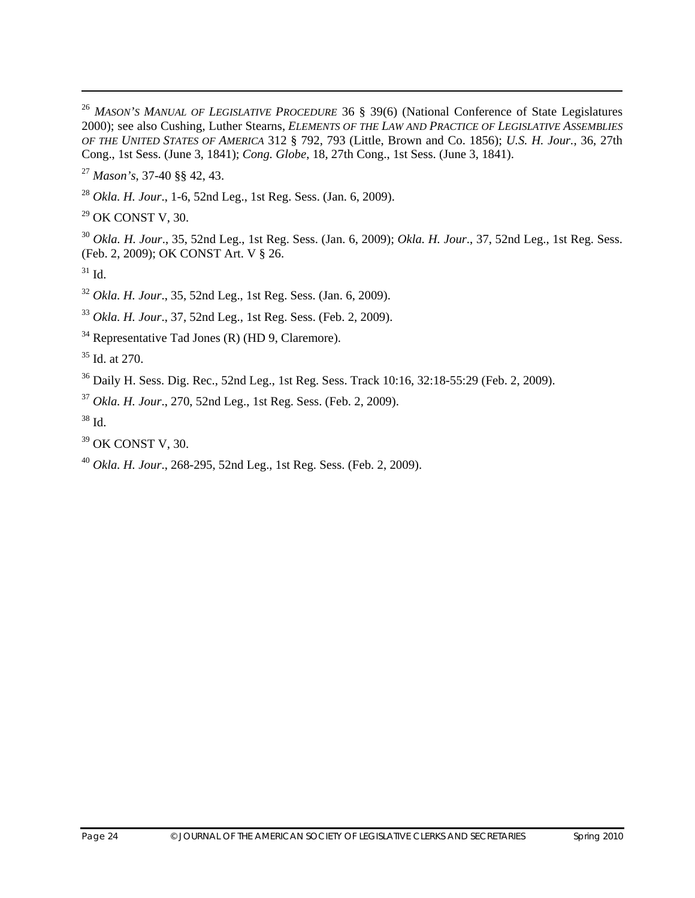[26] *MASON'S MANUAL OF LEGISLATIVE PROCEDURE* 36 § 39(6) (National Conference of State Legislatures 2000); see also Cushing, Luther Stearns, *ELEMENTS OF THE LAW AND PRACTICE OF LEGISLATIVE ASSEMBLIES OF THE UNITED STATES OF AMERICA* 312 § 792, 793 (Little, Brown and Co. 1856); *U.S. H. Jour.*, 36, 27th Cong., 1st Sess. (June 3, 1841); *Cong. Globe*, 18, 27th Cong., 1st Sess. (June 3, 1841).

[27] *Mason's*, 37-40 §§ 42, 43.

[28] *Okla. H. Jour.*, 1-6, 52nd Leg., 1st Reg. Sess. (Jan. 6, 2009).

[29] OK CONST V, 30.

[30] *Okla. H. Jour.*, 35, 52nd Leg., 1st Reg. Sess. (Jan. 6, 2009); *Okla. H. Jour.*, 37, 52nd Leg., 1st Reg. Sess. (Feb. 2, 2009); OK CONST Art. V § 26.

[31] Id.

[32] *Okla. H. Jour.*, 35, 52nd Leg., 1st Reg. Sess. (Jan. 6, 2009).

[33] *Okla. H. Jour.*, 37, 52nd Leg., 1st Reg. Sess. (Feb. 2, 2009).

[34] Representative Tad Jones (R) (HD 9, Claremore).

[35] Id. at 270.

[36] Daily H. Sess. Dig. Rec., 52nd Leg., 1st Reg. Sess. Track 10:16, 32:18-55:29 (Feb. 2, 2009).

[37] *Okla. H. Jour.*, 270, 52nd Leg., 1st Reg. Sess. (Feb. 2, 2009).

[38] Id.

[39] OK CONST V, 30.

[40] *Okla. H. Jour.*, 268-295, 52nd Leg., 1st Reg. Sess. (Feb. 2, 2009).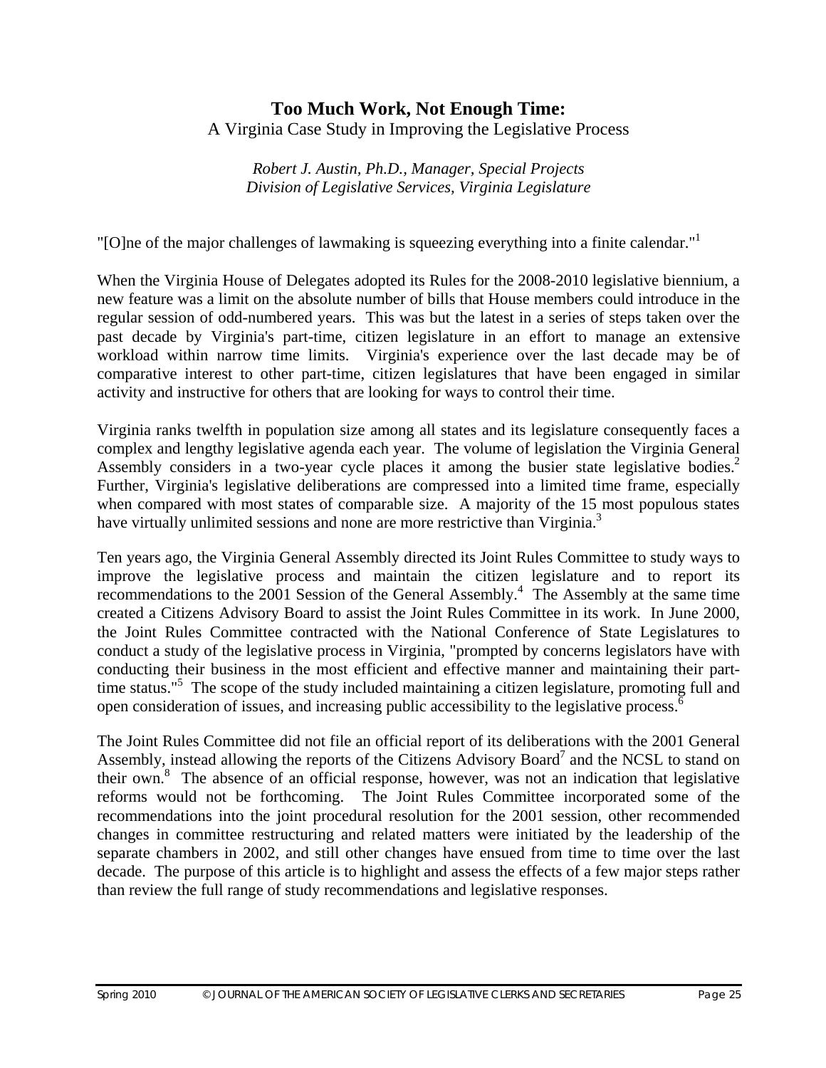## **Too Much Work, Not Enough Time:**

A Virginia Case Study in Improving the Legislative Process

*Robert J. Austin, Ph.D., Manager, Special Projects*
*Division of Legislative Services, Virginia Legislature*

"[O]ne of the major challenges of lawmaking is squeezing everything into a finite calendar."[1]

When the Virginia House of Delegates adopted its Rules for the 2008-2010 legislative biennium, a new feature was a limit on the absolute number of bills that House members could introduce in the regular session of odd-numbered years. This was but the latest in a series of steps taken over the past decade by Virginia's part-time, citizen legislature in an effort to manage an extensive workload within narrow time limits. Virginia's experience over the last decade may be of comparative interest to other part-time, citizen legislatures that have been engaged in similar activity and instructive for others that are looking for ways to control their time.

Virginia ranks twelfth in population size among all states and its legislature consequently faces a complex and lengthy legislative agenda each year. The volume of legislation the Virginia General Assembly considers in a two-year cycle places it among the busier state legislative bodies.[2] Further, Virginia's legislative deliberations are compressed into a limited time frame, especially when compared with most states of comparable size. A majority of the 15 most populous states have virtually unlimited sessions and none are more restrictive than Virginia.[3]

Ten years ago, the Virginia General Assembly directed its Joint Rules Committee to study ways to improve the legislative process and maintain the citizen legislature and to report its recommendations to the 2001 Session of the General Assembly.[4] The Assembly at the same time created a Citizens Advisory Board to assist the Joint Rules Committee in its work. In June 2000, the Joint Rules Committee contracted with the National Conference of State Legislatures to conduct a study of the legislative process in Virginia, "prompted by concerns legislators have with conducting their business in the most efficient and effective manner and maintaining their part-time status."[5] The scope of the study included maintaining a citizen legislature, promoting full and open consideration of issues, and increasing public accessibility to the legislative process.[6]

The Joint Rules Committee did not file an official report of its deliberations with the 2001 General Assembly, instead allowing the reports of the Citizens Advisory Board[7] and the NCSL to stand on their own.[8] The absence of an official response, however, was not an indication that legislative reforms would not be forthcoming. The Joint Rules Committee incorporated some of the recommendations into the joint procedural resolution for the 2001 session, other recommended changes in committee restructuring and related matters were initiated by the leadership of the separate chambers in 2002, and still other changes have ensued from time to time over the last decade. The purpose of this article is to highlight and assess the effects of a few major steps rather than review the full range of study recommendations and legislative responses.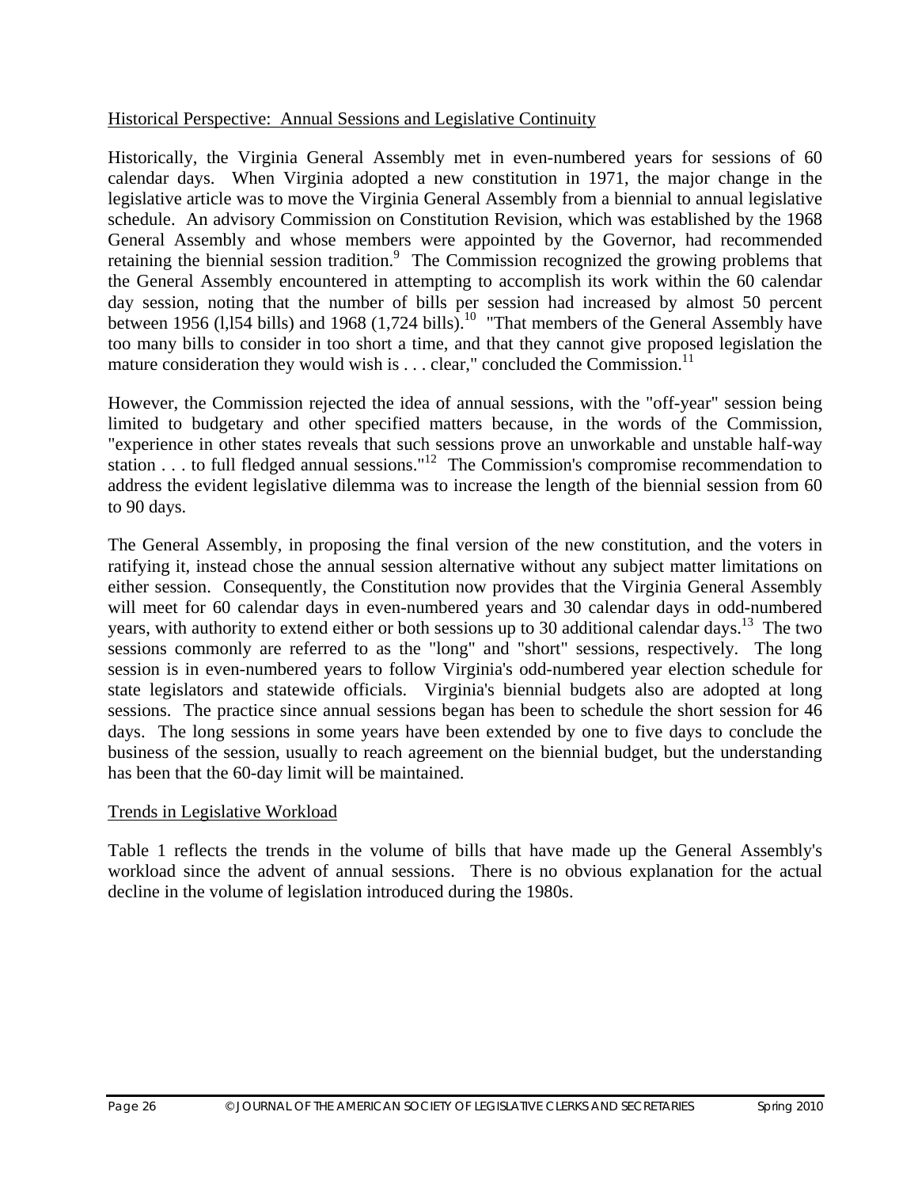## Historical Perspective: Annual Sessions and Legislative Continuity

Historically, the Virginia General Assembly met in even-numbered years for sessions of 60 calendar days. When Virginia adopted a new constitution in 1971, the major change in the legislative article was to move the Virginia General Assembly from a biennial to annual legislative schedule. An advisory Commission on Constitution Revision, which was established by the 1968 General Assembly and whose members were appointed by the Governor, had recommended retaining the biennial session tradition.[9] The Commission recognized the growing problems that the General Assembly encountered in attempting to accomplish its work within the 60 calendar day session, noting that the number of bills per session had increased by almost 50 percent between 1956 (l,l54 bills) and 1968 (1,724 bills).[10] "That members of the General Assembly have too many bills to consider in too short a time, and that they cannot give proposed legislation the mature consideration they would wish is . . . clear," concluded the Commission.[11]

However, the Commission rejected the idea of annual sessions, with the "off-year" session being limited to budgetary and other specified matters because, in the words of the Commission, "experience in other states reveals that such sessions prove an unworkable and unstable half-way station . . . to full fledged annual sessions."[12] The Commission's compromise recommendation to address the evident legislative dilemma was to increase the length of the biennial session from 60 to 90 days.

The General Assembly, in proposing the final version of the new constitution, and the voters in ratifying it, instead chose the annual session alternative without any subject matter limitations on either session. Consequently, the Constitution now provides that the Virginia General Assembly will meet for 60 calendar days in even-numbered years and 30 calendar days in odd-numbered years, with authority to extend either or both sessions up to 30 additional calendar days.[13] The two sessions commonly are referred to as the "long" and "short" sessions, respectively. The long session is in even-numbered years to follow Virginia's odd-numbered year election schedule for state legislators and statewide officials. Virginia's biennial budgets also are adopted at long sessions. The practice since annual sessions began has been to schedule the short session for 46 days. The long sessions in some years have been extended by one to five days to conclude the business of the session, usually to reach agreement on the biennial budget, but the understanding has been that the 60-day limit will be maintained.

## Trends in Legislative Workload

Table 1 reflects the trends in the volume of bills that have made up the General Assembly's workload since the advent of annual sessions. There is no obvious explanation for the actual decline in the volume of legislation introduced during the 1980s.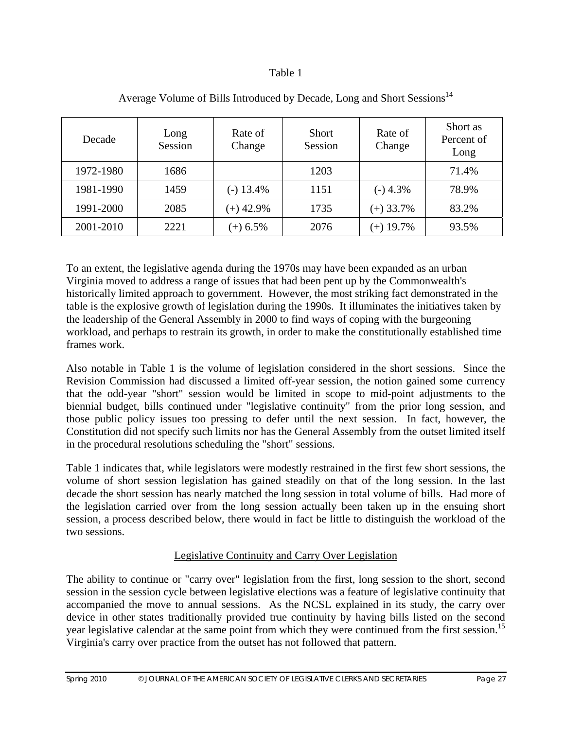Table 1

Average Volume of Bills Introduced by Decade, Long and Short Sessions[14]

| Decade | Long Session | Rate of Change | Short Session | Rate of Change | Short as Percent of Long |
|---|---|---|---|---|---|
| 1972-1980 | 1686 | | 1203 | | 71.4% |
| 1981-1990 | 1459 | (-) 13.4% | 1151 | (-) 4.3% | 78.9% |
| 1991-2000 | 2085 | (+) 42.9% | 1735 | (+) 33.7% | 83.2% |
| 2001-2010 | 2221 | (+) 6.5% | 2076 | (+) 19.7% | 93.5% |

To an extent, the legislative agenda during the 1970s may have been expanded as an urban Virginia moved to address a range of issues that had been pent up by the Commonwealth's historically limited approach to government. However, the most striking fact demonstrated in the table is the explosive growth of legislation during the 1990s. It illuminates the initiatives taken by the leadership of the General Assembly in 2000 to find ways of coping with the burgeoning workload, and perhaps to restrain its growth, in order to make the constitutionally established time frames work.

Also notable in Table 1 is the volume of legislation considered in the short sessions. Since the Revision Commission had discussed a limited off-year session, the notion gained some currency that the odd-year "short" session would be limited in scope to mid-point adjustments to the biennial budget, bills continued under "legislative continuity" from the prior long session, and those public policy issues too pressing to defer until the next session. In fact, however, the Constitution did not specify such limits nor has the General Assembly from the outset limited itself in the procedural resolutions scheduling the "short" sessions.

Table 1 indicates that, while legislators were modestly restrained in the first few short sessions, the volume of short session legislation has gained steadily on that of the long session. In the last decade the short session has nearly matched the long session in total volume of bills. Had more of the legislation carried over from the long session actually been taken up in the ensuing short session, a process described below, there would in fact be little to distinguish the workload of the two sessions.

## Legislative Continuity and Carry Over Legislation

The ability to continue or "carry over" legislation from the first, long session to the short, second session in the session cycle between legislative elections was a feature of legislative continuity that accompanied the move to annual sessions. As the NCSL explained in its study, the carry over device in other states traditionally provided true continuity by having bills listed on the second year legislative calendar at the same point from which they were continued from the first session.[15] Virginia's carry over practice from the outset has not followed that pattern.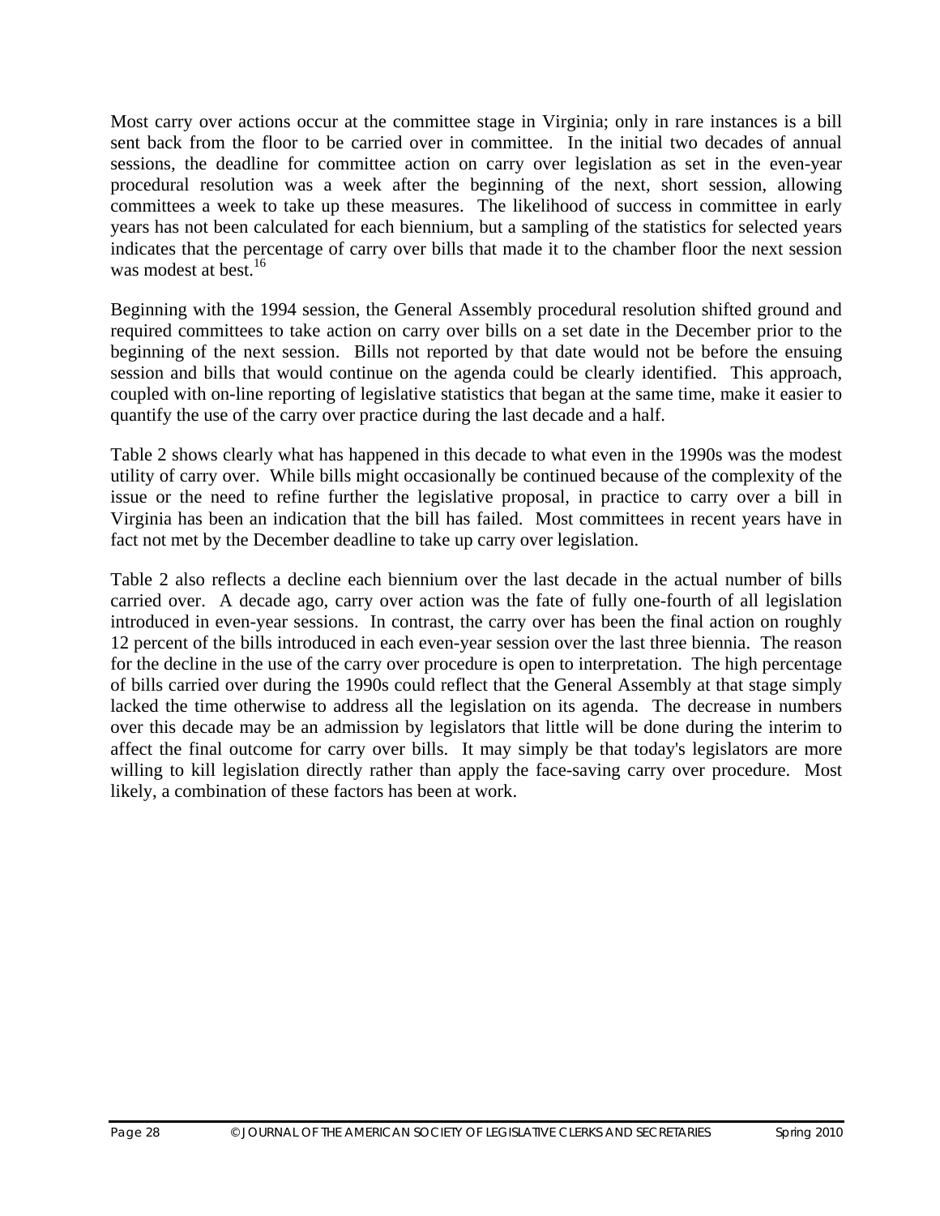Most carry over actions occur at the committee stage in Virginia; only in rare instances is a bill sent back from the floor to be carried over in committee. In the initial two decades of annual sessions, the deadline for committee action on carry over legislation as set in the even-year procedural resolution was a week after the beginning of the next, short session, allowing committees a week to take up these measures. The likelihood of success in committee in early years has not been calculated for each biennium, but a sampling of the statistics for selected years indicates that the percentage of carry over bills that made it to the chamber floor the next session was modest at best.[16]

Beginning with the 1994 session, the General Assembly procedural resolution shifted ground and required committees to take action on carry over bills on a set date in the December prior to the beginning of the next session. Bills not reported by that date would not be before the ensuing session and bills that would continue on the agenda could be clearly identified. This approach, coupled with on-line reporting of legislative statistics that began at the same time, make it easier to quantify the use of the carry over practice during the last decade and a half.

Table 2 shows clearly what has happened in this decade to what even in the 1990s was the modest utility of carry over. While bills might occasionally be continued because of the complexity of the issue or the need to refine further the legislative proposal, in practice to carry over a bill in Virginia has been an indication that the bill has failed. Most committees in recent years have in fact not met by the December deadline to take up carry over legislation.

Table 2 also reflects a decline each biennium over the last decade in the actual number of bills carried over. A decade ago, carry over action was the fate of fully one-fourth of all legislation introduced in even-year sessions. In contrast, the carry over has been the final action on roughly 12 percent of the bills introduced in each even-year session over the last three biennia. The reason for the decline in the use of the carry over procedure is open to interpretation. The high percentage of bills carried over during the 1990s could reflect that the General Assembly at that stage simply lacked the time otherwise to address all the legislation on its agenda. The decrease in numbers over this decade may be an admission by legislators that little will be done during the interim to affect the final outcome for carry over bills. It may simply be that today's legislators are more willing to kill legislation directly rather than apply the face-saving carry over procedure. Most likely, a combination of these factors has been at work.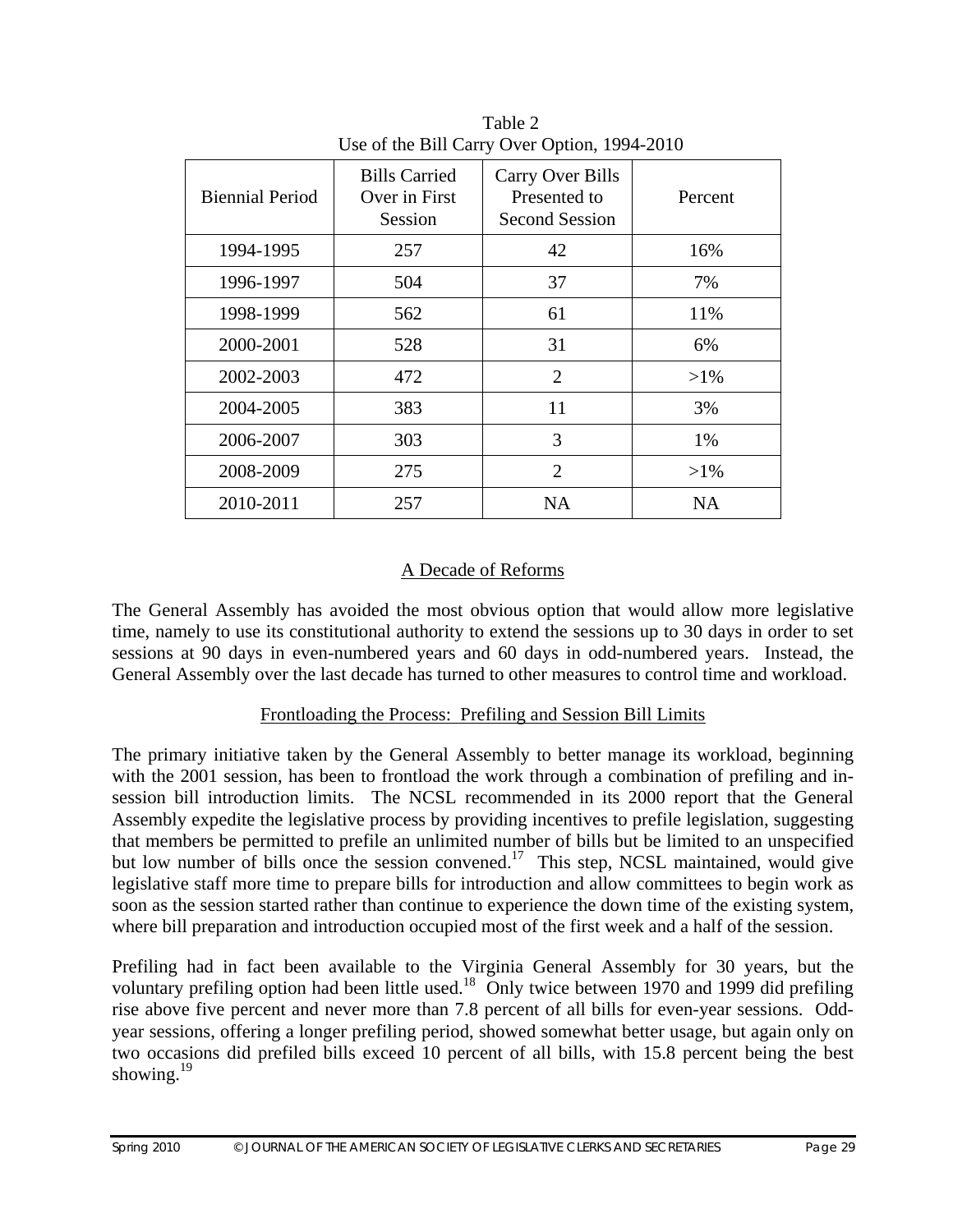Table 2
Use of the Bill Carry Over Option, 1994-2010

| Biennial Period | Bills Carried Over in First Session | Carry Over Bills Presented to Second Session | Percent |
|---|---|---|---|
| 1994-1995 | 257 | 42 | 16% |
| 1996-1997 | 504 | 37 | 7% |
| 1998-1999 | 562 | 61 | 11% |
| 2000-2001 | 528 | 31 | 6% |
| 2002-2003 | 472 | 2 | >1% |
| 2004-2005 | 383 | 11 | 3% |
| 2006-2007 | 303 | 3 | 1% |
| 2008-2009 | 275 | 2 | >1% |
| 2010-2011 | 257 | NA | NA |

## A Decade of Reforms

The General Assembly has avoided the most obvious option that would allow more legislative time, namely to use its constitutional authority to extend the sessions up to 30 days in order to set sessions at 90 days in even-numbered years and 60 days in odd-numbered years. Instead, the General Assembly over the last decade has turned to other measures to control time and workload.

### Frontloading the Process: Prefiling and Session Bill Limits

The primary initiative taken by the General Assembly to better manage its workload, beginning with the 2001 session, has been to frontload the work through a combination of prefiling and in-session bill introduction limits. The NCSL recommended in its 2000 report that the General Assembly expedite the legislative process by providing incentives to prefile legislation, suggesting that members be permitted to prefile an unlimited number of bills but be limited to an unspecified but low number of bills once the session convened.[17] This step, NCSL maintained, would give legislative staff more time to prepare bills for introduction and allow committees to begin work as soon as the session started rather than continue to experience the down time of the existing system, where bill preparation and introduction occupied most of the first week and a half of the session.

Prefiling had in fact been available to the Virginia General Assembly for 30 years, but the voluntary prefiling option had been little used.[18] Only twice between 1970 and 1999 did prefiling rise above five percent and never more than 7.8 percent of all bills for even-year sessions. Odd-year sessions, offering a longer prefiling period, showed somewhat better usage, but again only on two occasions did prefiled bills exceed 10 percent of all bills, with 15.8 percent being the best showing.[19]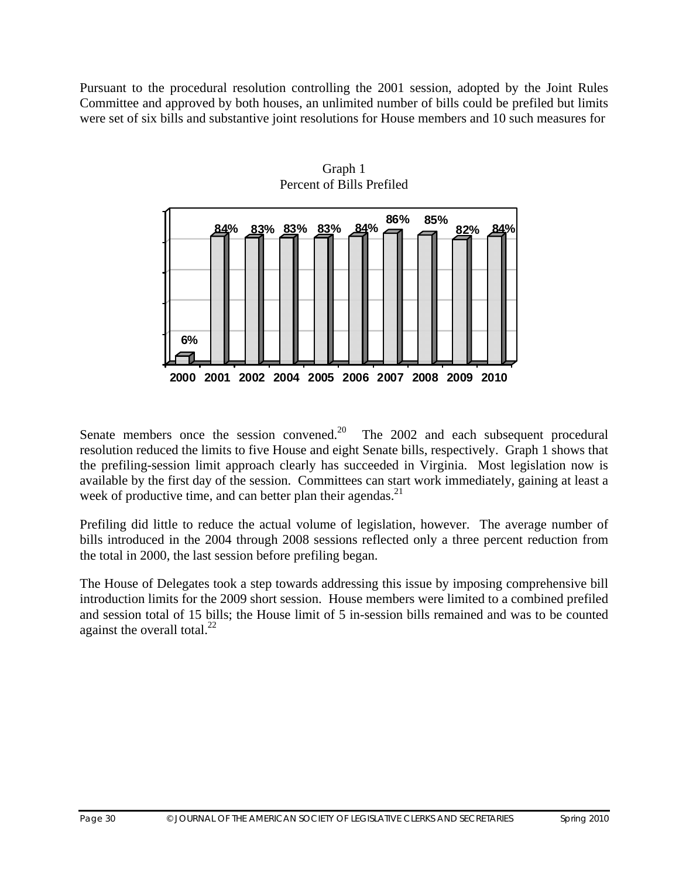Pursuant to the procedural resolution controlling the 2001 session, adopted by the Joint Rules Committee and approved by both houses, an unlimited number of bills could be prefiled but limits were set of six bills and substantive joint resolutions for House members and 10 such measures for

Graph 1
Percent of Bills Prefiled

| 2000 | 2001 | 2002 | 2004 | 2005 | 2006 | 2007 | 2008 | 2009 | 2010 |
|---|---|---|---|---|---|---|---|---|---|
| 6% | 84% | 83% | 83% | 83% | 84% | 86% | 85% | 82% | 84% |

Senate members once the session convened.[20] The 2002 and each subsequent procedural resolution reduced the limits to five House and eight Senate bills, respectively. Graph 1 shows that the prefiling-session limit approach clearly has succeeded in Virginia. Most legislation now is available by the first day of the session. Committees can start work immediately, gaining at least a week of productive time, and can better plan their agendas.[21]

Prefiling did little to reduce the actual volume of legislation, however. The average number of bills introduced in the 2004 through 2008 sessions reflected only a three percent reduction from the total in 2000, the last session before prefiling began.

The House of Delegates took a step towards addressing this issue by imposing comprehensive bill introduction limits for the 2009 short session. House members were limited to a combined prefiled and session total of 15 bills; the House limit of 5 in-session bills remained and was to be counted against the overall total.[22]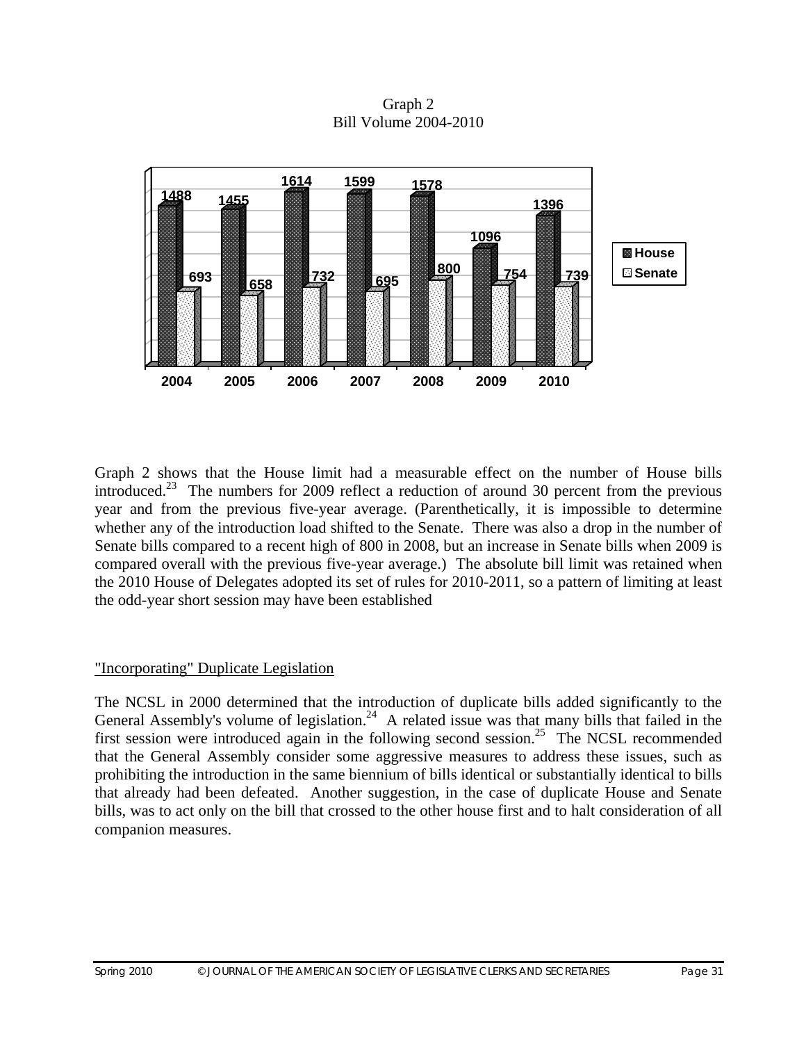Graph 2
Bill Volume 2004-2010

1488
693
1455
658
1614
732
1599
695
1578
800
1096
754
1396
739

House
Senate

2004 2005 2006 2007 2008 2009 2010

Graph 2 shows that the House limit had a measurable effect on the number of House bills introduced.[23] The numbers for 2009 reflect a reduction of around 30 percent from the previous year and from the previous five-year average. (Parenthetically, it is impossible to determine whether any of the introduction load shifted to the Senate. There was also a drop in the number of Senate bills compared to a recent high of 800 in 2008, but an increase in Senate bills when 2009 is compared overall with the previous five-year average.) The absolute bill limit was retained when the 2010 House of Delegates adopted its set of rules for 2010-2011, so a pattern of limiting at least the odd-year short session may have been established

"Incorporating" Duplicate Legislation

The NCSL in 2000 determined that the introduction of duplicate bills added significantly to the General Assembly's volume of legislation.[24] A related issue was that many bills that failed in the first session were introduced again in the following second session.[25] The NCSL recommended that the General Assembly consider some aggressive measures to address these issues, such as prohibiting the introduction in the same biennium of bills identical or substantially identical to bills that already had been defeated. Another suggestion, in the case of duplicate House and Senate bills, was to act only on the bill that crossed to the other house first and to halt consideration of all companion measures.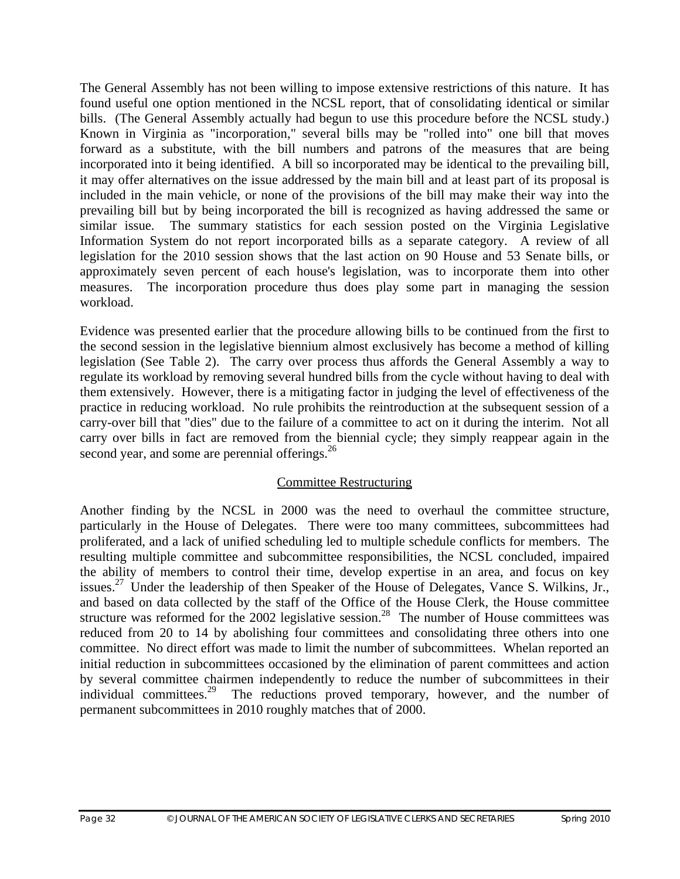The General Assembly has not been willing to impose extensive restrictions of this nature. It has found useful one option mentioned in the NCSL report, that of consolidating identical or similar bills. (The General Assembly actually had begun to use this procedure before the NCSL study.) Known in Virginia as "incorporation," several bills may be "rolled into" one bill that moves forward as a substitute, with the bill numbers and patrons of the measures that are being incorporated into it being identified. A bill so incorporated may be identical to the prevailing bill, it may offer alternatives on the issue addressed by the main bill and at least part of its proposal is included in the main vehicle, or none of the provisions of the bill may make their way into the prevailing bill but by being incorporated the bill is recognized as having addressed the same or similar issue. The summary statistics for each session posted on the Virginia Legislative Information System do not report incorporated bills as a separate category. A review of all legislation for the 2010 session shows that the last action on 90 House and 53 Senate bills, or approximately seven percent of each house's legislation, was to incorporate them into other measures. The incorporation procedure thus does play some part in managing the session workload.

Evidence was presented earlier that the procedure allowing bills to be continued from the first to the second session in the legislative biennium almost exclusively has become a method of killing legislation (See Table 2). The carry over process thus affords the General Assembly a way to regulate its workload by removing several hundred bills from the cycle without having to deal with them extensively. However, there is a mitigating factor in judging the level of effectiveness of the practice in reducing workload. No rule prohibits the reintroduction at the subsequent session of a carry-over bill that "dies" due to the failure of a committee to act on it during the interim. Not all carry over bills in fact are removed from the biennial cycle; they simply reappear again in the second year, and some are perennial offerings.[26]

## Committee Restructuring

Another finding by the NCSL in 2000 was the need to overhaul the committee structure, particularly in the House of Delegates. There were too many committees, subcommittees had proliferated, and a lack of unified scheduling led to multiple schedule conflicts for members. The resulting multiple committee and subcommittee responsibilities, the NCSL concluded, impaired the ability of members to control their time, develop expertise in an area, and focus on key issues.[27] Under the leadership of then Speaker of the House of Delegates, Vance S. Wilkins, Jr., and based on data collected by the staff of the Office of the House Clerk, the House committee structure was reformed for the 2002 legislative session.[28] The number of House committees was reduced from 20 to 14 by abolishing four committees and consolidating three others into one committee. No direct effort was made to limit the number of subcommittees. Whelan reported an initial reduction in subcommittees occasioned by the elimination of parent committees and action by several committee chairmen independently to reduce the number of subcommittees in their individual committees.[29] The reductions proved temporary, however, and the number of permanent subcommittees in 2010 roughly matches that of 2000.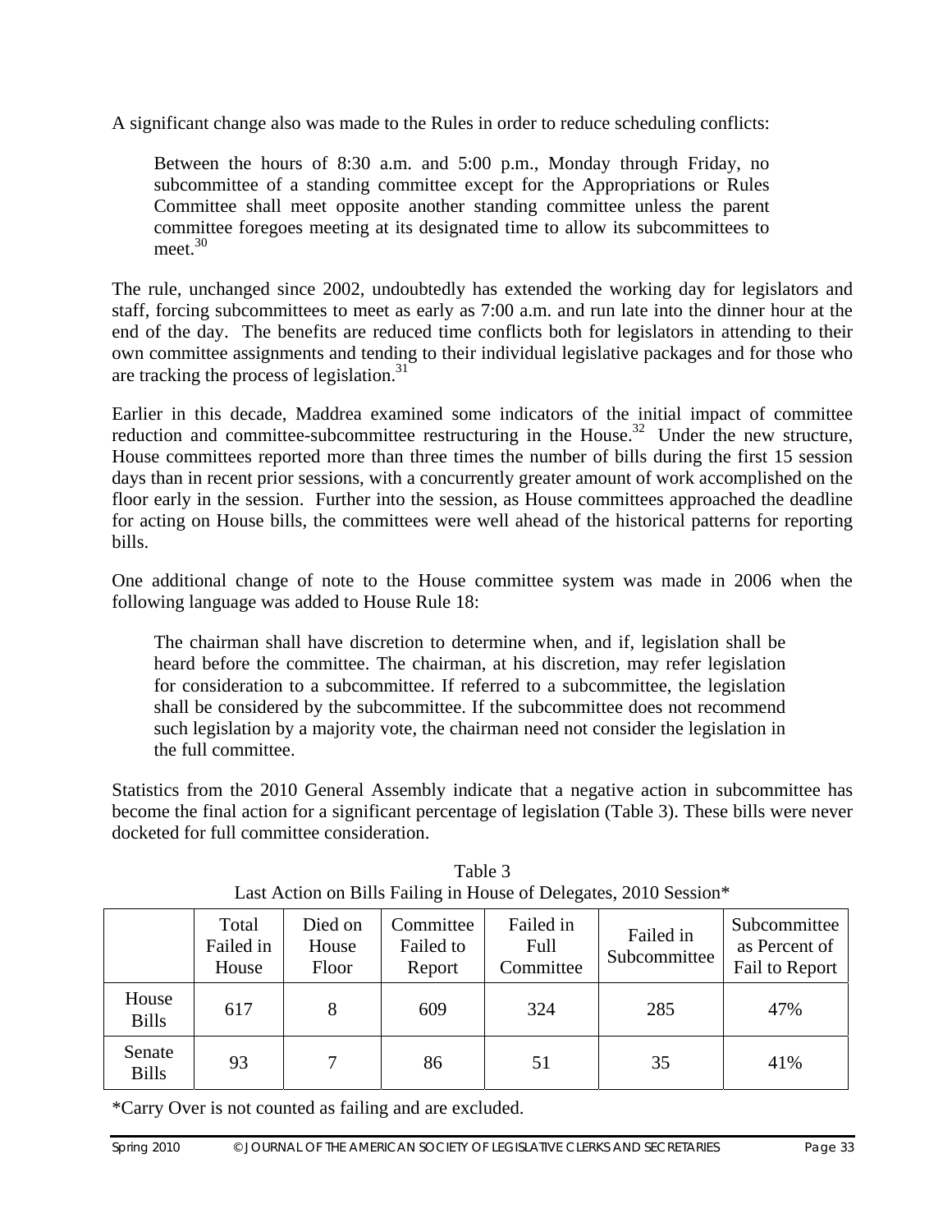A significant change also was made to the Rules in order to reduce scheduling conflicts:

> Between the hours of 8:30 a.m. and 5:00 p.m., Monday through Friday, no subcommittee of a standing committee except for the Appropriations or Rules Committee shall meet opposite another standing committee unless the parent committee foregoes meeting at its designated time to allow its subcommittees to meet.[30]

The rule, unchanged since 2002, undoubtedly has extended the working day for legislators and staff, forcing subcommittees to meet as early as 7:00 a.m. and run late into the dinner hour at the end of the day. The benefits are reduced time conflicts both for legislators in attending to their own committee assignments and tending to their individual legislative packages and for those who are tracking the process of legislation.[31]

Earlier in this decade, Maddrea examined some indicators of the initial impact of committee reduction and committee-subcommittee restructuring in the House.[32] Under the new structure, House committees reported more than three times the number of bills during the first 15 session days than in recent prior sessions, with a concurrently greater amount of work accomplished on the floor early in the session. Further into the session, as House committees approached the deadline for acting on House bills, the committees were well ahead of the historical patterns for reporting bills.

One additional change of note to the House committee system was made in 2006 when the following language was added to House Rule 18:

> The chairman shall have discretion to determine when, and if, legislation shall be heard before the committee. The chairman, at his discretion, may refer legislation for consideration to a subcommittee. If referred to a subcommittee, the legislation shall be considered by the subcommittee. If the subcommittee does not recommend such legislation by a majority vote, the chairman need not consider the legislation in the full committee.

Statistics from the 2010 General Assembly indicate that a negative action in subcommittee has become the final action for a significant percentage of legislation (Table 3). These bills were never docketed for full committee consideration.

Table 3
Last Action on Bills Failing in House of Delegates, 2010 Session*

| | Total Failed in House | Died on House Floor | Committee Failed to Report | Failed in Full Committee | Failed in Subcommittee | Subcommittee as Percent of Fail to Report |
|---|---|---|---|---|---|---|
| House Bills | 617 | 8 | 609 | 324 | 285 | 47% |
| Senate Bills | 93 | 7 | 86 | 51 | 35 | 41% |

*Carry Over is not counted as failing and are excluded.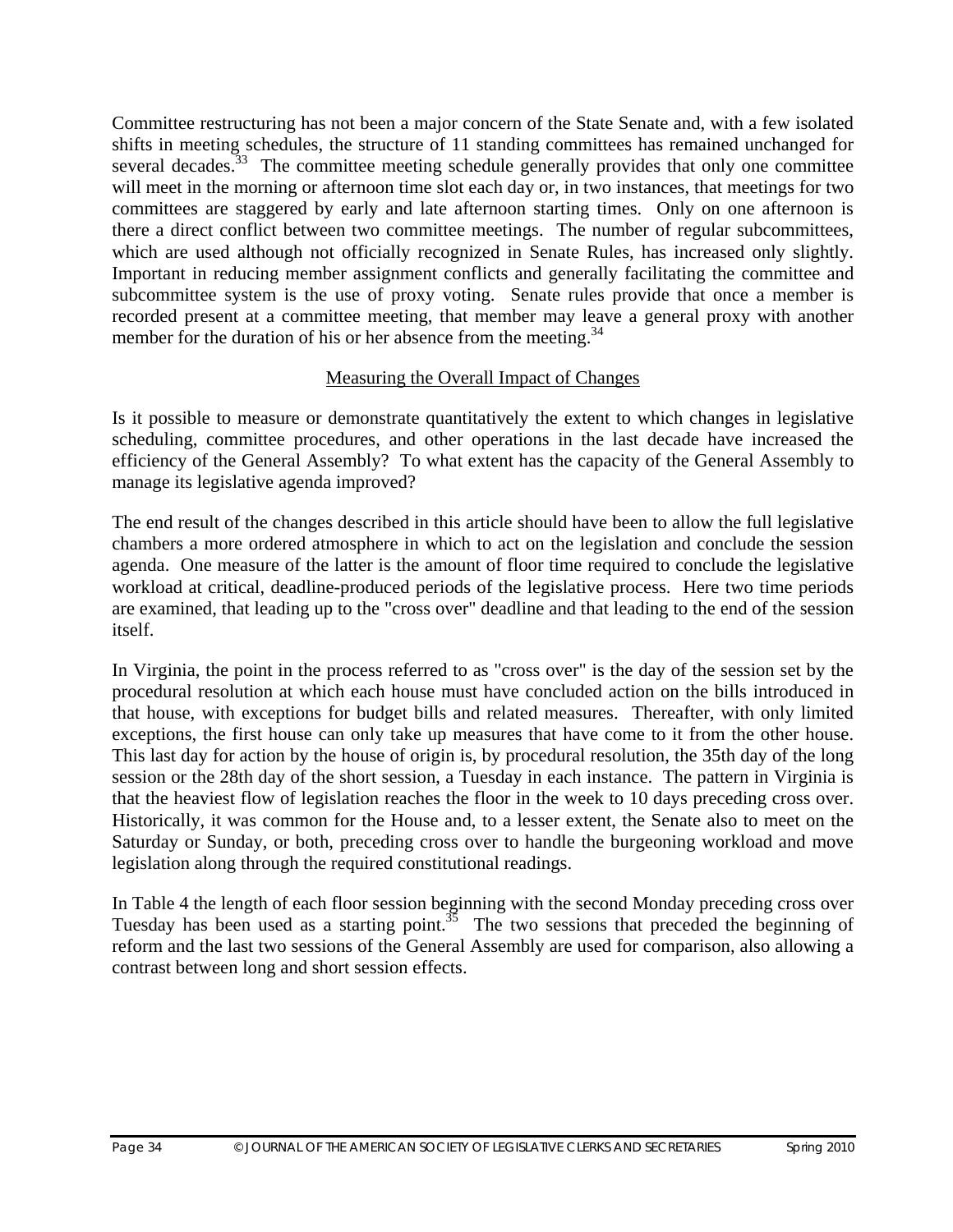Committee restructuring has not been a major concern of the State Senate and, with a few isolated shifts in meeting schedules, the structure of 11 standing committees has remained unchanged for several decades.[33] The committee meeting schedule generally provides that only one committee will meet in the morning or afternoon time slot each day or, in two instances, that meetings for two committees are staggered by early and late afternoon starting times. Only on one afternoon is there a direct conflict between two committee meetings. The number of regular subcommittees, which are used although not officially recognized in Senate Rules, has increased only slightly. Important in reducing member assignment conflicts and generally facilitating the committee and subcommittee system is the use of proxy voting. Senate rules provide that once a member is recorded present at a committee meeting, that member may leave a general proxy with another member for the duration of his or her absence from the meeting.[34]

## Measuring the Overall Impact of Changes

Is it possible to measure or demonstrate quantitatively the extent to which changes in legislative scheduling, committee procedures, and other operations in the last decade have increased the efficiency of the General Assembly? To what extent has the capacity of the General Assembly to manage its legislative agenda improved?

The end result of the changes described in this article should have been to allow the full legislative chambers a more ordered atmosphere in which to act on the legislation and conclude the session agenda. One measure of the latter is the amount of floor time required to conclude the legislative workload at critical, deadline-produced periods of the legislative process. Here two time periods are examined, that leading up to the "cross over" deadline and that leading to the end of the session itself.

In Virginia, the point in the process referred to as "cross over" is the day of the session set by the procedural resolution at which each house must have concluded action on the bills introduced in that house, with exceptions for budget bills and related measures. Thereafter, with only limited exceptions, the first house can only take up measures that have come to it from the other house. This last day for action by the house of origin is, by procedural resolution, the 35th day of the long session or the 28th day of the short session, a Tuesday in each instance. The pattern in Virginia is that the heaviest flow of legislation reaches the floor in the week to 10 days preceding cross over. Historically, it was common for the House and, to a lesser extent, the Senate also to meet on the Saturday or Sunday, or both, preceding cross over to handle the burgeoning workload and move legislation along through the required constitutional readings.

In Table 4 the length of each floor session beginning with the second Monday preceding cross over Tuesday has been used as a starting point.[35] The two sessions that preceded the beginning of reform and the last two sessions of the General Assembly are used for comparison, also allowing a contrast between long and short session effects.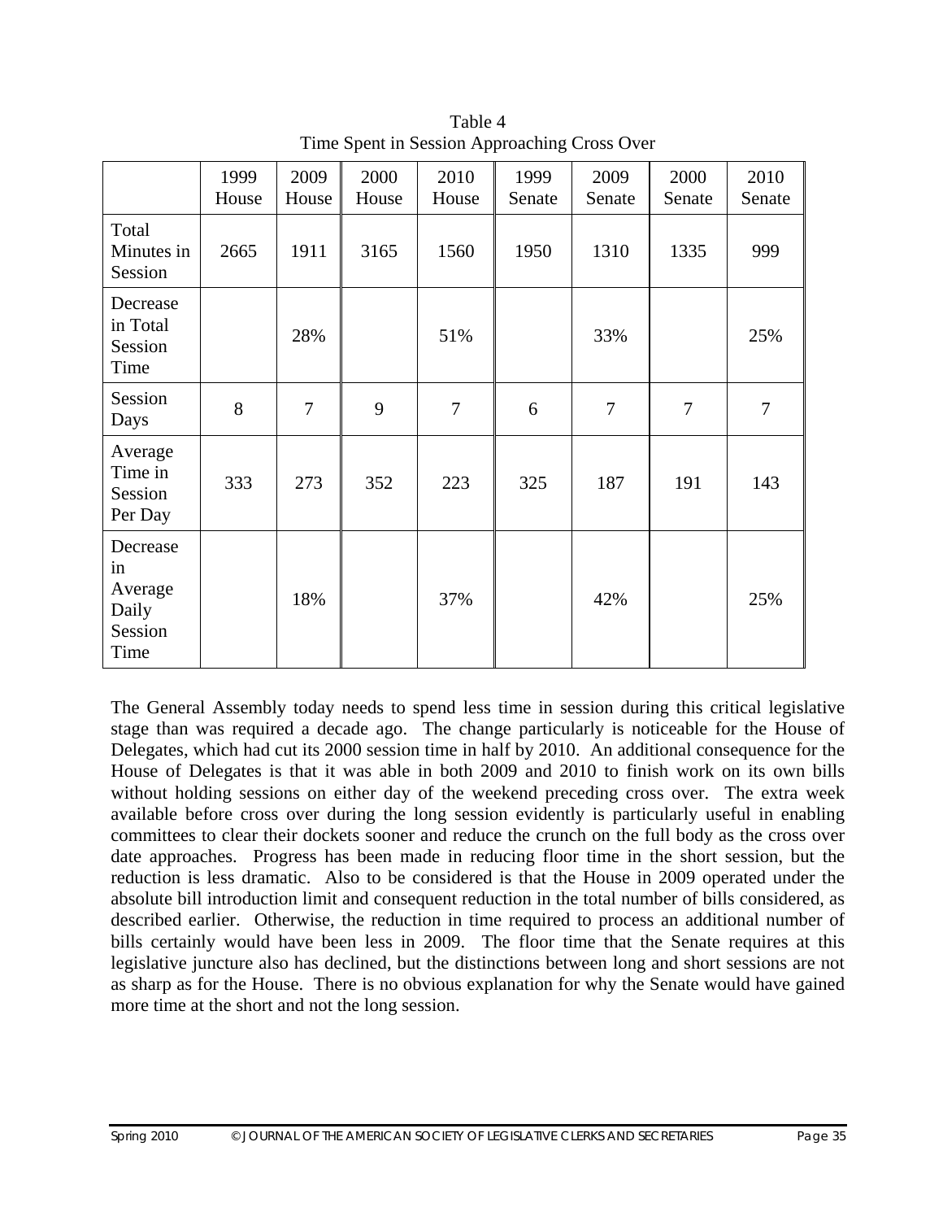Table 4
Time Spent in Session Approaching Cross Over

| | 1999 House | 2009 House | 2000 House | 2010 House | 1999 Senate | 2009 Senate | 2000 Senate | 2010 Senate |
|---|---|---|---|---|---|---|---|---|
| Total Minutes in Session | 2665 | 1911 | 3165 | 1560 | 1950 | 1310 | 1335 | 999 |
| Decrease in Total Session Time | | 28% | | 51% | | 33% | | 25% |
| Session Days | 8 | 7 | 9 | 7 | 6 | 7 | 7 | 7 |
| Average Time in Session Per Day | 333 | 273 | 352 | 223 | 325 | 187 | 191 | 143 |
| Decrease in Average Daily Session Time | | 18% | | 37% | | 42% | | 25% |

The General Assembly today needs to spend less time in session during this critical legislative stage than was required a decade ago. The change particularly is noticeable for the House of Delegates, which had cut its 2000 session time in half by 2010. An additional consequence for the House of Delegates is that it was able in both 2009 and 2010 to finish work on its own bills without holding sessions on either day of the weekend preceding cross over. The extra week available before cross over during the long session evidently is particularly useful in enabling committees to clear their dockets sooner and reduce the crunch on the full body as the cross over date approaches. Progress has been made in reducing floor time in the short session, but the reduction is less dramatic. Also to be considered is that the House in 2009 operated under the absolute bill introduction limit and consequent reduction in the total number of bills considered, as described earlier. Otherwise, the reduction in time required to process an additional number of bills certainly would have been less in 2009. The floor time that the Senate requires at this legislative juncture also has declined, but the distinctions between long and short sessions are not as sharp as for the House. There is no obvious explanation for why the Senate would have gained more time at the short and not the long session.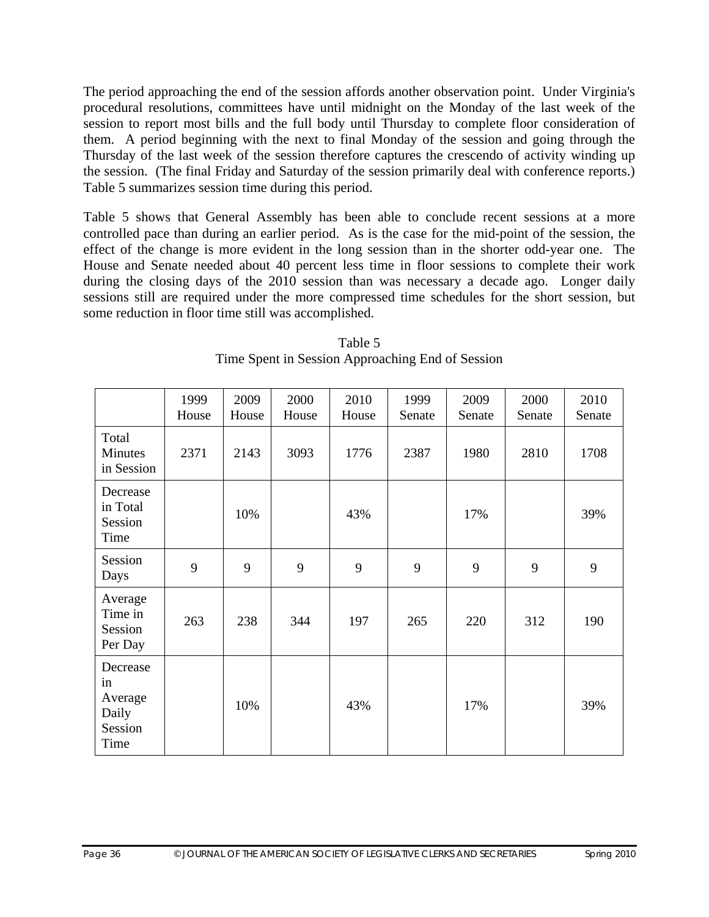The period approaching the end of the session affords another observation point. Under Virginia's procedural resolutions, committees have until midnight on the Monday of the last week of the session to report most bills and the full body until Thursday to complete floor consideration of them. A period beginning with the next to final Monday of the session and going through the Thursday of the last week of the session therefore captures the crescendo of activity winding up the session. (The final Friday and Saturday of the session primarily deal with conference reports.) Table 5 summarizes session time during this period.

Table 5 shows that General Assembly has been able to conclude recent sessions at a more controlled pace than during an earlier period. As is the case for the mid-point of the session, the effect of the change is more evident in the long session than in the shorter odd-year one. The House and Senate needed about 40 percent less time in floor sessions to complete their work during the closing days of the 2010 session than was necessary a decade ago. Longer daily sessions still are required under the more compressed time schedules for the short session, but some reduction in floor time still was accomplished.

Table 5
Time Spent in Session Approaching End of Session

| | 1999 House | 2009 House | 2000 House | 2010 House | 1999 Senate | 2009 Senate | 2000 Senate | 2010 Senate |
|---|---|---|---|---|---|---|---|---|
| Total Minutes in Session | 2371 | 2143 | 3093 | 1776 | 2387 | 1980 | 2810 | 1708 |
| Decrease in Total Session Time | | 10% | | 43% | | 17% | | 39% |
| Session Days | 9 | 9 | 9 | 9 | 9 | 9 | 9 | 9 |
| Average Time in Session Per Day | 263 | 238 | 344 | 197 | 265 | 220 | 312 | 190 |
| Decrease in Average Daily Session Time | | 10% | | 43% | | 17% | | 39% |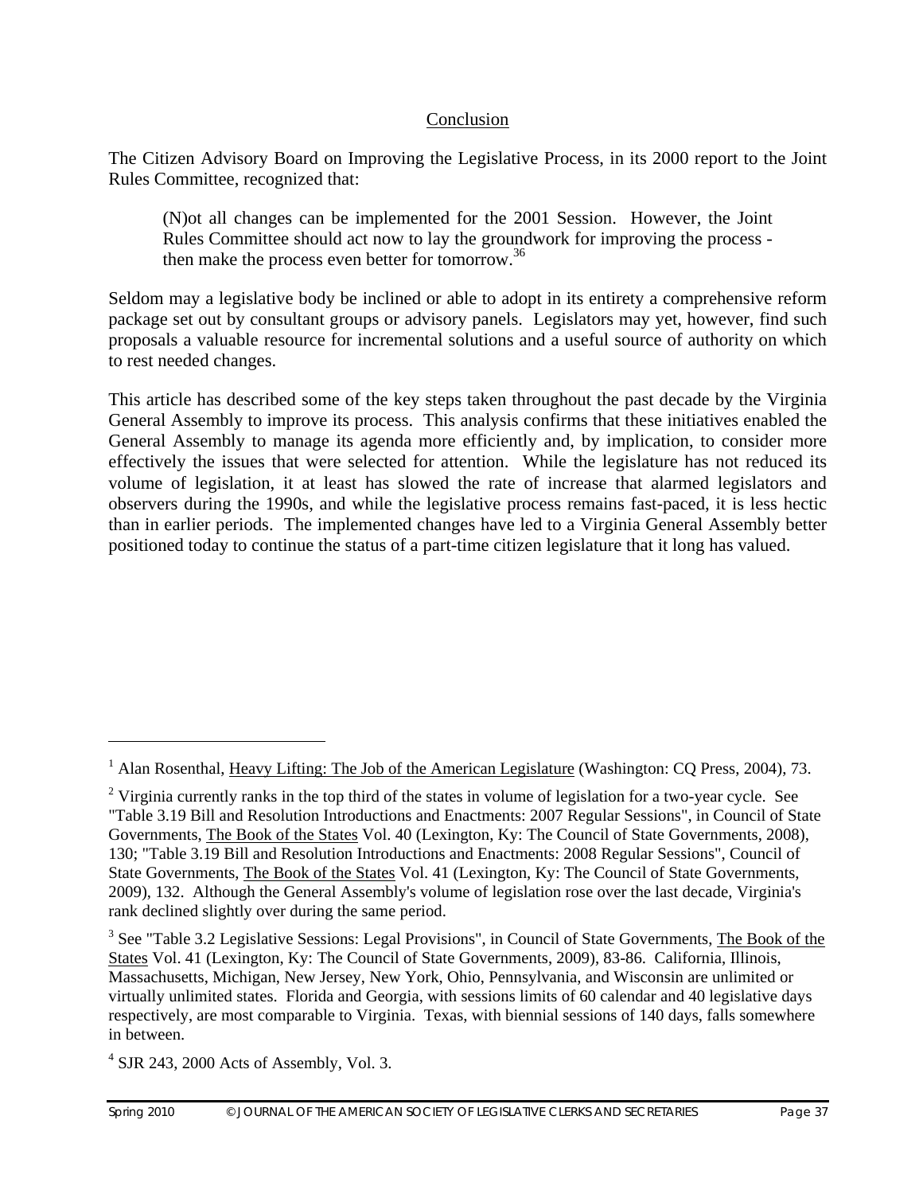## Conclusion

The Citizen Advisory Board on Improving the Legislative Process, in its 2000 report to the Joint Rules Committee, recognized that:

> (N)ot all changes can be implemented for the 2001 Session. However, the Joint Rules Committee should act now to lay the groundwork for improving the process - then make the process even better for tomorrow.[36]

Seldom may a legislative body be inclined or able to adopt in its entirety a comprehensive reform package set out by consultant groups or advisory panels. Legislators may yet, however, find such proposals a valuable resource for incremental solutions and a useful source of authority on which to rest needed changes.

This article has described some of the key steps taken throughout the past decade by the Virginia General Assembly to improve its process. This analysis confirms that these initiatives enabled the General Assembly to manage its agenda more efficiently and, by implication, to consider more effectively the issues that were selected for attention. While the legislature has not reduced its volume of legislation, it at least has slowed the rate of increase that alarmed legislators and observers during the 1990s, and while the legislative process remains fast-paced, it is less hectic than in earlier periods. The implemented changes have led to a Virginia General Assembly better positioned today to continue the status of a part-time citizen legislature that it long has valued.

---

[1] Alan Rosenthal, Heavy Lifting: The Job of the American Legislature (Washington: CQ Press, 2004), 73.

[2] Virginia currently ranks in the top third of the states in volume of legislation for a two-year cycle. See "Table 3.19 Bill and Resolution Introductions and Enactments: 2007 Regular Sessions", in Council of State Governments, The Book of the States Vol. 40 (Lexington, Ky: The Council of State Governments, 2008), 130; "Table 3.19 Bill and Resolution Introductions and Enactments: 2008 Regular Sessions", Council of State Governments, The Book of the States Vol. 41 (Lexington, Ky: The Council of State Governments, 2009), 132. Although the General Assembly's volume of legislation rose over the last decade, Virginia's rank declined slightly over during the same period.

[3] See "Table 3.2 Legislative Sessions: Legal Provisions", in Council of State Governments, The Book of the States Vol. 41 (Lexington, Ky: The Council of State Governments, 2009), 83-86. California, Illinois, Massachusetts, Michigan, New Jersey, New York, Ohio, Pennsylvania, and Wisconsin are unlimited or virtually unlimited states. Florida and Georgia, with sessions limits of 60 calendar and 40 legislative days respectively, are most comparable to Virginia. Texas, with biennial sessions of 140 days, falls somewhere in between.

[4] SJR 243, 2000 Acts of Assembly, Vol. 3.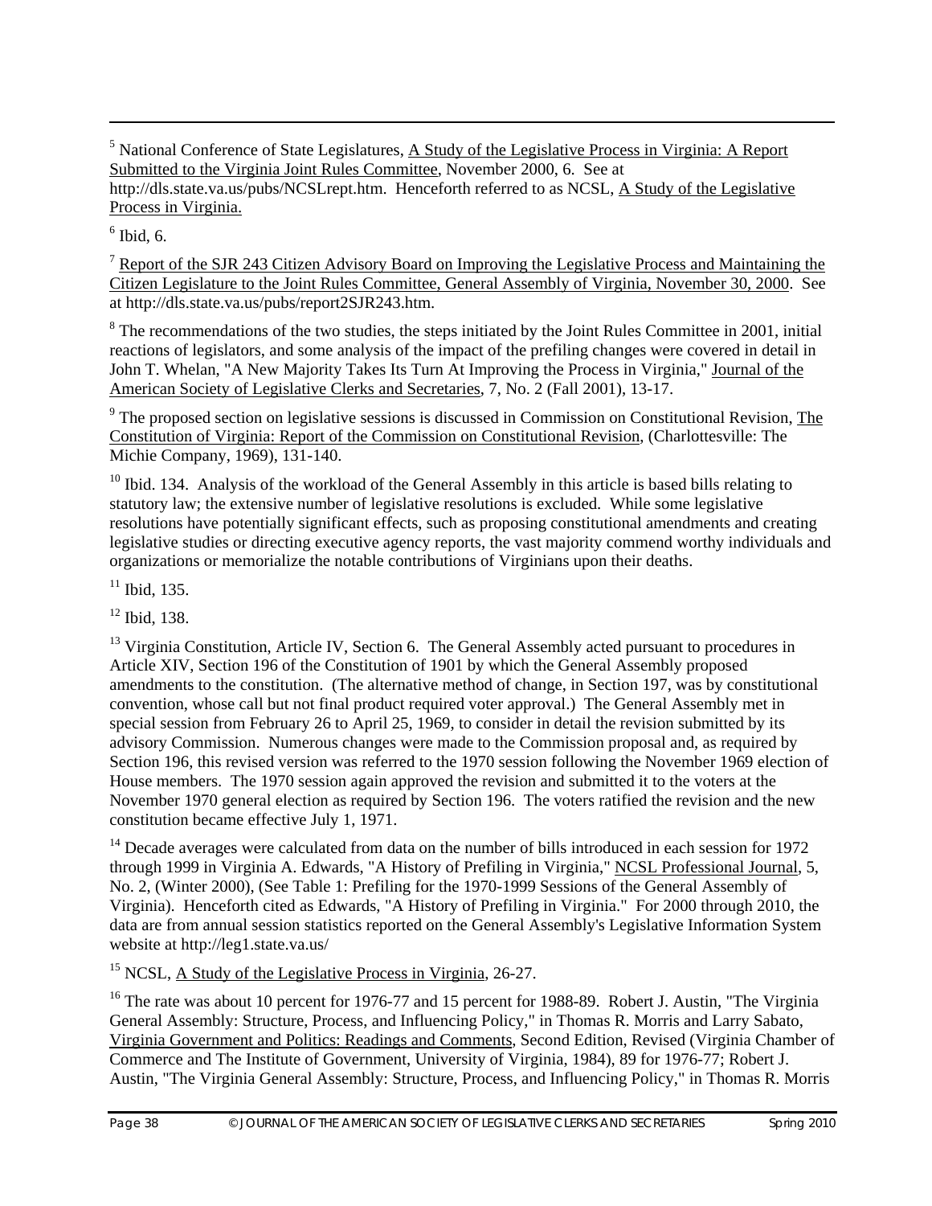[5] National Conference of State Legislatures, A Study of the Legislative Process in Virginia: A Report Submitted to the Virginia Joint Rules Committee, November 2000, 6. See at http://dls.state.va.us/pubs/NCSLrept.htm. Henceforth referred to as NCSL, A Study of the Legislative Process in Virginia.

[6] Ibid, 6.

[7] Report of the SJR 243 Citizen Advisory Board on Improving the Legislative Process and Maintaining the Citizen Legislature to the Joint Rules Committee, General Assembly of Virginia, November 30, 2000. See at http://dls.state.va.us/pubs/report2SJR243.htm.

[8] The recommendations of the two studies, the steps initiated by the Joint Rules Committee in 2001, initial reactions of legislators, and some analysis of the impact of the prefiling changes were covered in detail in John T. Whelan, "A New Majority Takes Its Turn At Improving the Process in Virginia," Journal of the American Society of Legislative Clerks and Secretaries, 7, No. 2 (Fall 2001), 13-17.

[9] The proposed section on legislative sessions is discussed in Commission on Constitutional Revision, The Constitution of Virginia: Report of the Commission on Constitutional Revision, (Charlottesville: The Michie Company, 1969), 131-140.

[10] Ibid. 134. Analysis of the workload of the General Assembly in this article is based bills relating to statutory law; the extensive number of legislative resolutions is excluded. While some legislative resolutions have potentially significant effects, such as proposing constitutional amendments and creating legislative studies or directing executive agency reports, the vast majority commend worthy individuals and organizations or memorialize the notable contributions of Virginians upon their deaths.

[11] Ibid, 135.

[12] Ibid, 138.

[13] Virginia Constitution, Article IV, Section 6. The General Assembly acted pursuant to procedures in Article XIV, Section 196 of the Constitution of 1901 by which the General Assembly proposed amendments to the constitution. (The alternative method of change, in Section 197, was by constitutional convention, whose call but not final product required voter approval.) The General Assembly met in special session from February 26 to April 25, 1969, to consider in detail the revision submitted by its advisory Commission. Numerous changes were made to the Commission proposal and, as required by Section 196, this revised version was referred to the 1970 session following the November 1969 election of House members. The 1970 session again approved the revision and submitted it to the voters at the November 1970 general election as required by Section 196. The voters ratified the revision and the new constitution became effective July 1, 1971.

[14] Decade averages were calculated from data on the number of bills introduced in each session for 1972 through 1999 in Virginia A. Edwards, "A History of Prefiling in Virginia," NCSL Professional Journal, 5, No. 2, (Winter 2000), (See Table 1: Prefiling for the 1970-1999 Sessions of the General Assembly of Virginia). Henceforth cited as Edwards, "A History of Prefiling in Virginia." For 2000 through 2010, the data are from annual session statistics reported on the General Assembly's Legislative Information System website at http://leg1.state.va.us/

[15] NCSL, A Study of the Legislative Process in Virginia, 26-27.

[16] The rate was about 10 percent for 1976-77 and 15 percent for 1988-89. Robert J. Austin, "The Virginia General Assembly: Structure, Process, and Influencing Policy," in Thomas R. Morris and Larry Sabato, Virginia Government and Politics: Readings and Comments, Second Edition, Revised (Virginia Chamber of Commerce and The Institute of Government, University of Virginia, 1984), 89 for 1976-77; Robert J. Austin, "The Virginia General Assembly: Structure, Process, and Influencing Policy," in Thomas R. Morris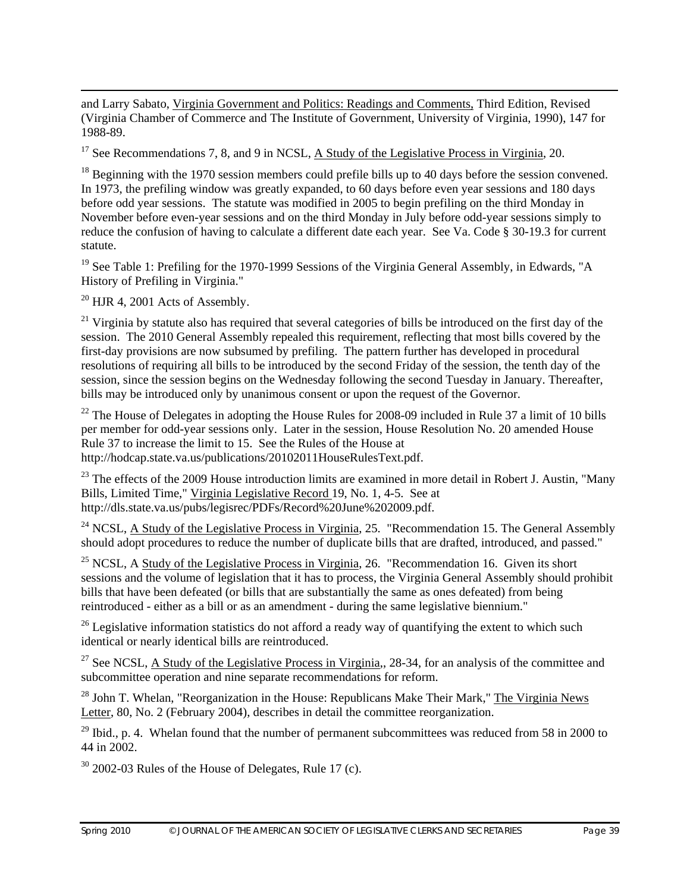and Larry Sabato, Virginia Government and Politics: Readings and Comments, Third Edition, Revised (Virginia Chamber of Commerce and The Institute of Government, University of Virginia, 1990), 147 for 1988-89.

[17] See Recommendations 7, 8, and 9 in NCSL, A Study of the Legislative Process in Virginia, 20.

[18] Beginning with the 1970 session members could prefile bills up to 40 days before the session convened. In 1973, the prefiling window was greatly expanded, to 60 days before even year sessions and 180 days before odd year sessions. The statute was modified in 2005 to begin prefiling on the third Monday in November before even-year sessions and on the third Monday in July before odd-year sessions simply to reduce the confusion of having to calculate a different date each year. See Va. Code § 30-19.3 for current statute.

[19] See Table 1: Prefiling for the 1970-1999 Sessions of the Virginia General Assembly, in Edwards, "A History of Prefiling in Virginia."

[20] HJR 4, 2001 Acts of Assembly.

[21] Virginia by statute also has required that several categories of bills be introduced on the first day of the session. The 2010 General Assembly repealed this requirement, reflecting that most bills covered by the first-day provisions are now subsumed by prefiling. The pattern further has developed in procedural resolutions of requiring all bills to be introduced by the second Friday of the session, the tenth day of the session, since the session begins on the Wednesday following the second Tuesday in January. Thereafter, bills may be introduced only by unanimous consent or upon the request of the Governor.

[22] The House of Delegates in adopting the House Rules for 2008-09 included in Rule 37 a limit of 10 bills per member for odd-year sessions only. Later in the session, House Resolution No. 20 amended House Rule 37 to increase the limit to 15. See the Rules of the House at http://hodcap.state.va.us/publications/20102011HouseRulesText.pdf.

[23] The effects of the 2009 House introduction limits are examined in more detail in Robert J. Austin, "Many Bills, Limited Time," Virginia Legislative Record 19, No. 1, 4-5. See at http://dls.state.va.us/pubs/legisrec/PDFs/Record%20June%202009.pdf.

[24] NCSL, A Study of the Legislative Process in Virginia, 25. "Recommendation 15. The General Assembly should adopt procedures to reduce the number of duplicate bills that are drafted, introduced, and passed."

[25] NCSL, A Study of the Legislative Process in Virginia, 26. "Recommendation 16. Given its short sessions and the volume of legislation that it has to process, the Virginia General Assembly should prohibit bills that have been defeated (or bills that are substantially the same as ones defeated) from being reintroduced - either as a bill or as an amendment - during the same legislative biennium."

[26] Legislative information statistics do not afford a ready way of quantifying the extent to which such identical or nearly identical bills are reintroduced.

[27] See NCSL, A Study of the Legislative Process in Virginia,, 28-34, for an analysis of the committee and subcommittee operation and nine separate recommendations for reform.

[28] John T. Whelan, "Reorganization in the House: Republicans Make Their Mark," The Virginia News Letter, 80, No. 2 (February 2004), describes in detail the committee reorganization.

[29] Ibid., p. 4. Whelan found that the number of permanent subcommittees was reduced from 58 in 2000 to 44 in 2002.

[30] 2002-03 Rules of the House of Delegates, Rule 17 (c).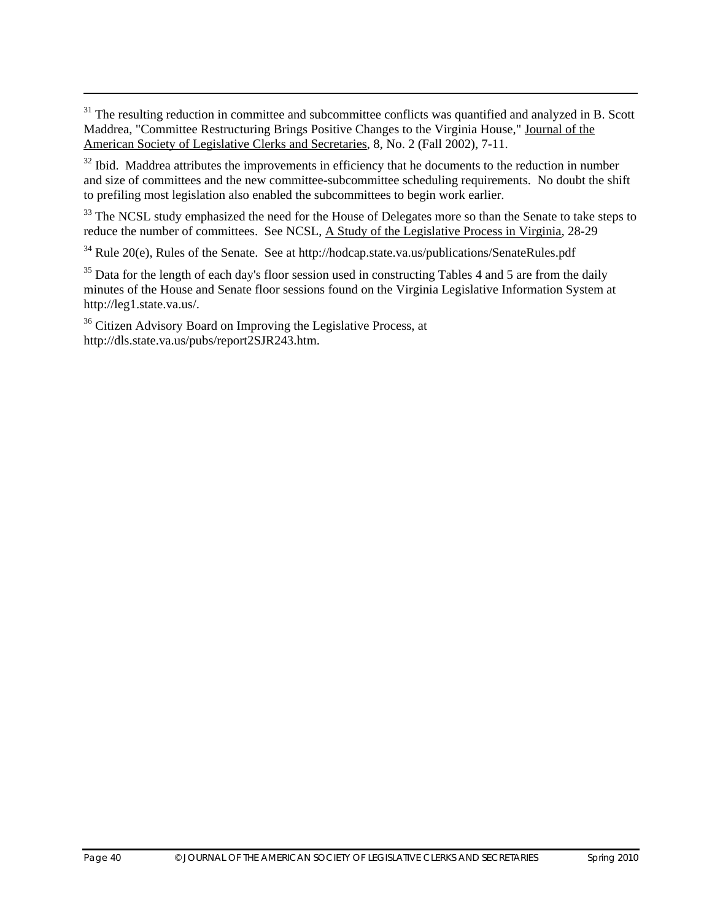[31] The resulting reduction in committee and subcommittee conflicts was quantified and analyzed in B. Scott Maddrea, "Committee Restructuring Brings Positive Changes to the Virginia House," Journal of the American Society of Legislative Clerks and Secretaries, 8, No. 2 (Fall 2002), 7-11.

[32] Ibid. Maddrea attributes the improvements in efficiency that he documents to the reduction in number and size of committees and the new committee-subcommittee scheduling requirements. No doubt the shift to prefiling most legislation also enabled the subcommittees to begin work earlier.

[33] The NCSL study emphasized the need for the House of Delegates more so than the Senate to take steps to reduce the number of committees. See NCSL, A Study of the Legislative Process in Virginia, 28-29

[34] Rule 20(e), Rules of the Senate. See at http://hodcap.state.va.us/publications/SenateRules.pdf

[35] Data for the length of each day's floor session used in constructing Tables 4 and 5 are from the daily minutes of the House and Senate floor sessions found on the Virginia Legislative Information System at http://leg1.state.va.us/.

[36] Citizen Advisory Board on Improving the Legislative Process, at http://dls.state.va.us/pubs/report2SJR243.htm.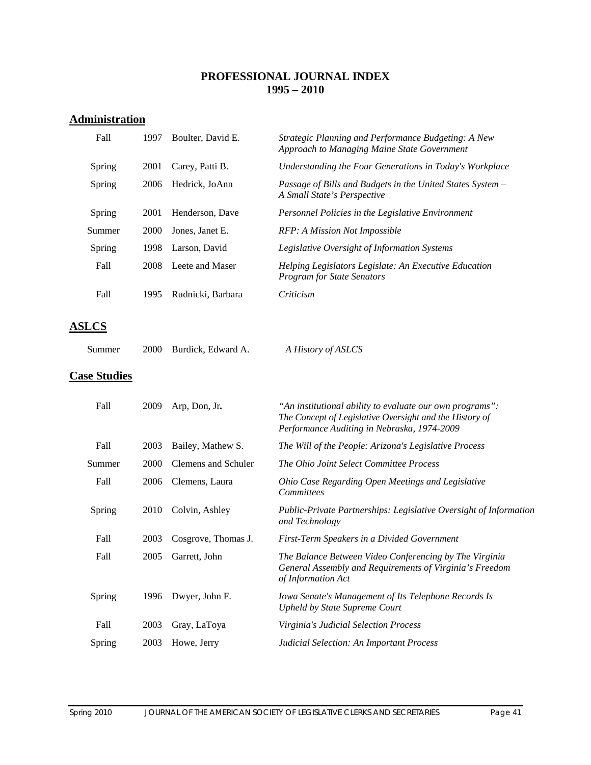# PROFESSIONAL JOURNAL INDEX
# 1995 – 2010

## Administration

| | | | |
|---|---|---|---|
| Fall | 1997 | Boulter, David E. | *Strategic Planning and Performance Budgeting: A New Approach to Managing Maine State Government* |
| Spring | 2001 | Carey, Patti B. | *Understanding the Four Generations in Today's Workplace* |
| Spring | 2006 | Hedrick, JoAnn | *Passage of Bills and Budgets in the United States System – A Small State's Perspective* |
| Spring | 2001 | Henderson, Dave | *Personnel Policies in the Legislative Environment* |
| Summer | 2000 | Jones, Janet E. | *RFP: A Mission Not Impossible* |
| Spring | 1998 | Larson, David | *Legislative Oversight of Information Systems* |
| Fall | 2008 | Leete and Maser | *Helping Legislators Legislate: An Executive Education Program for State Senators* |
| Fall | 1995 | Rudnicki, Barbara | *Criticism* |

## ASLCS

| | | | |
|---|---|---|---|
| Summer | 2000 | Burdick, Edward A. | *A History of ASLCS* |

## Case Studies

| | | | |
|---|---|---|---|
| Fall | 2009 | Arp, Don, Jr. | *"An institutional ability to evaluate our own programs": The Concept of Legislative Oversight and the History of Performance Auditing in Nebraska, 1974-2009* |
| Fall | 2003 | Bailey, Mathew S. | *The Will of the People: Arizona's Legislative Process* |
| Summer | 2000 | Clemens and Schuler | *The Ohio Joint Select Committee Process* |
| Fall | 2006 | Clemens, Laura | *Ohio Case Regarding Open Meetings and Legislative Committees* |
| Spring | 2010 | Colvin, Ashley | *Public-Private Partnerships: Legislative Oversight of Information and Technology* |
| Fall | 2003 | Cosgrove, Thomas J. | *First-Term Speakers in a Divided Government* |
| Fall | 2005 | Garrett, John | *The Balance Between Video Conferencing by The Virginia General Assembly and Requirements of Virginia's Freedom of Information Act* |
| Spring | 1996 | Dwyer, John F. | *Iowa Senate's Management of Its Telephone Records Is Upheld by State Supreme Court* |
| Fall | 2003 | Gray, LaToya | *Virginia's Judicial Selection Process* |
| Spring | 2003 | Howe, Jerry | *Judicial Selection: An Important Process* |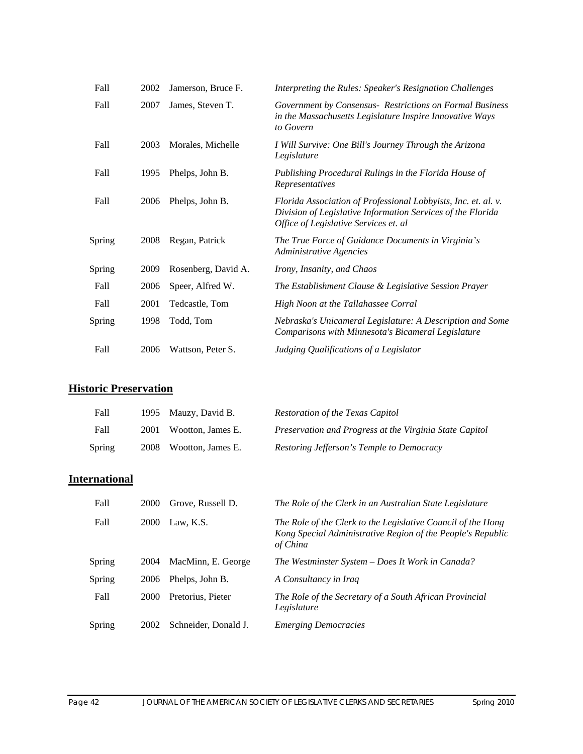| | | | |
|---|---|---|---|
| Fall | 2002 | Jamerson, Bruce F. | *Interpreting the Rules: Speaker's Resignation Challenges* |
| Fall | 2007 | James, Steven T. | *Government by Consensus- Restrictions on Formal Business in the Massachusetts Legislature Inspire Innovative Ways to Govern* |
| Fall | 2003 | Morales, Michelle | *I Will Survive: One Bill's Journey Through the Arizona Legislature* |
| Fall | 1995 | Phelps, John B. | *Publishing Procedural Rulings in the Florida House of Representatives* |
| Fall | 2006 | Phelps, John B. | *Florida Association of Professional Lobbyists, Inc. et. al. v. Division of Legislative Information Services of the Florida Office of Legislative Services et. al* |
| Spring | 2008 | Regan, Patrick | *The True Force of Guidance Documents in Virginia's Administrative Agencies* |
| Spring | 2009 | Rosenberg, David A. | *Irony, Insanity, and Chaos* |
| Fall | 2006 | Speer, Alfred W. | *The Establishment Clause & Legislative Session Prayer* |
| Fall | 2001 | Tedcastle, Tom | *High Noon at the Tallahassee Corral* |
| Spring | 1998 | Todd, Tom | *Nebraska's Unicameral Legislature: A Description and Some Comparisons with Minnesota's Bicameral Legislature* |
| Fall | 2006 | Wattson, Peter S. | *Judging Qualifications of a Legislator* |

## Historic Preservation

| | | | |
|---|---|---|---|
| Fall | 1995 | Mauzy, David B. | *Restoration of the Texas Capitol* |
| Fall | 2001 | Wootton, James E. | *Preservation and Progress at the Virginia State Capitol* |
| Spring | 2008 | Wootton, James E. | *Restoring Jefferson's Temple to Democracy* |

## International

| | | | |
|---|---|---|---|
| Fall | 2000 | Grove, Russell D. | *The Role of the Clerk in an Australian State Legislature* |
| Fall | 2000 | Law, K.S. | *The Role of the Clerk to the Legislative Council of the Hong Kong Special Administrative Region of the People's Republic of China* |
| Spring | 2004 | MacMinn, E. George | *The Westminster System – Does It Work in Canada?* |
| Spring | 2006 | Phelps, John B. | *A Consultancy in Iraq* |
| Fall | 2000 | Pretorius, Pieter | *The Role of the Secretary of a South African Provincial Legislature* |
| Spring | 2002 | Schneider, Donald J. | *Emerging Democracies* |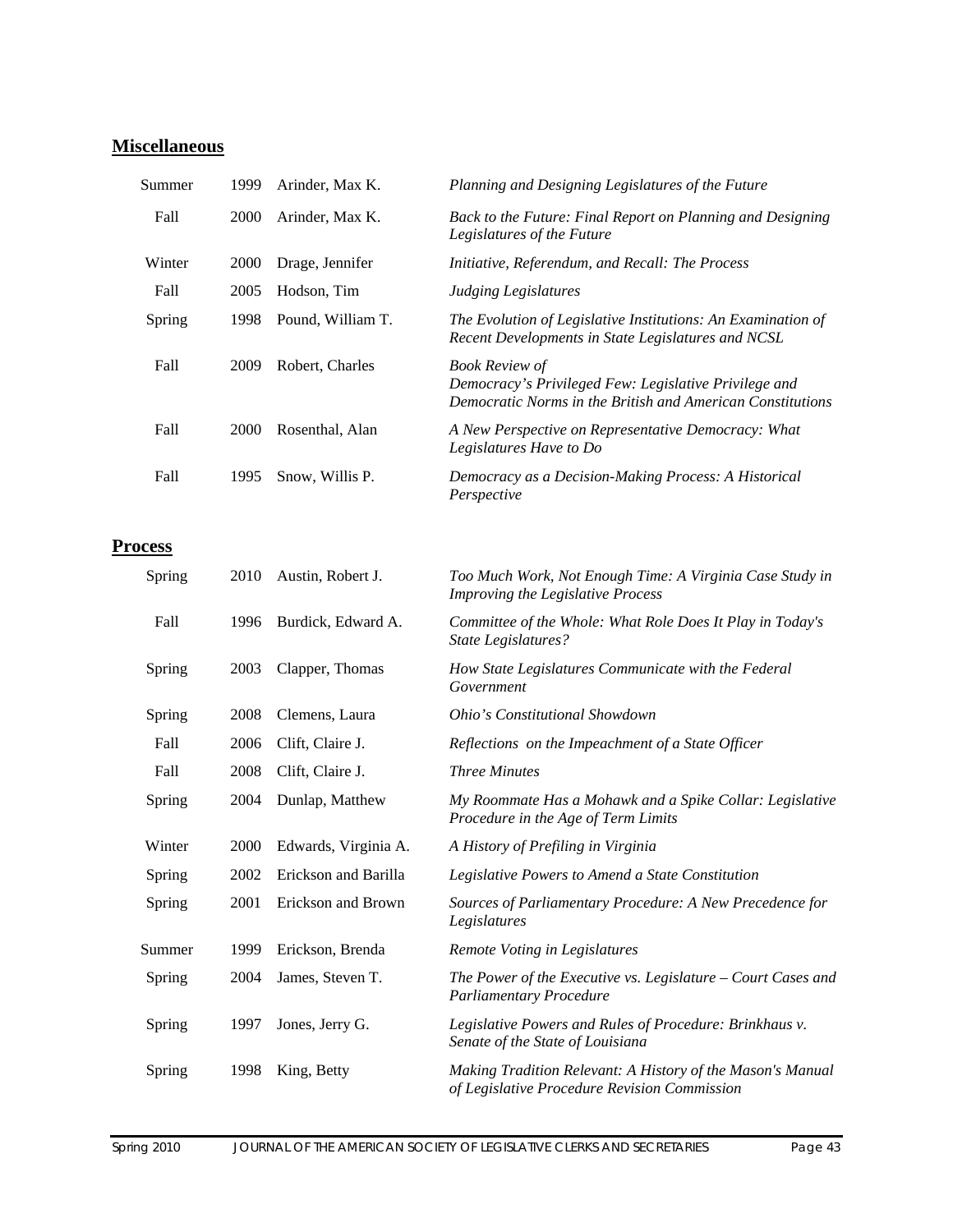## Miscellaneous

| | | | |
|---|---|---|---|
| Summer | 1999 | Arinder, Max K. | *Planning and Designing Legislatures of the Future* |
| Fall | 2000 | Arinder, Max K. | *Back to the Future: Final Report on Planning and Designing Legislatures of the Future* |
| Winter | 2000 | Drage, Jennifer | *Initiative, Referendum, and Recall: The Process* |
| Fall | 2005 | Hodson, Tim | *Judging Legislatures* |
| Spring | 1998 | Pound, William T. | *The Evolution of Legislative Institutions: An Examination of Recent Developments in State Legislatures and NCSL* |
| Fall | 2009 | Robert, Charles | *Book Review of Democracy's Privileged Few: Legislative Privilege and Democratic Norms in the British and American Constitutions* |
| Fall | 2000 | Rosenthal, Alan | *A New Perspective on Representative Democracy: What Legislatures Have to Do* |
| Fall | 1995 | Snow, Willis P. | *Democracy as a Decision-Making Process: A Historical Perspective* |

## Process

| | | | |
|---|---|---|---|
| Spring | 2010 | Austin, Robert J. | *Too Much Work, Not Enough Time: A Virginia Case Study in Improving the Legislative Process* |
| Fall | 1996 | Burdick, Edward A. | *Committee of the Whole: What Role Does It Play in Today's State Legislatures?* |
| Spring | 2003 | Clapper, Thomas | *How State Legislatures Communicate with the Federal Government* |
| Spring | 2008 | Clemens, Laura | *Ohio's Constitutional Showdown* |
| Fall | 2006 | Clift, Claire J. | *Reflections on the Impeachment of a State Officer* |
| Fall | 2008 | Clift, Claire J. | *Three Minutes* |
| Spring | 2004 | Dunlap, Matthew | *My Roommate Has a Mohawk and a Spike Collar: Legislative Procedure in the Age of Term Limits* |
| Winter | 2000 | Edwards, Virginia A. | *A History of Prefiling in Virginia* |
| Spring | 2002 | Erickson and Barilla | *Legislative Powers to Amend a State Constitution* |
| Spring | 2001 | Erickson and Brown | *Sources of Parliamentary Procedure: A New Precedence for Legislatures* |
| Summer | 1999 | Erickson, Brenda | *Remote Voting in Legislatures* |
| Spring | 2004 | James, Steven T. | *The Power of the Executive vs. Legislature – Court Cases and Parliamentary Procedure* |
| Spring | 1997 | Jones, Jerry G. | *Legislative Powers and Rules of Procedure: Brinkhaus v. Senate of the State of Louisiana* |
| Spring | 1998 | King, Betty | *Making Tradition Relevant: A History of the Mason's Manual of Legislative Procedure Revision Commission* |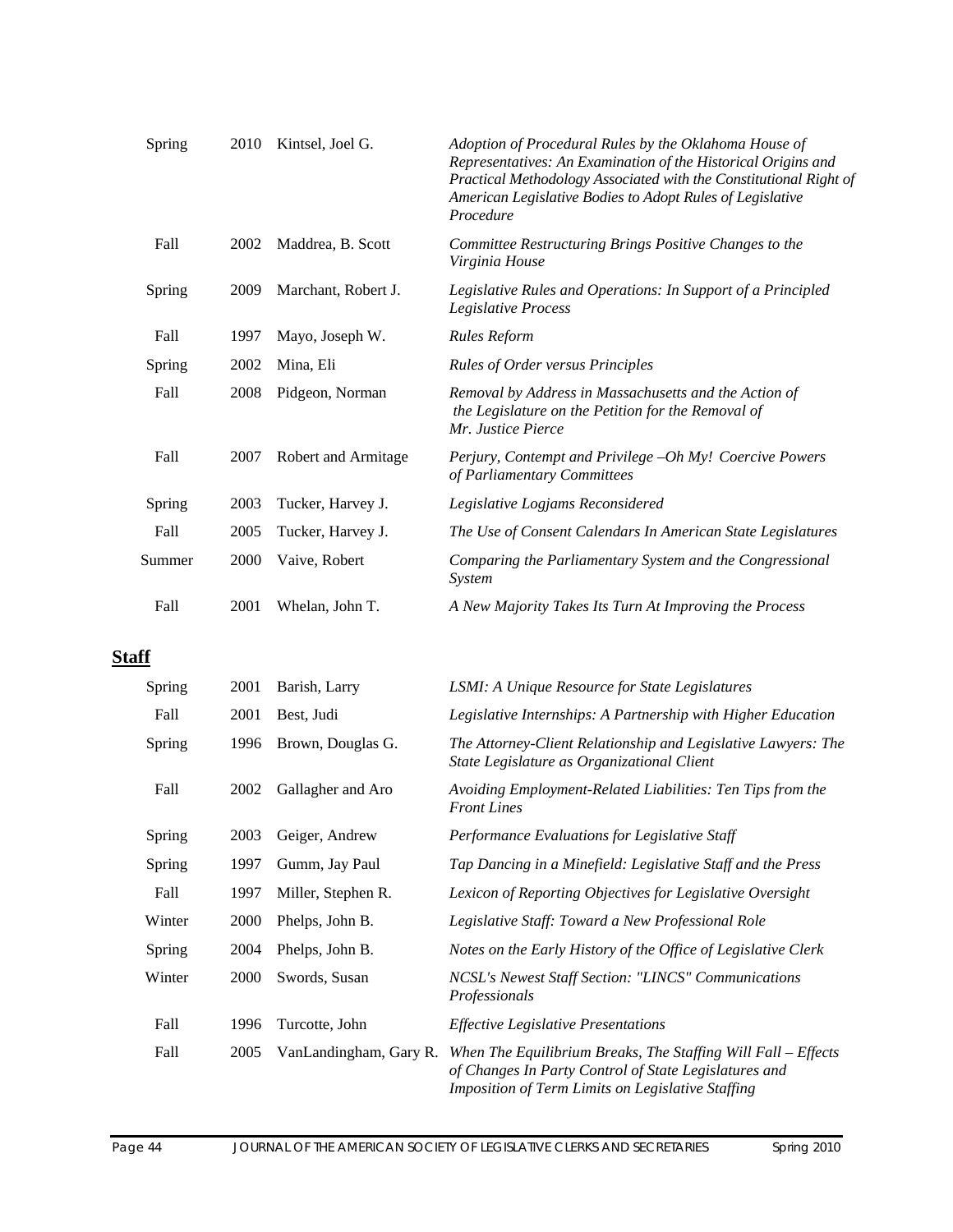| | | | |
|---|---|---|---|
| Spring | 2010 | Kintsel, Joel G. | *Adoption of Procedural Rules by the Oklahoma House of Representatives: An Examination of the Historical Origins and Practical Methodology Associated with the Constitutional Right of American Legislative Bodies to Adopt Rules of Legislative Procedure* |
| Fall | 2002 | Maddrea, B. Scott | *Committee Restructuring Brings Positive Changes to the Virginia House* |
| Spring | 2009 | Marchant, Robert J. | *Legislative Rules and Operations: In Support of a Principled Legislative Process* |
| Fall | 1997 | Mayo, Joseph W. | *Rules Reform* |
| Spring | 2002 | Mina, Eli | *Rules of Order versus Principles* |
| Fall | 2008 | Pidgeon, Norman | *Removal by Address in Massachusetts and the Action of the Legislature on the Petition for the Removal of Mr. Justice Pierce* |
| Fall | 2007 | Robert and Armitage | *Perjury, Contempt and Privilege –Oh My! Coercive Powers of Parliamentary Committees* |
| Spring | 2003 | Tucker, Harvey J. | *Legislative Logjams Reconsidered* |
| Fall | 2005 | Tucker, Harvey J. | *The Use of Consent Calendars In American State Legislatures* |
| Summer | 2000 | Vaive, Robert | *Comparing the Parliamentary System and the Congressional System* |
| Fall | 2001 | Whelan, John T. | *A New Majority Takes Its Turn At Improving the Process* |

## Staff

| | | | |
|---|---|---|---|
| Spring | 2001 | Barish, Larry | *LSMI: A Unique Resource for State Legislatures* |
| Fall | 2001 | Best, Judi | *Legislative Internships: A Partnership with Higher Education* |
| Spring | 1996 | Brown, Douglas G. | *The Attorney-Client Relationship and Legislative Lawyers: The State Legislature as Organizational Client* |
| Fall | 2002 | Gallagher and Aro | *Avoiding Employment-Related Liabilities: Ten Tips from the Front Lines* |
| Spring | 2003 | Geiger, Andrew | *Performance Evaluations for Legislative Staff* |
| Spring | 1997 | Gumm, Jay Paul | *Tap Dancing in a Minefield: Legislative Staff and the Press* |
| Fall | 1997 | Miller, Stephen R. | *Lexicon of Reporting Objectives for Legislative Oversight* |
| Winter | 2000 | Phelps, John B. | *Legislative Staff: Toward a New Professional Role* |
| Spring | 2004 | Phelps, John B. | *Notes on the Early History of the Office of Legislative Clerk* |
| Winter | 2000 | Swords, Susan | *NCSL's Newest Staff Section: "LINCS" Communications Professionals* |
| Fall | 1996 | Turcotte, John | *Effective Legislative Presentations* |
| Fall | 2005 | VanLandingham, Gary R. | *When The Equilibrium Breaks, The Staffing Will Fall – Effects of Changes In Party Control of State Legislatures and Imposition of Term Limits on Legislative Staffing* |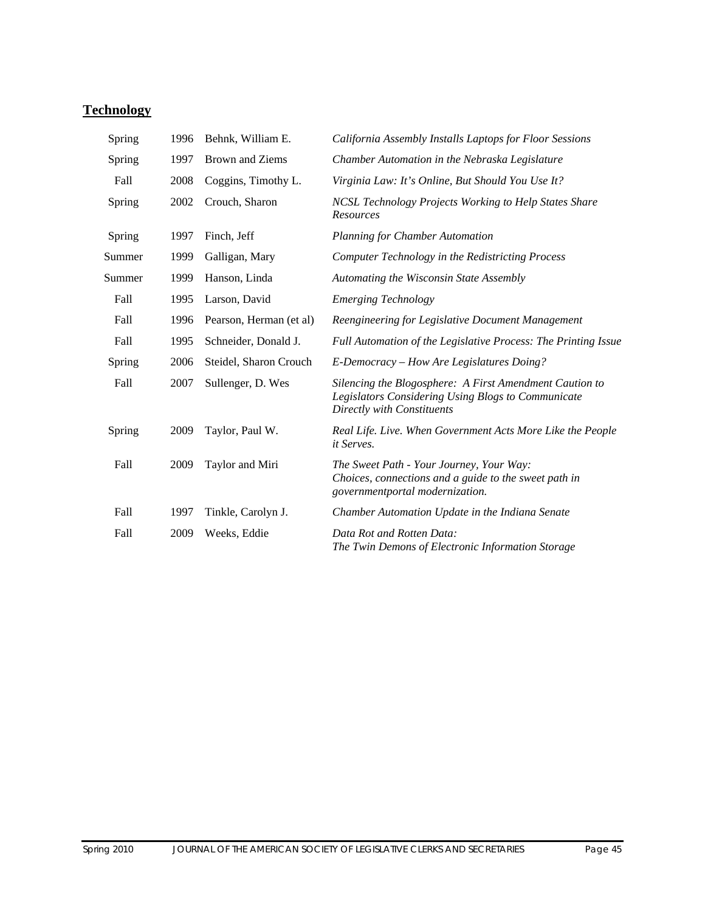## Technology

| | | | |
|---|---|---|---|
| Spring | 1996 | Behnk, William E. | *California Assembly Installs Laptops for Floor Sessions* |
| Spring | 1997 | Brown and Ziems | *Chamber Automation in the Nebraska Legislature* |
| Fall | 2008 | Coggins, Timothy L. | *Virginia Law: It's Online, But Should You Use It?* |
| Spring | 2002 | Crouch, Sharon | *NCSL Technology Projects Working to Help States Share Resources* |
| Spring | 1997 | Finch, Jeff | *Planning for Chamber Automation* |
| Summer | 1999 | Galligan, Mary | *Computer Technology in the Redistricting Process* |
| Summer | 1999 | Hanson, Linda | *Automating the Wisconsin State Assembly* |
| Fall | 1995 | Larson, David | *Emerging Technology* |
| Fall | 1996 | Pearson, Herman (et al) | *Reengineering for Legislative Document Management* |
| Fall | 1995 | Schneider, Donald J. | *Full Automation of the Legislative Process: The Printing Issue* |
| Spring | 2006 | Steidel, Sharon Crouch | *E-Democracy – How Are Legislatures Doing?* |
| Fall | 2007 | Sullenger, D. Wes | *Silencing the Blogosphere: A First Amendment Caution to Legislators Considering Using Blogs to Communicate Directly with Constituents* |
| Spring | 2009 | Taylor, Paul W. | *Real Life. Live. When Government Acts More Like the People it Serves.* |
| Fall | 2009 | Taylor and Miri | *The Sweet Path - Your Journey, Your Way: Choices, connections and a guide to the sweet path in governmentportal modernization.* |
| Fall | 1997 | Tinkle, Carolyn J. | *Chamber Automation Update in the Indiana Senate* |
| Fall | 2009 | Weeks, Eddie | *Data Rot and Rotten Data: The Twin Demons of Electronic Information Storage* |